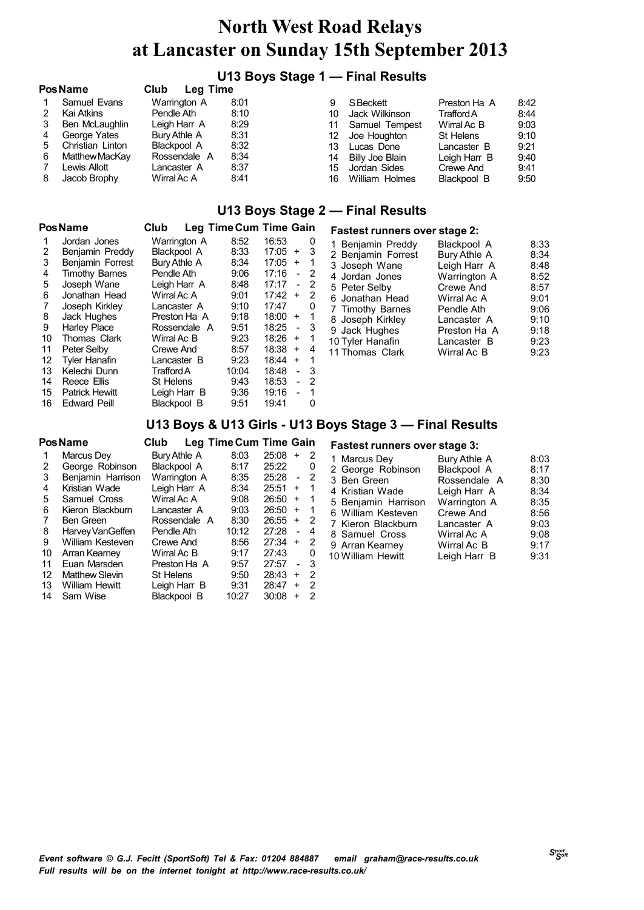# North West Road Relays
# at Lancaster on Sunday 15th September 2013

## U13 Boys Stage 1 — Final Results

| Pos | Name | Club | Leg Time |
|---|---|---|---|
| 1 | Samuel Evans | Warrington A | 8:01 |
| 2 | Kai Atkins | Pendle Ath | 8:10 |
| 3 | Ben McLaughlin | Leigh Harr A | 8:29 |
| 4 | George Yates | Bury Athle A | 8:31 |
| 5 | Christian Linton | Blackpool A | 8:32 |
| 6 | Matthew MacKay | Rossendale A | 8:34 |
| 7 | Lewis Allott | Lancaster A | 8:37 |
| 8 | Jacob Brophy | Wirral Ac A | 8:41 |
| 9 | S Beckett | Preston Ha A | 8:42 |
| 10 | Jack Wilkinson | Trafford A | 8:44 |
| 11 | Samuel Tempest | Wirral Ac B | 9:03 |
| 12 | Joe Houghton | St Helens | 9:10 |
| 13 | Lucas Done | Lancaster B | 9:21 |
| 14 | Billy Joe Blain | Leigh Harr B | 9:40 |
| 15 | Jordan Sides | Crewe And | 9:41 |
| 16 | William Holmes | Blackpool B | 9:50 |

## U13 Boys Stage 2 — Final Results

| Pos | Name | Club | Leg Time | Cum Time | Gain |
|---|---|---|---|---|---|
| 1 | Jordan Jones | Warrington A | 8:52 | 16:53 | 0 |
| 2 | Benjamin Preddy | Blackpool A | 8:33 | 17:05 | + 3 |
| 3 | Benjamin Forrest | Bury Athle A | 8:34 | 17:05 | + 1 |
| 4 | Timothy Barnes | Pendle Ath | 9:06 | 17:16 | - 2 |
| 5 | Joseph Wane | Leigh Harr A | 8:48 | 17:17 | - 2 |
| 6 | Jonathan Head | Wirral Ac A | 9:01 | 17:42 | + 2 |
| 7 | Joseph Kirkley | Lancaster A | 9:10 | 17:47 | 0 |
| 8 | Jack Hughes | Preston Ha A | 9:18 | 18:00 | + 1 |
| 9 | Harley Place | Rossendale A | 9:51 | 18:25 | - 3 |
| 10 | Thomas Clark | Wirral Ac B | 9:23 | 18:26 | + 1 |
| 11 | Peter Selby | Crewe And | 8:57 | 18:38 | + 4 |
| 12 | Tyler Hanafin | Lancaster B | 9:23 | 18:44 | + 1 |
| 13 | Kelechi Dunn | Trafford A | 10:04 | 18:48 | - 3 |
| 14 | Reece Ellis | St Helens | 9:43 | 18:53 | - 2 |
| 15 | Patrick Hewitt | Leigh Harr B | 9:36 | 19:16 | - 1 |
| 16 | Edward Peill | Blackpool B | 9:51 | 19:41 | 0 |

**Fastest runners over stage 2:**

| | Name | Club | Time |
|---|---|---|---|
| 1 | Benjamin Preddy | Blackpool A | 8:33 |
| 2 | Benjamin Forrest | Bury Athle A | 8:34 |
| 3 | Joseph Wane | Leigh Harr A | 8:48 |
| 4 | Jordan Jones | Warrington A | 8:52 |
| 5 | Peter Selby | Crewe And | 8:57 |
| 6 | Jonathan Head | Wirral Ac A | 9:01 |
| 7 | Timothy Barnes | Pendle Ath | 9:06 |
| 8 | Joseph Kirkley | Lancaster A | 9:10 |
| 9 | Jack Hughes | Preston Ha A | 9:18 |
| 10 | Tyler Hanafin | Lancaster B | 9:23 |
| 11 | Thomas Clark | Wirral Ac B | 9:23 |

## U13 Boys & U13 Girls - U13 Boys Stage 3 — Final Results

| Pos | Name | Club | Leg Time | Cum Time | Gain |
|---|---|---|---|---|---|
| 1 | Marcus Dey | Bury Athle A | 8:03 | 25:08 | + 2 |
| 2 | George Robinson | Blackpool A | 8:17 | 25:22 | 0 |
| 3 | Benjamin Harrison | Warrington A | 8:35 | 25:28 | - 2 |
| 4 | Kristian Wade | Leigh Harr A | 8:34 | 25:51 | + 1 |
| 5 | Samuel Cross | Wirral Ac A | 9:08 | 26:50 | + 1 |
| 6 | Kieron Blackburn | Lancaster A | 9:03 | 26:50 | + 1 |
| 7 | Ben Green | Rossendale A | 8:30 | 26:55 | + 2 |
| 8 | Harvey VanGeffen | Pendle Ath | 10:12 | 27:28 | - 4 |
| 9 | William Kesteven | Crewe And | 8:56 | 27:34 | + 2 |
| 10 | Arran Kearney | Wirral Ac B | 9:17 | 27:43 | 0 |
| 11 | Euan Marsden | Preston Ha A | 9:57 | 27:57 | - 3 |
| 12 | Matthew Slevin | St Helens | 9:50 | 28:43 | + 2 |
| 13 | William Hewitt | Leigh Harr B | 9:31 | 28:47 | + 2 |
| 14 | Sam Wise | Blackpool B | 10:27 | 30:08 | + 2 |

**Fastest runners over stage 3:**

| | Name | Club | Time |
|---|---|---|---|
| 1 | Marcus Dey | Bury Athle A | 8:03 |
| 2 | George Robinson | Blackpool A | 8:17 |
| 3 | Ben Green | Rossendale A | 8:30 |
| 4 | Kristian Wade | Leigh Harr A | 8:34 |
| 5 | Benjamin Harrison | Warrington A | 8:35 |
| 6 | William Kesteven | Crewe And | 8:56 |
| 7 | Kieron Blackburn | Lancaster A | 9:03 |
| 8 | Samuel Cross | Wirral Ac A | 9:08 |
| 9 | Arran Kearney | Wirral Ac B | 9:17 |
| 10 | William Hewitt | Leigh Harr B | 9:31 |

*Event software © G.J. Fecitt (SportSoft) Tel & Fax: 01204 884887 email graham@race-results.co.uk*
*Full results will be on the internet tonight at http://www.race-results.co.uk/*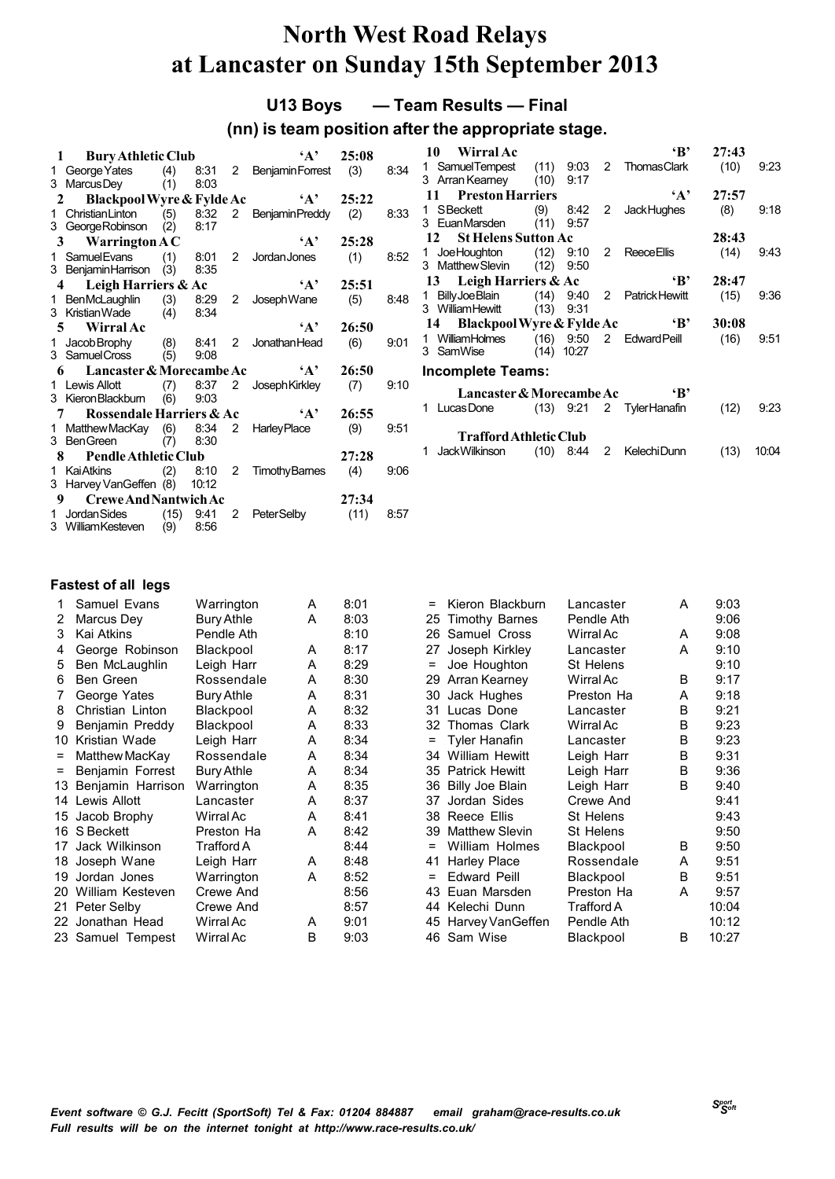# North West Road Relays at Lancaster on Sunday 15th September 2013

## U13 Boys — Team Results — Final

### (nn) is team position after the appropriate stage.

**1 Bury Athletic Club 'A' 25:08**
1 George Yates (4) 8:31 2 Benjamin Forrest (3) 8:34
3 Marcus Dey (1) 8:03

**2 Blackpool Wyre & Fylde Ac 'A' 25:22**
1 Christian Linton (5) 8:32 2 Benjamin Preddy (2) 8:33
3 George Robinson (2) 8:17

**3 Warrington A C 'A' 25:28**
1 Samuel Evans (1) 8:01 2 Jordan Jones (1) 8:52
3 Benjamin Harrison (3) 8:35

**4 Leigh Harriers & Ac 'A' 25:51**
1 Ben McLaughlin (3) 8:29 2 Joseph Wane (5) 8:48
3 Kristian Wade (4) 8:34

**5 Wirral Ac 'A' 26:50**
1 Jacob Brophy (8) 8:41 2 Jonathan Head (6) 9:01
3 Samuel Cross (5) 9:08

**6 Lancaster & Morecambe Ac 'A' 26:50**
1 Lewis Allott (7) 8:37 2 Joseph Kirkley (7) 9:10
3 Kieron Blackburn (6) 9:03

**7 Rossendale Harriers & Ac 'A' 26:55**
1 Matthew MacKay (6) 8:34 2 Harley Place (9) 9:51
3 Ben Green (7) 8:30

**8 Pendle Athletic Club 27:28**
1 Kai Atkins (2) 8:10 2 Timothy Barnes (4) 9:06
3 Harvey VanGeffen (8) 10:12

**9 Crewe And Nantwich Ac 27:34**
1 Jordan Sides (15) 9:41 2 Peter Selby (11) 8:57
3 William Kesteven (9) 8:56

**10 Wirral Ac 'B' 27:43**
1 Samuel Tempest (11) 9:03 2 Thomas Clark (10) 9:23
3 Arran Kearney (10) 9:17

**11 Preston Harriers 'A' 27:57**
1 S Beckett (9) 8:42 2 Jack Hughes (8) 9:18
3 Euan Marsden (11) 9:57

**12 St Helens Sutton Ac 28:43**
1 Joe Houghton (12) 9:10 2 Reece Ellis (14) 9:43
3 Matthew Slevin (12) 9:50

**13 Leigh Harriers & Ac 'B' 28:47**
1 Billy Joe Blain (14) 9:40 2 Patrick Hewitt (15) 9:36
3 William Hewitt (13) 9:31

**14 Blackpool Wyre & Fylde Ac 'B' 30:08**
1 William Holmes (16) 9:50 2 Edward Peill (16) 9:51
3 Sam Wise (14) 10:27

### Incomplete Teams:

**Lancaster & Morecambe Ac 'B'**
1 Lucas Done (13) 9:21 2 Tyler Hanafin (12) 9:23

**Trafford Athletic Club**
1 Jack Wilkinson (10) 8:44 2 Kelechi Dunn (13) 10:04

### Fastest of all legs

| Pos | Name | Club | Team | Time |
|---|---|---|---|---|
| 1 | Samuel Evans | Warrington | A | 8:01 |
| 2 | Marcus Dey | Bury Athle | A | 8:03 |
| 3 | Kai Atkins | Pendle Ath | | 8:10 |
| 4 | George Robinson | Blackpool | A | 8:17 |
| 5 | Ben McLaughlin | Leigh Harr | A | 8:29 |
| 6 | Ben Green | Rossendale | A | 8:30 |
| 7 | George Yates | Bury Athle | A | 8:31 |
| 8 | Christian Linton | Blackpool | A | 8:32 |
| 9 | Benjamin Preddy | Blackpool | A | 8:33 |
| 10 | Kristian Wade | Leigh Harr | A | 8:34 |
| = | Matthew MacKay | Rossendale | A | 8:34 |
| = | Benjamin Forrest | Bury Athle | A | 8:34 |
| 13 | Benjamin Harrison | Warrington | A | 8:35 |
| 14 | Lewis Allott | Lancaster | A | 8:37 |
| 15 | Jacob Brophy | Wirral Ac | A | 8:41 |
| 16 | S Beckett | Preston Ha | A | 8:42 |
| 17 | Jack Wilkinson | Trafford A | | 8:44 |
| 18 | Joseph Wane | Leigh Harr | A | 8:48 |
| 19 | Jordan Jones | Warrington | A | 8:52 |
| 20 | William Kesteven | Crewe And | | 8:56 |
| 21 | Peter Selby | Crewe And | | 8:57 |
| 22 | Jonathan Head | Wirral Ac | A | 9:01 |
| 23 | Samuel Tempest | Wirral Ac | B | 9:03 |
| = | Kieron Blackburn | Lancaster | A | 9:03 |
| 25 | Timothy Barnes | Pendle Ath | | 9:06 |
| 26 | Samuel Cross | Wirral Ac | A | 9:08 |
| 27 | Joseph Kirkley | Lancaster | A | 9:10 |
| = | Joe Houghton | St Helens | | 9:10 |
| 29 | Arran Kearney | Wirral Ac | B | 9:17 |
| 30 | Jack Hughes | Preston Ha | A | 9:18 |
| 31 | Lucas Done | Lancaster | B | 9:21 |
| 32 | Thomas Clark | Wirral Ac | B | 9:23 |
| = | Tyler Hanafin | Lancaster | B | 9:23 |
| 34 | William Hewitt | Leigh Harr | B | 9:31 |
| 35 | Patrick Hewitt | Leigh Harr | B | 9:36 |
| 36 | Billy Joe Blain | Leigh Harr | B | 9:40 |
| 37 | Jordan Sides | Crewe And | | 9:41 |
| 38 | Reece Ellis | St Helens | | 9:43 |
| 39 | Matthew Slevin | St Helens | | 9:50 |
| = | William Holmes | Blackpool | B | 9:50 |
| 41 | Harley Place | Rossendale | A | 9:51 |
| = | Edward Peill | Blackpool | B | 9:51 |
| 43 | Euan Marsden | Preston Ha | A | 9:57 |
| 44 | Kelechi Dunn | Trafford A | | 10:04 |
| 45 | Harvey VanGeffen | Pendle Ath | | 10:12 |
| 46 | Sam Wise | Blackpool | B | 10:27 |

*Event software © G.J. Fecitt (SportSoft) Tel & Fax: 01204 884887 email graham@race-results.co.uk*
*Full results will be on the internet tonight at http://www.race-results.co.uk/*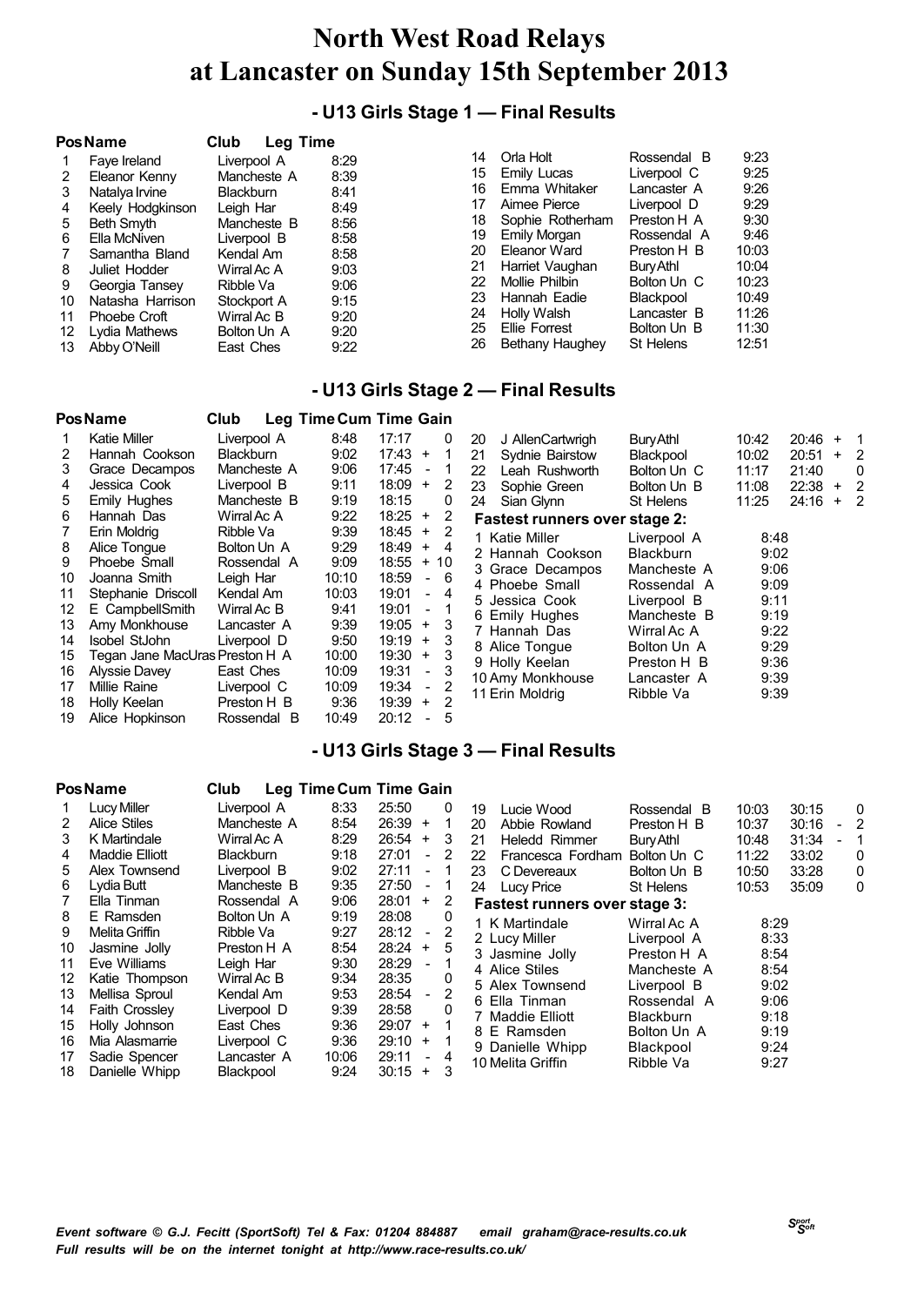# North West Road Relays
# at Lancaster on Sunday 15th September 2013

## - U13 Girls Stage 1 — Final Results

| Pos | Name | Club | Leg Time |
|---|---|---|---|
| 1 | Faye Ireland | Liverpool A | 8:29 |
| 2 | Eleanor Kenny | Mancheste A | 8:39 |
| 3 | Natalya Irvine | Blackburn | 8:41 |
| 4 | Keely Hodgkinson | Leigh Har | 8:49 |
| 5 | Beth Smyth | Mancheste B | 8:56 |
| 6 | Ella McNiven | Liverpool B | 8:58 |
| 7 | Samantha Bland | Kendal Am | 8:58 |
| 8 | Juliet Hodder | Wirral Ac A | 9:03 |
| 9 | Georgia Tansey | Ribble Va | 9:06 |
| 10 | Natasha Harrison | Stockport A | 9:15 |
| 11 | Phoebe Croft | Wirral Ac B | 9:20 |
| 12 | Lydia Mathews | Bolton Un A | 9:20 |
| 13 | Abby O'Neill | East Ches | 9:22 |
| 14 | Orla Holt | Rossendal B | 9:23 |
| 15 | Emily Lucas | Liverpool C | 9:25 |
| 16 | Emma Whitaker | Lancaster A | 9:26 |
| 17 | Aimee Pierce | Liverpool D | 9:29 |
| 18 | Sophie Rotherham | Preston H A | 9:30 |
| 19 | Emily Morgan | Rossendal A | 9:46 |
| 20 | Eleanor Ward | Preston H B | 10:03 |
| 21 | Harriet Vaughan | Bury Athl | 10:04 |
| 22 | Mollie Philbin | Bolton Un C | 10:23 |
| 23 | Hannah Eadie | Blackpool | 10:49 |
| 24 | Holly Walsh | Lancaster B | 11:26 |
| 25 | Ellie Forrest | Bolton Un B | 11:30 |
| 26 | Bethany Haughey | St Helens | 12:51 |

## - U13 Girls Stage 2 — Final Results

| Pos | Name | Club | Leg Time | Cum Time | Gain |
|---|---|---|---|---|---|
| 1 | Katie Miller | Liverpool A | 8:48 | 17:17 | 0 |
| 2 | Hannah Cookson | Blackburn | 9:02 | 17:43 | + 1 |
| 3 | Grace Decampos | Mancheste A | 9:06 | 17:45 | - 1 |
| 4 | Jessica Cook | Liverpool B | 9:11 | 18:09 | + 2 |
| 5 | Emily Hughes | Mancheste B | 9:19 | 18:15 | 0 |
| 6 | Hannah Das | Wirral Ac A | 9:22 | 18:25 | + 2 |
| 7 | Erin Moldrig | Ribble Va | 9:39 | 18:45 | + 2 |
| 8 | Alice Tongue | Bolton Un A | 9:29 | 18:49 | + 4 |
| 9 | Phoebe Small | Rossendal A | 9:09 | 18:55 | + 10 |
| 10 | Joanna Smith | Leigh Har | 10:10 | 18:59 | - 6 |
| 11 | Stephanie Driscoll | Kendal Am | 10:03 | 19:01 | - 4 |
| 12 | E CampbellSmith | Wirral Ac B | 9:41 | 19:01 | - 1 |
| 13 | Amy Monkhouse | Lancaster A | 9:39 | 19:05 | + 3 |
| 14 | Isobel StJohn | Liverpool D | 9:50 | 19:19 | + 3 |
| 15 | Tegan Jane MacUras | Preston H A | 10:00 | 19:30 | + 3 |
| 16 | Alyssie Davey | East Ches | 10:09 | 19:31 | - 3 |
| 17 | Millie Raine | Liverpool C | 10:09 | 19:34 | - 2 |
| 18 | Holly Keelan | Preston H B | 9:36 | 19:39 | + 2 |
| 19 | Alice Hopkinson | Rossendal B | 10:49 | 20:12 | - 5 |
| 20 | J AllenCartwrigh | Bury Athl | 10:42 | 20:46 | + 1 |
| 21 | Sydnie Bairstow | Blackpool | 10:02 | 20:51 | + 2 |
| 22 | Leah Rushworth | Bolton Un C | 11:17 | 21:40 | 0 |
| 23 | Sophie Green | Bolton Un B | 11:08 | 22:38 | + 2 |
| 24 | Sian Glynn | St Helens | 11:25 | 24:16 | + 2 |

**Fastest runners over stage 2:**

| | Name | Club | Time |
|---|---|---|---|
| 1 | Katie Miller | Liverpool A | 8:48 |
| 2 | Hannah Cookson | Blackburn | 9:02 |
| 3 | Grace Decampos | Mancheste A | 9:06 |
| 4 | Phoebe Small | Rossendal A | 9:09 |
| 5 | Jessica Cook | Liverpool B | 9:11 |
| 6 | Emily Hughes | Mancheste B | 9:19 |
| 7 | Hannah Das | Wirral Ac A | 9:22 |
| 8 | Alice Tongue | Bolton Un A | 9:29 |
| 9 | Holly Keelan | Preston H B | 9:36 |
| 10 | Amy Monkhouse | Lancaster A | 9:39 |
| 11 | Erin Moldrig | Ribble Va | 9:39 |

## - U13 Girls Stage 3 — Final Results

| Pos | Name | Club | Leg Time | Cum Time | Gain |
|---|---|---|---|---|---|
| 1 | Lucy Miller | Liverpool A | 8:33 | 25:50 | 0 |
| 2 | Alice Stiles | Mancheste A | 8:54 | 26:39 | + 1 |
| 3 | K Martindale | Wirral Ac A | 8:29 | 26:54 | + 3 |
| 4 | Maddie Elliott | Blackburn | 9:18 | 27:01 | - 2 |
| 5 | Alex Townsend | Liverpool B | 9:02 | 27:11 | - 1 |
| 6 | Lydia Butt | Mancheste B | 9:35 | 27:50 | - 1 |
| 7 | Ella Tinman | Rossendal A | 9:06 | 28:01 | + 2 |
| 8 | E Ramsden | Bolton Un A | 9:19 | 28:08 | 0 |
| 9 | Melita Griffin | Ribble Va | 9:27 | 28:12 | - 2 |
| 10 | Jasmine Jolly | Preston H A | 8:54 | 28:24 | + 5 |
| 11 | Eve Williams | Leigh Har | 9:30 | 28:29 | - 1 |
| 12 | Katie Thompson | Wirral Ac B | 9:34 | 28:35 | 0 |
| 13 | Mellisa Sproul | Kendal Am | 9:53 | 28:54 | - 2 |
| 14 | Faith Crossley | Liverpool D | 9:39 | 28:58 | 0 |
| 15 | Holly Johnson | East Ches | 9:36 | 29:07 | + 1 |
| 16 | Mia Alasmarrie | Liverpool C | 9:36 | 29:10 | + 1 |
| 17 | Sadie Spencer | Lancaster A | 10:06 | 29:11 | - 4 |
| 18 | Danielle Whipp | Blackpool | 9:24 | 30:15 | + 3 |
| 19 | Lucie Wood | Rossendal B | 10:03 | 30:15 | 0 |
| 20 | Abbie Rowland | Preston H B | 10:37 | 30:16 | - 2 |
| 21 | Heledd Rimmer | Bury Athl | 10:48 | 31:34 | - 1 |
| 22 | Francesca Fordham | Bolton Un C | 11:22 | 33:02 | 0 |
| 23 | C Devereaux | Bolton Un B | 10:50 | 33:28 | 0 |
| 24 | Lucy Price | St Helens | 10:53 | 35:09 | 0 |

**Fastest runners over stage 3:**

| | Name | Club | Time |
|---|---|---|---|
| 1 | K Martindale | Wirral Ac A | 8:29 |
| 2 | Lucy Miller | Liverpool A | 8:33 |
| 3 | Jasmine Jolly | Preston H A | 8:54 |
| 4 | Alice Stiles | Mancheste A | 8:54 |
| 5 | Alex Townsend | Liverpool B | 9:02 |
| 6 | Ella Tinman | Rossendal A | 9:06 |
| 7 | Maddie Elliott | Blackburn | 9:18 |
| 8 | E Ramsden | Bolton Un A | 9:19 |
| 9 | Danielle Whipp | Blackpool | 9:24 |
| 10 | Melita Griffin | Ribble Va | 9:27 |

*Event software © G.J. Fecitt (SportSoft) Tel & Fax: 01204 884887 email graham@race-results.co.uk*
*Full results will be on the internet tonight at http://www.race-results.co.uk/*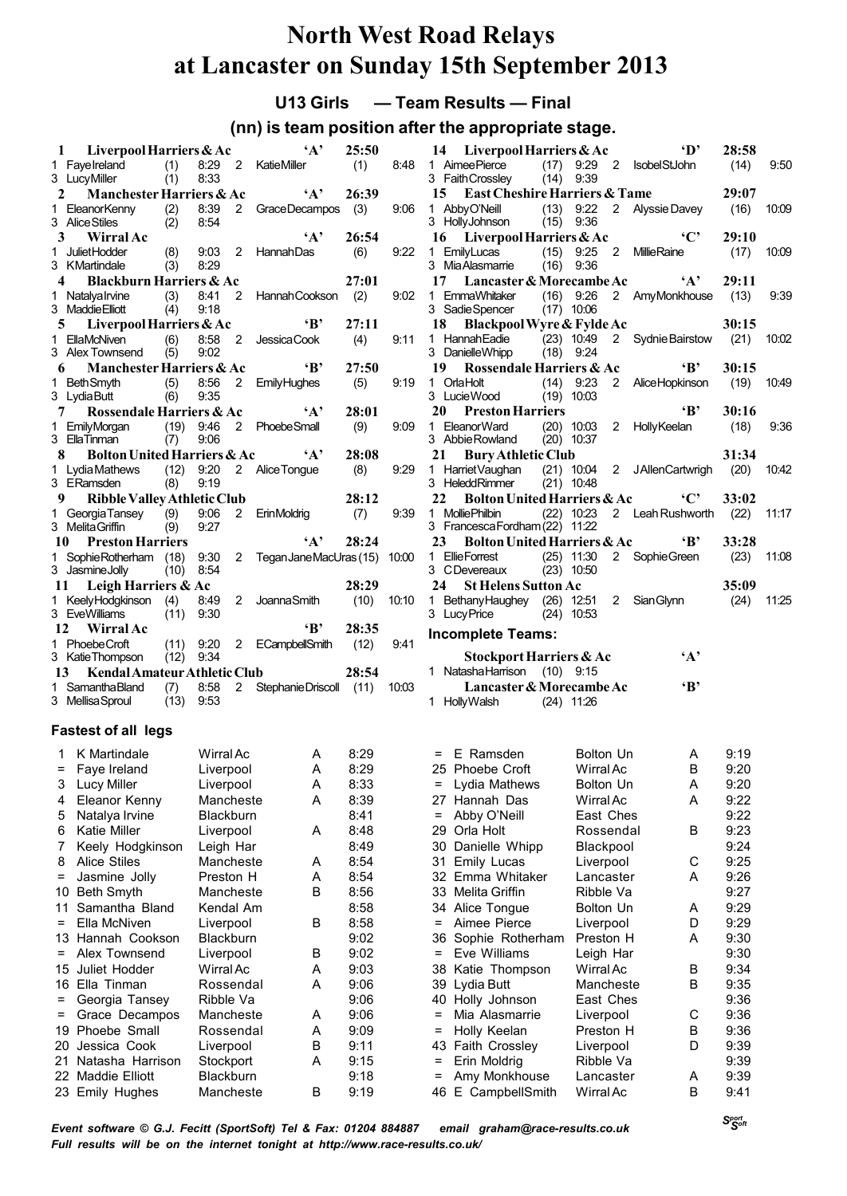# North West Road Relays at Lancaster on Sunday 15th September 2013

## U13 Girls — Team Results — Final

### (nn) is team position after the appropriate stage.

**1 Liverpool Harriers & Ac 'A' 25:50**
1 Faye Ireland (1) 8:29 2 Katie Miller (1) 8:48
3 Lucy Miller (1) 8:33

**2 Manchester Harriers & Ac 'A' 26:39**
1 Eleanor Kenny (2) 8:39 2 Grace Decampos (3) 9:06
3 Alice Stiles (2) 8:54

**3 Wirral Ac 'A' 26:54**
1 Juliet Hodder (8) 9:03 2 Hannah Das (6) 9:22
3 K Martindale (3) 8:29

**4 Blackburn Harriers & Ac 27:01**
1 Natalya Irvine (3) 8:41 2 Hannah Cookson (2) 9:02
3 Maddie Elliott (4) 9:18

**5 Liverpool Harriers & Ac 'B' 27:11**
1 Ella McNiven (6) 8:58 2 Jessica Cook (4) 9:11
3 Alex Townsend (5) 9:02

**6 Manchester Harriers & Ac 'B' 27:50**
1 Beth Smyth (5) 8:56 2 Emily Hughes (5) 9:19
3 Lydia Butt (6) 9:35

**7 Rossendale Harriers & Ac 'A' 28:01**
1 Emily Morgan (19) 9:46 2 Phoebe Small (9) 9:09
3 Ella Tinman (7) 9:06

**8 Bolton United Harriers & Ac 'A' 28:08**
1 Lydia Mathews (12) 9:20 2 Alice Tongue (8) 9:29
3 E Ramsden (8) 9:19

**9 Ribble Valley Athletic Club 28:12**
1 Georgia Tansey (9) 9:06 2 Erin Moldrig (7) 9:39
3 Melita Griffin (9) 9:27

**10 Preston Harriers 'A' 28:24**
1 Sophie Rotherham (18) 9:30 2 Tegan Jane MacUras (15) 10:00
3 Jasmine Jolly (10) 8:54

**11 Leigh Harriers & Ac 28:29**
1 Keely Hodgkinson (4) 8:49 2 Joanna Smith (10) 10:10
3 Eve Williams (11) 9:30

**12 Wirral Ac 'B' 28:35**
1 Phoebe Croft (11) 9:20 2 E Campbell Smith (12) 9:41
3 Katie Thompson (12) 9:34

**13 Kendal Amateur Athletic Club 28:54**
1 Samantha Bland (7) 8:58 2 Stephanie Driscoll (11) 10:03
3 Mellisa Sproul (13) 9:53

**14 Liverpool Harriers & Ac 'D' 28:58**
1 Aimee Pierce (17) 9:29 2 Isobel St John (14) 9:50
3 Faith Crossley (14) 9:39

**15 East Cheshire Harriers & Tame 29:07**
1 Abby O'Neill (13) 9:22 2 Alyssie Davey (16) 10:09
3 Holly Johnson (15) 9:36

**16 Liverpool Harriers & Ac 'C' 29:10**
1 Emily Lucas (15) 9:25 2 Millie Raine (17) 10:09
3 Mia Alasmarrie (16) 9:36

**17 Lancaster & Morecambe Ac 'A' 29:11**
1 Emma Whitaker (16) 9:26 2 Amy Monkhouse (13) 9:39
3 Sadie Spencer (17) 10:06

**18 Blackpool Wyre & Fylde Ac 30:15**
1 Hannah Eadie (23) 10:49 2 Sydnie Bairstow (21) 10:02
3 Danielle Whipp (18) 9:24

**19 Rossendale Harriers & Ac 'B' 30:15**
1 Orla Holt (14) 9:23 2 Alice Hopkinson (19) 10:49
3 Lucie Wood (19) 10:03

**20 Preston Harriers 'B' 30:16**
1 Eleanor Ward (20) 10:03 2 Holly Keelan (18) 9:36
3 Abbie Rowland (20) 10:37

**21 Bury Athletic Club 31:34**
1 Harriet Vaughan (21) 10:04 2 J Allen Cartwrigh (20) 10:42
3 Heledd Rimmer (21) 10:48

**22 Bolton United Harriers & Ac 'C' 33:02**
1 Mollie Philbin (22) 10:23 2 Leah Rushworth (22) 11:17
3 Francesca Fordham (22) 11:22

**23 Bolton United Harriers & Ac 'B' 33:28**
1 Ellie Forrest (25) 11:30 2 Sophie Green (23) 11:08
3 C Devereaux (23) 10:50

**24 St Helens Sutton Ac 35:09**
1 Bethany Haughey (26) 12:51 2 Sian Glynn (24) 11:25
3 Lucy Price (24) 10:53

### Incomplete Teams:

**Stockport Harriers & Ac 'A'**
1 Natasha Harrison (10) 9:15

**Lancaster & Morecambe Ac 'B'**
1 Holly Walsh (24) 11:26

### Fastest of all legs

| Pos | Name | Club | Team | Time |
|---|---|---|---|---|
| 1 | K Martindale | Wirral Ac | A | 8:29 |
| = | Faye Ireland | Liverpool | A | 8:29 |
| 3 | Lucy Miller | Liverpool | A | 8:33 |
| 4 | Eleanor Kenny | Mancheste | A | 8:39 |
| 5 | Natalya Irvine | Blackburn | | 8:41 |
| 6 | Katie Miller | Liverpool | A | 8:48 |
| 7 | Keely Hodgkinson | Leigh Har | | 8:49 |
| 8 | Alice Stiles | Mancheste | A | 8:54 |
| = | Jasmine Jolly | Preston H | A | 8:54 |
| 10 | Beth Smyth | Mancheste | B | 8:56 |
| 11 | Samantha Bland | Kendal Am | | 8:58 |
| = | Ella McNiven | Liverpool | B | 8:58 |
| 13 | Hannah Cookson | Blackburn | | 9:02 |
| = | Alex Townsend | Liverpool | B | 9:02 |
| 15 | Juliet Hodder | Wirral Ac | A | 9:03 |
| 16 | Ella Tinman | Rossendal | A | 9:06 |
| = | Georgia Tansey | Ribble Va | | 9:06 |
| = | Grace Decampos | Mancheste | A | 9:06 |
| 19 | Phoebe Small | Rossendal | A | 9:09 |
| 20 | Jessica Cook | Liverpool | B | 9:11 |
| 21 | Natasha Harrison | Stockport | A | 9:15 |
| 22 | Maddie Elliott | Blackburn | | 9:18 |
| 23 | Emily Hughes | Mancheste | B | 9:19 |
| = | E Ramsden | Bolton Un | A | 9:19 |
| 25 | Phoebe Croft | Wirral Ac | B | 9:20 |
| = | Lydia Mathews | Bolton Un | A | 9:20 |
| 27 | Hannah Das | Wirral Ac | A | 9:22 |
| = | Abby O'Neill | East Ches | | 9:22 |
| 29 | Orla Holt | Rossendal | B | 9:23 |
| 30 | Danielle Whipp | Blackpool | | 9:24 |
| 31 | Emily Lucas | Liverpool | C | 9:25 |
| 32 | Emma Whitaker | Lancaster | A | 9:26 |
| 33 | Melita Griffin | Ribble Va | | 9:27 |
| 34 | Alice Tongue | Bolton Un | A | 9:29 |
| = | Aimee Pierce | Liverpool | D | 9:29 |
| 36 | Sophie Rotherham | Preston H | A | 9:30 |
| = | Eve Williams | Leigh Har | | 9:30 |
| 38 | Katie Thompson | Wirral Ac | B | 9:34 |
| 39 | Lydia Butt | Mancheste | B | 9:35 |
| 40 | Holly Johnson | East Ches | | 9:36 |
| = | Mia Alasmarrie | Liverpool | C | 9:36 |
| = | Holly Keelan | Preston H | B | 9:36 |
| 43 | Faith Crossley | Liverpool | D | 9:39 |
| = | Erin Moldrig | Ribble Va | | 9:39 |
| = | Amy Monkhouse | Lancaster | A | 9:39 |
| 46 | E Campbell Smith | Wirral Ac | B | 9:41 |

*Event software © G.J. Fecitt (SportSoft) Tel & Fax: 01204 884887 email graham@race-results.co.uk*
*Full results will be on the internet tonight at http://www.race-results.co.uk/*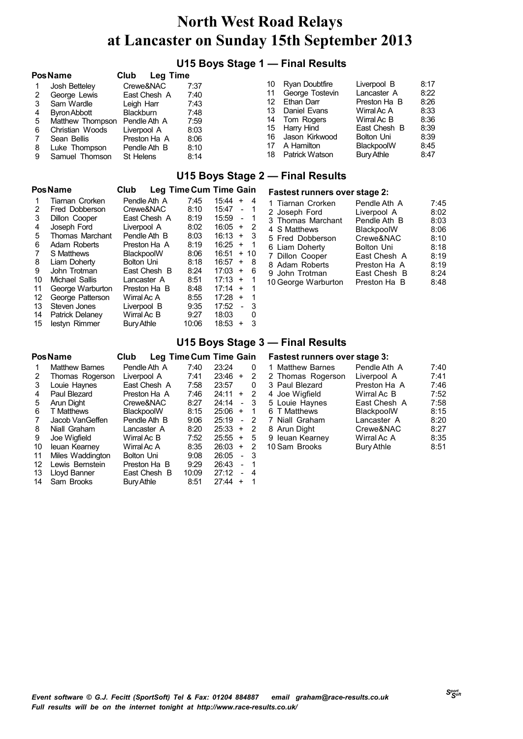# North West Road Relays
# at Lancaster on Sunday 15th September 2013

## U15 Boys Stage 1 — Final Results

| Pos | Name | Club | Leg Time |
|---|---|---|---|
| 1 | Josh Betteley | Crewe&NAC | 7:37 |
| 2 | George Lewis | East Chesh A | 7:40 |
| 3 | Sam Wardle | Leigh Harr | 7:43 |
| 4 | Byron Abbott | Blackburn | 7:48 |
| 5 | Matthew Thompson | Pendle Ath A | 7:59 |
| 6 | Christian Woods | Liverpool A | 8:03 |
| 7 | Sean Bellis | Preston Ha A | 8:06 |
| 8 | Luke Thompson | Pendle Ath B | 8:10 |
| 9 | Samuel Thomson | St Helens | 8:14 |
| 10 | Ryan Doubtfire | Liverpool B | 8:17 |
| 11 | George Tostevin | Lancaster A | 8:22 |
| 12 | Ethan Darr | Preston Ha B | 8:26 |
| 13 | Daniel Evans | Wirral Ac A | 8:33 |
| 14 | Tom Rogers | Wirral Ac B | 8:36 |
| 15 | Harry Hind | East Chesh B | 8:39 |
| 16 | Jason Kirkwood | Bolton Uni | 8:39 |
| 17 | A Hamilton | BlackpoolW | 8:45 |
| 18 | Patrick Watson | Bury Athle | 8:47 |

## U15 Boys Stage 2 — Final Results

| Pos | Name | Club | Leg Time | Cum Time | Gain |
|---|---|---|---|---|---|
| 1 | Tiarnan Crorken | Pendle Ath A | 7:45 | 15:44 | + 4 |
| 2 | Fred Dobberson | Crewe&NAC | 8:10 | 15:47 | - 1 |
| 3 | Dillon Cooper | East Chesh A | 8:19 | 15:59 | - 1 |
| 4 | Joseph Ford | Liverpool A | 8:02 | 16:05 | + 2 |
| 5 | Thomas Marchant | Pendle Ath B | 8:03 | 16:13 | + 3 |
| 6 | Adam Roberts | Preston Ha A | 8:19 | 16:25 | + 1 |
| 7 | S Matthews | BlackpoolW | 8:06 | 16:51 | + 10 |
| 8 | Liam Doherty | Bolton Uni | 8:18 | 16:57 | + 8 |
| 9 | John Trotman | East Chesh B | 8:24 | 17:03 | + 6 |
| 10 | Michael Sallis | Lancaster A | 8:51 | 17:13 | + 1 |
| 11 | George Warburton | Preston Ha B | 8:48 | 17:14 | + 1 |
| 12 | George Patterson | Wirral Ac A | 8:55 | 17:28 | + 1 |
| 13 | Steven Jones | Liverpool B | 9:35 | 17:52 | - 3 |
| 14 | Patrick Delaney | Wirral Ac B | 9:27 | 18:03 | 0 |
| 15 | Iestyn Rimmer | Bury Athle | 10:06 | 18:53 | + 3 |

### Fastest runners over stage 2:

| | Name | Club | Time |
|---|---|---|---|
| 1 | Tiarnan Crorken | Pendle Ath A | 7:45 |
| 2 | Joseph Ford | Liverpool A | 8:02 |
| 3 | Thomas Marchant | Pendle Ath B | 8:03 |
| 4 | S Matthews | BlackpoolW | 8:06 |
| 5 | Fred Dobberson | Crewe&NAC | 8:10 |
| 6 | Liam Doherty | Bolton Uni | 8:18 |
| 7 | Dillon Cooper | East Chesh A | 8:19 |
| 8 | Adam Roberts | Preston Ha A | 8:19 |
| 9 | John Trotman | East Chesh B | 8:24 |
| 10 | George Warburton | Preston Ha B | 8:48 |

## U15 Boys Stage 3 — Final Results

| Pos | Name | Club | Leg Time | Cum Time | Gain |
|---|---|---|---|---|---|
| 1 | Matthew Barnes | Pendle Ath A | 7:40 | 23:24 | 0 |
| 2 | Thomas Rogerson | Liverpool A | 7:41 | 23:46 | + 2 |
| 3 | Louie Haynes | East Chesh A | 7:58 | 23:57 | 0 |
| 4 | Paul Blezard | Preston Ha A | 7:46 | 24:11 | + 2 |
| 5 | Arun Dight | Crewe&NAC | 8:27 | 24:14 | - 3 |
| 6 | T Matthews | BlackpoolW | 8:15 | 25:06 | + 1 |
| 7 | Jacob VanGeffen | Pendle Ath B | 9:06 | 25:19 | - 2 |
| 8 | Niall Graham | Lancaster A | 8:20 | 25:33 | + 2 |
| 9 | Joe Wigfield | Wirral Ac B | 7:52 | 25:55 | + 5 |
| 10 | Ieuan Kearney | Wirral Ac A | 8:35 | 26:03 | + 2 |
| 11 | Miles Waddington | Bolton Uni | 9:08 | 26:05 | - 3 |
| 12 | Lewis Bernstein | Preston Ha B | 9:29 | 26:43 | - 1 |
| 13 | Lloyd Banner | East Chesh B | 10:09 | 27:12 | - 4 |
| 14 | Sam Brooks | Bury Athle | 8:51 | 27:44 | + 1 |

### Fastest runners over stage 3:

| | Name | Club | Time |
|---|---|---|---|
| 1 | Matthew Barnes | Pendle Ath A | 7:40 |
| 2 | Thomas Rogerson | Liverpool A | 7:41 |
| 3 | Paul Blezard | Preston Ha A | 7:46 |
| 4 | Joe Wigfield | Wirral Ac B | 7:52 |
| 5 | Louie Haynes | East Chesh A | 7:58 |
| 6 | T Matthews | BlackpoolW | 8:15 |
| 7 | Niall Graham | Lancaster A | 8:20 |
| 8 | Arun Dight | Crewe&NAC | 8:27 |
| 9 | Ieuan Kearney | Wirral Ac A | 8:35 |
| 10 | Sam Brooks | Bury Athle | 8:51 |

*Event software © G.J. Fecitt (SportSoft) Tel & Fax: 01204 884887 email graham@race-results.co.uk*
*Full results will be on the internet tonight at http://www.race-results.co.uk/*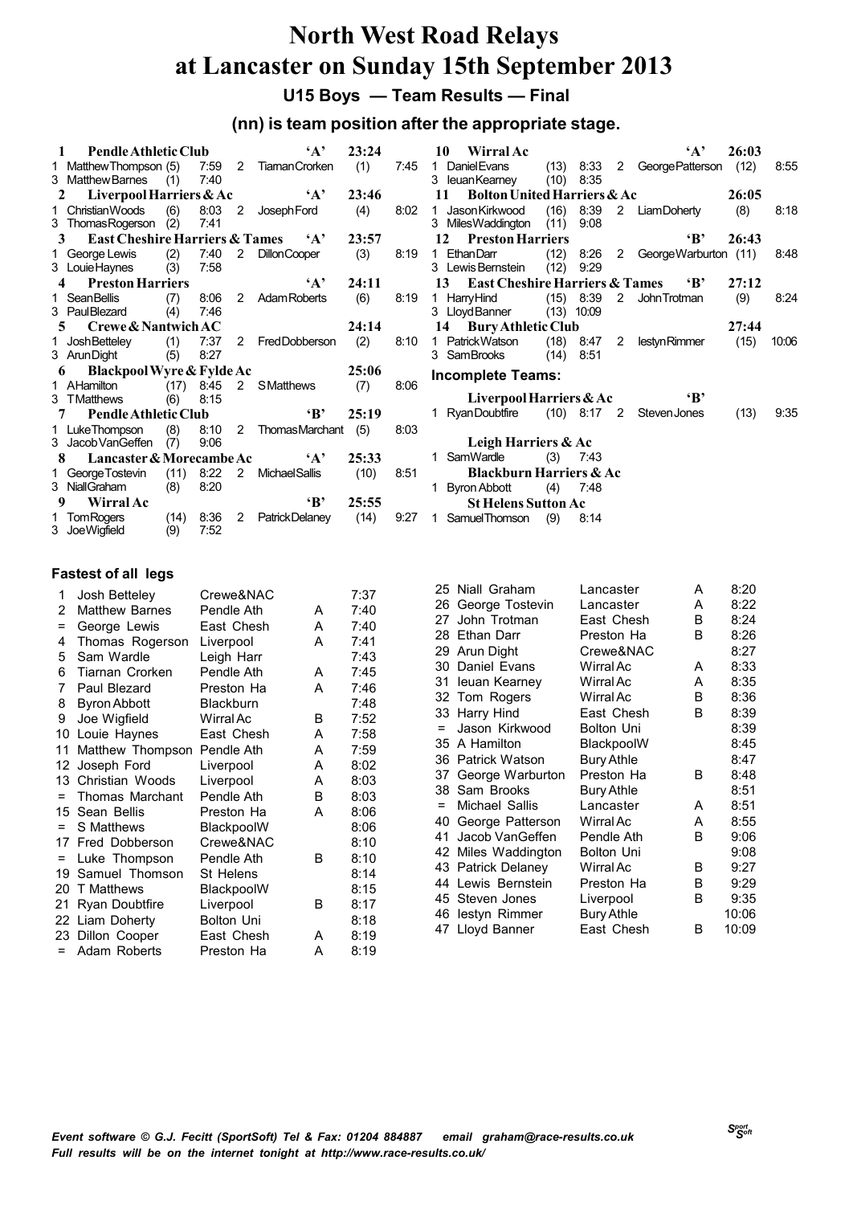# North West Road Relays
# at Lancaster on Sunday 15th September 2013

### U15 Boys — Team Results — Final

### (nn) is team position after the appropriate stage.

**1 Pendle Athletic Club 'A' 23:24**
1 Matthew Thompson (5) 7:59 2 Tiarnan Crorken (1) 7:45
3 Matthew Barnes (1) 7:40

**2 Liverpool Harriers & Ac 'A' 23:46**
1 Christian Woods (6) 8:03 2 Joseph Ford (4) 8:02
3 Thomas Rogerson (2) 7:41

**3 East Cheshire Harriers & Tames 'A' 23:57**
1 George Lewis (2) 7:40 2 Dillon Cooper (3) 8:19
3 Louie Haynes (3) 7:58

**4 Preston Harriers 'A' 24:11**
1 Sean Bellis (7) 8:06 2 Adam Roberts (6) 8:19
3 Paul Blezard (4) 7:46

**5 Crewe & Nantwich AC 24:14**
1 Josh Betteley (1) 7:37 2 Fred Dobberson (2) 8:10
3 Arun Dight (5) 8:27

**6 Blackpool Wyre & Fylde Ac 25:06**
1 A Hamilton (17) 8:45 2 S Matthews (7) 8:06
3 T Matthews (6) 8:15

**7 Pendle Athletic Club 'B' 25:19**
1 Luke Thompson (8) 8:10 2 Thomas Marchant (5) 8:03
3 Jacob Van Geffen (7) 9:06

**8 Lancaster & Morecambe Ac 'A' 25:33**
1 George Tostevin (11) 8:22 2 Michael Sallis (10) 8:51
3 Niall Graham (8) 8:20

**9 Wirral Ac 'B' 25:55**
1 Tom Rogers (14) 8:36 2 Patrick Delaney (14) 9:27
3 Joe Wigfield (9) 7:52

**10 Wirral Ac 'A' 26:03**
1 Daniel Evans (13) 8:33 2 George Patterson (12) 8:55
3 Ieuan Kearney (10) 8:35

**11 Bolton United Harriers & Ac 26:05**
1 Jason Kirkwood (16) 8:39 2 Liam Doherty (8) 8:18
3 Miles Waddington (11) 9:08

**12 Preston Harriers 'B' 26:43**
1 Ethan Darr (12) 8:26 2 George Warburton (11) 8:48
3 Lewis Bernstein (12) 9:29

**13 East Cheshire Harriers & Tames 'B' 27:12**
1 Harry Hind (15) 8:39 2 John Trotman (9) 8:24
3 Lloyd Banner (13) 10:09

**14 Bury Athletic Club 27:44**
1 Patrick Watson (18) 8:47 2 Iestyn Rimmer (15) 10:06
3 Sam Brooks (14) 8:51

### Incomplete Teams:

**Liverpool Harriers & Ac 'B'**
1 Ryan Doubtfire (10) 8:17 2 Steven Jones (13) 9:35

**Leigh Harriers & Ac**
1 Sam Wardle (3) 7:43

**Blackburn Harriers & Ac**
1 Byron Abbott (4) 7:48

**St Helens Sutton Ac**
1 Samuel Thomson (9) 8:14

### Fastest of all legs

| Pos | Name | Club | Team | Time |
|---|---|---|---|---|
| 1 | Josh Betteley | Crewe&NAC | | 7:37 |
| 2 | Matthew Barnes | Pendle Ath | A | 7:40 |
| = | George Lewis | East Chesh | A | 7:40 |
| 4 | Thomas Rogerson | Liverpool | A | 7:41 |
| 5 | Sam Wardle | Leigh Harr | | 7:43 |
| 6 | Tiarnan Crorken | Pendle Ath | A | 7:45 |
| 7 | Paul Blezard | Preston Ha | A | 7:46 |
| 8 | Byron Abbott | Blackburn | | 7:48 |
| 9 | Joe Wigfield | Wirral Ac | B | 7:52 |
| 10 | Louie Haynes | East Chesh | A | 7:58 |
| 11 | Matthew Thompson | Pendle Ath | A | 7:59 |
| 12 | Joseph Ford | Liverpool | A | 8:02 |
| 13 | Christian Woods | Liverpool | A | 8:03 |
| = | Thomas Marchant | Pendle Ath | B | 8:03 |
| 15 | Sean Bellis | Preston Ha | A | 8:06 |
| = | S Matthews | BlackpoolW | | 8:06 |
| 17 | Fred Dobberson | Crewe&NAC | | 8:10 |
| = | Luke Thompson | Pendle Ath | B | 8:10 |
| 19 | Samuel Thomson | St Helens | | 8:14 |
| 20 | T Matthews | BlackpoolW | | 8:15 |
| 21 | Ryan Doubtfire | Liverpool | B | 8:17 |
| 22 | Liam Doherty | Bolton Uni | | 8:18 |
| 23 | Dillon Cooper | East Chesh | A | 8:19 |
| = | Adam Roberts | Preston Ha | A | 8:19 |
| 25 | Niall Graham | Lancaster | A | 8:20 |
| 26 | George Tostevin | Lancaster | A | 8:22 |
| 27 | John Trotman | East Chesh | B | 8:24 |
| 28 | Ethan Darr | Preston Ha | B | 8:26 |
| 29 | Arun Dight | Crewe&NAC | | 8:27 |
| 30 | Daniel Evans | Wirral Ac | A | 8:33 |
| 31 | Ieuan Kearney | Wirral Ac | A | 8:35 |
| 32 | Tom Rogers | Wirral Ac | B | 8:36 |
| 33 | Harry Hind | East Chesh | B | 8:39 |
| = | Jason Kirkwood | Bolton Uni | | 8:39 |
| 35 | A Hamilton | BlackpoolW | | 8:45 |
| 36 | Patrick Watson | Bury Athle | | 8:47 |
| 37 | George Warburton | Preston Ha | B | 8:48 |
| 38 | Sam Brooks | Bury Athle | | 8:51 |
| = | Michael Sallis | Lancaster | A | 8:51 |
| 40 | George Patterson | Wirral Ac | A | 8:55 |
| 41 | Jacob VanGeffen | Pendle Ath | B | 9:06 |
| 42 | Miles Waddington | Bolton Uni | | 9:08 |
| 43 | Patrick Delaney | Wirral Ac | B | 9:27 |
| 44 | Lewis Bernstein | Preston Ha | B | 9:29 |
| 45 | Steven Jones | Liverpool | B | 9:35 |
| 46 | Iestyn Rimmer | Bury Athle | | 10:06 |
| 47 | Lloyd Banner | East Chesh | B | 10:09 |

*Event software © G.J. Fecitt (SportSoft) Tel & Fax: 01204 884887 email graham@race-results.co.uk*
*Full results will be on the internet tonight at http://www.race-results.co.uk/*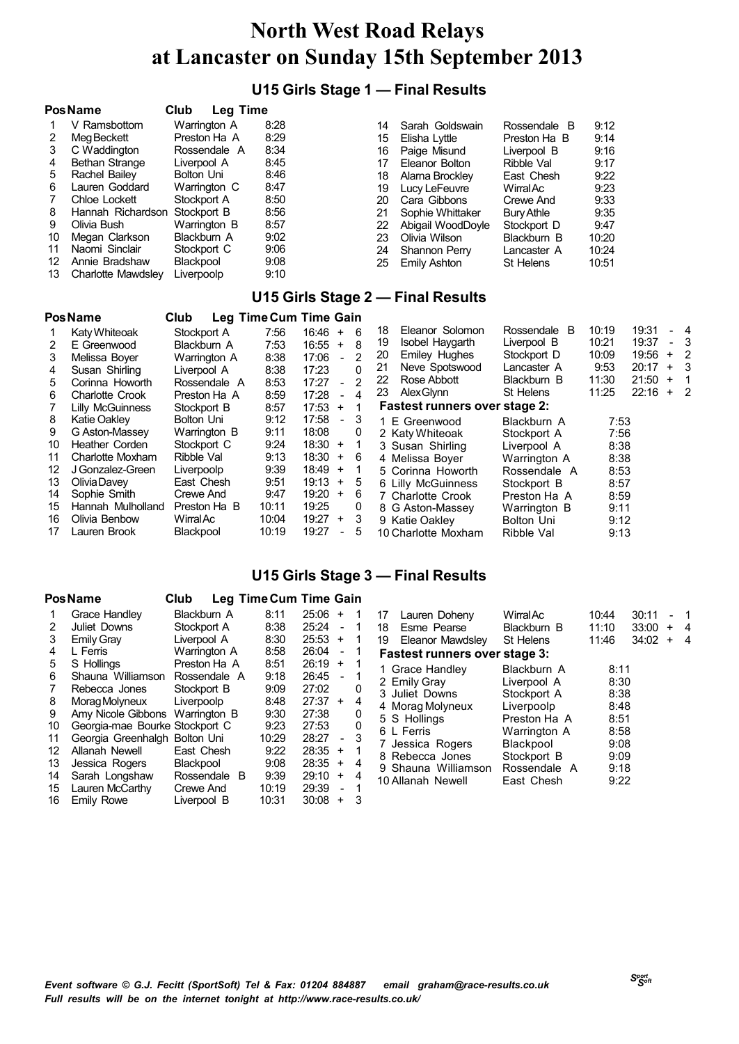# North West Road Relays
# at Lancaster on Sunday 15th September 2013

## U15 Girls Stage 1 — Final Results

| Pos | Name | Club | Leg Time |
|---|---|---|---|
| 1 | V Ramsbottom | Warrington A | 8:28 |
| 2 | Meg Beckett | Preston Ha A | 8:29 |
| 3 | C Waddington | Rossendale A | 8:34 |
| 4 | Bethan Strange | Liverpool A | 8:45 |
| 5 | Rachel Bailey | Bolton Uni | 8:46 |
| 6 | Lauren Goddard | Warrington C | 8:47 |
| 7 | Chloe Lockett | Stockport A | 8:50 |
| 8 | Hannah Richardson | Stockport B | 8:56 |
| 9 | Olivia Bush | Warrington B | 8:57 |
| 10 | Megan Clarkson | Blackburn A | 9:02 |
| 11 | Naomi Sinclair | Stockport C | 9:06 |
| 12 | Annie Bradshaw | Blackpool | 9:08 |
| 13 | Charlotte Mawdsley | Liverpoolp | 9:10 |
| 14 | Sarah Goldswain | Rossendale B | 9:12 |
| 15 | Elisha Lyttle | Preston Ha B | 9:14 |
| 16 | Paige Misund | Liverpool B | 9:16 |
| 17 | Eleanor Bolton | Ribble Val | 9:17 |
| 18 | Alarna Brockley | East Chesh | 9:22 |
| 19 | Lucy LeFeuvre | Wirral Ac | 9:23 |
| 20 | Cara Gibbons | Crewe And | 9:33 |
| 21 | Sophie Whittaker | Bury Athle | 9:35 |
| 22 | Abigail WoodDoyle | Stockport D | 9:47 |
| 23 | Olivia Wilson | Blackburn B | 10:20 |
| 24 | Shannon Perry | Lancaster A | 10:24 |
| 25 | Emily Ashton | St Helens | 10:51 |

## U15 Girls Stage 2 — Final Results

| Pos | Name | Club | Leg Time | Cum Time | Gain |
|---|---|---|---|---|---|
| 1 | Katy Whiteoak | Stockport A | 7:56 | 16:46 | + 6 |
| 2 | E Greenwood | Blackburn A | 7:53 | 16:55 | + 8 |
| 3 | Melissa Boyer | Warrington A | 8:38 | 17:06 | - 2 |
| 4 | Susan Shirling | Liverpool A | 8:38 | 17:23 | 0 |
| 5 | Corinna Howorth | Rossendale A | 8:53 | 17:27 | - 2 |
| 6 | Charlotte Crook | Preston Ha A | 8:59 | 17:28 | - 4 |
| 7 | Lilly McGuinness | Stockport B | 8:57 | 17:53 | + 1 |
| 8 | Katie Oakley | Bolton Uni | 9:12 | 17:58 | - 3 |
| 9 | G Aston-Massey | Warrington B | 9:11 | 18:08 | 0 |
| 10 | Heather Corden | Stockport C | 9:24 | 18:30 | + 1 |
| 11 | Charlotte Moxham | Ribble Val | 9:13 | 18:30 | + 6 |
| 12 | J Gonzalez-Green | Liverpoolp | 9:39 | 18:49 | + 1 |
| 13 | Olivia Davey | East Chesh | 9:51 | 19:13 | + 5 |
| 14 | Sophie Smith | Crewe And | 9:47 | 19:20 | + 6 |
| 15 | Hannah Mulholland | Preston Ha B | 10:11 | 19:25 | 0 |
| 16 | Olivia Benbow | Wirral Ac | 10:04 | 19:27 | + 3 |
| 17 | Lauren Brook | Blackpool | 10:19 | 19:27 | - 5 |
| 18 | Eleanor Solomon | Rossendale B | 10:19 | 19:31 | - 4 |
| 19 | Isobel Haygarth | Liverpool B | 10:21 | 19:37 | - 3 |
| 20 | Emiley Hughes | Stockport D | 10:09 | 19:56 | + 2 |
| 21 | Neve Spotswood | Lancaster A | 9:53 | 20:17 | + 3 |
| 22 | Rose Abbott | Blackburn B | 11:30 | 21:50 | + 1 |
| 23 | Alex Glynn | St Helens | 11:25 | 22:16 | + 2 |

**Fastest runners over stage 2:**

| | Name | Club | Time |
|---|---|---|---|
| 1 | E Greenwood | Blackburn A | 7:53 |
| 2 | Katy Whiteoak | Stockport A | 7:56 |
| 3 | Susan Shirling | Liverpool A | 8:38 |
| 4 | Melissa Boyer | Warrington A | 8:38 |
| 5 | Corinna Howorth | Rossendale A | 8:53 |
| 6 | Lilly McGuinness | Stockport B | 8:57 |
| 7 | Charlotte Crook | Preston Ha A | 8:59 |
| 8 | G Aston-Massey | Warrington B | 9:11 |
| 9 | Katie Oakley | Bolton Uni | 9:12 |
| 10 | Charlotte Moxham | Ribble Val | 9:13 |

## U15 Girls Stage 3 — Final Results

| Pos | Name | Club | Leg Time | Cum Time | Gain |
|---|---|---|---|---|---|
| 1 | Grace Handley | Blackburn A | 8:11 | 25:06 | + 1 |
| 2 | Juliet Downs | Stockport A | 8:38 | 25:24 | - 1 |
| 3 | Emily Gray | Liverpool A | 8:30 | 25:53 | + 1 |
| 4 | L Ferris | Warrington A | 8:58 | 26:04 | - 1 |
| 5 | S Hollings | Preston Ha A | 8:51 | 26:19 | + 1 |
| 6 | Shauna Williamson | Rossendale A | 9:18 | 26:45 | - 1 |
| 7 | Rebecca Jones | Stockport B | 9:09 | 27:02 | 0 |
| 8 | Morag Molyneux | Liverpoolp | 8:48 | 27:37 | + 4 |
| 9 | Amy Nicole Gibbons | Warrington B | 9:30 | 27:38 | 0 |
| 10 | Georgia-mae Bourke | Stockport C | 9:23 | 27:53 | 0 |
| 11 | Georgia Greenhalgh | Bolton Uni | 10:29 | 28:27 | - 3 |
| 12 | Allanah Newell | East Chesh | 9:22 | 28:35 | + 1 |
| 13 | Jessica Rogers | Blackpool | 9:08 | 28:35 | + 4 |
| 14 | Sarah Longshaw | Rossendale B | 9:39 | 29:10 | + 4 |
| 15 | Lauren McCarthy | Crewe And | 10:19 | 29:39 | - 1 |
| 16 | Emily Rowe | Liverpool B | 10:31 | 30:08 | + 3 |
| 17 | Lauren Doheny | Wirral Ac | 10:44 | 30:11 | - 1 |
| 18 | Esme Pearse | Blackburn B | 11:10 | 33:00 | + 4 |
| 19 | Eleanor Mawdsley | St Helens | 11:46 | 34:02 | + 4 |

**Fastest runners over stage 3:**

| | Name | Club | Time |
|---|---|---|---|
| 1 | Grace Handley | Blackburn A | 8:11 |
| 2 | Emily Gray | Liverpool A | 8:30 |
| 3 | Juliet Downs | Stockport A | 8:38 |
| 4 | Morag Molyneux | Liverpoolp | 8:48 |
| 5 | S Hollings | Preston Ha A | 8:51 |
| 6 | L Ferris | Warrington A | 8:58 |
| 7 | Jessica Rogers | Blackpool | 9:08 |
| 8 | Rebecca Jones | Stockport B | 9:09 |
| 9 | Shauna Williamson | Rossendale A | 9:18 |
| 10 | Allanah Newell | East Chesh | 9:22 |

*Event software © G.J. Fecitt (SportSoft) Tel & Fax: 01204 884887 email graham@race-results.co.uk*
*Full results will be on the internet tonight at http://www.race-results.co.uk/*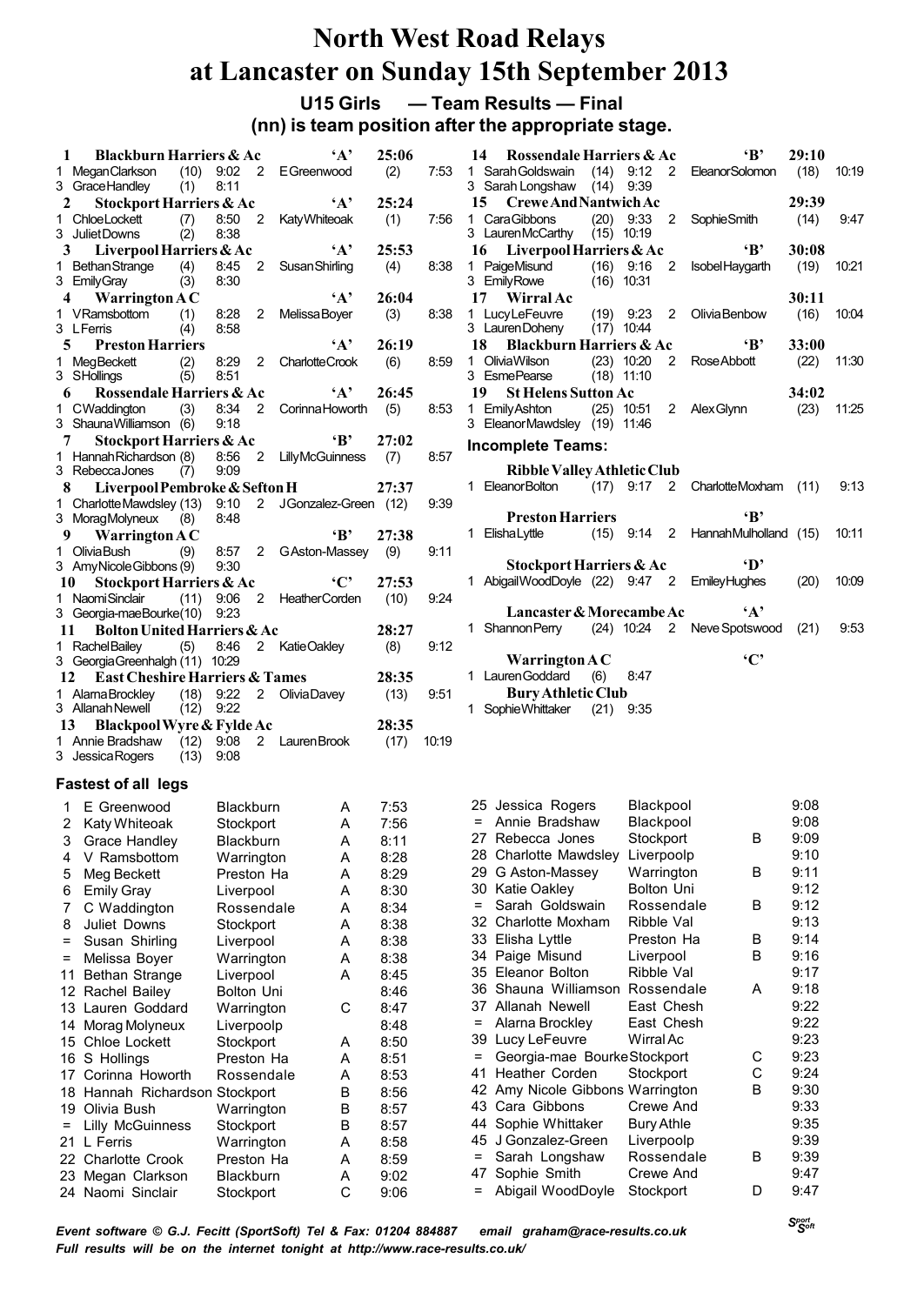# North West Road Relays
# at Lancaster on Sunday 15th September 2013

## U15 Girls — Team Results — Final

### (nn) is team position after the appropriate stage.

**1 Blackburn Harriers & Ac 'A' 25:06**
1 MeganClarkson (10) 9:02 2 EGreenwood (2) 7:53
3 GraceHandley (1) 8:11

**2 Stockport Harriers & Ac 'A' 25:24**
1 ChloeLockett (7) 8:50 2 KatyWhiteoak (1) 7:56
3 JulietDowns (2) 8:38

**3 Liverpool Harriers & Ac 'A' 25:53**
1 BethanStrange (4) 8:45 2 SusanShirling (4) 8:38
3 EmilyGray (3) 8:30

**4 Warrington A C 'A' 26:04**
1 VRamsbottom (1) 8:28 2 MelissaBoyer (3) 8:38
3 LFerris (4) 8:58

**5 Preston Harriers 'A' 26:19**
1 MegBeckett (2) 8:29 2 CharlotteCrook (6) 8:59
3 SHollings (5) 8:51

**6 Rossendale Harriers & Ac 'A' 26:45**
1 CWaddington (3) 8:34 2 CorinnaHoworth (5) 8:53
3 ShaunaWilliamson (6) 9:18

**7 Stockport Harriers & Ac 'B' 27:02**
1 HannahRichardson (8) 8:56 2 LillyMcGuinness (7) 8:57
3 RebeccaJones (7) 9:09

**8 Liverpool Pembroke & Sefton H 27:37**
1 CharlotteMawdsley (13) 9:10 2 JGonzalez-Green (12) 9:39
3 MoragMolyneux (8) 8:48

**9 Warrington A C 'B' 27:38**
1 OliviaBush (9) 8:57 2 GAston-Massey (9) 9:11
3 AmyNicoleGibbons (9) 9:30

**10 Stockport Harriers & Ac 'C' 27:53**
1 NaomiSinclair (11) 9:06 2 HeatherCorden (10) 9:24
3 Georgia-maeBourke (10) 9:23

**11 Bolton United Harriers & Ac 28:27**
1 RachelBailey (5) 8:46 2 KatieOakley (8) 9:12
3 GeorgiaGreenhalgh (11) 10:29

**12 East Cheshire Harriers & Tames 28:35**
1 AlarnaBrockley (18) 9:22 2 OliviaDavey (13) 9:51
3 AllanahNewell (12) 9:22

**13 Blackpool Wyre & Fylde Ac 28:35**
1 Annie Bradshaw (12) 9:08 2 LaurenBrook (17) 10:19
3 JessicaRogers (13) 9:08

**14 Rossendale Harriers & Ac 'B' 29:10**
1 SarahGoldswain (14) 9:12 2 EleanorSolomon (18) 10:19
3 Sarah Longshaw (14) 9:39

**15 Crewe And Nantwich Ac 29:39**
1 CaraGibbons (20) 9:33 2 SophieSmith (14) 9:47
3 LaurenMcCarthy (15) 10:19

**16 Liverpool Harriers & Ac 'B' 30:08**
1 PaigeMisund (16) 9:16 2 IsobelHaygarth (19) 10:21
3 EmilyRowe (16) 10:31

**17 Wirral Ac 30:11**
1 LucyLeFeuvre (19) 9:23 2 OliviaBenbow (16) 10:04
3 LaurenDoheny (17) 10:44

**18 Blackburn Harriers & Ac 'B' 33:00**
1 OliviaWilson (23) 10:20 2 RoseAbbott (22) 11:30
3 EsmePearse (18) 11:10

**19 St Helens Sutton Ac 34:02**
1 EmilyAshton (25) 10:51 2 AlexGlynn (23) 11:25
3 EleanorMawdsley (19) 11:46

### Incomplete Teams:

**Ribble Valley Athletic Club**
1 EleanorBolton (17) 9:17 2 CharlotteMoxham (11) 9:13

**Preston Harriers 'B'**
1 ElishaLyttle (15) 9:14 2 HannahMulholland (15) 10:11

**Stockport Harriers & Ac 'D'**
1 AbigailWoodDoyle (22) 9:47 2 EmileyHughes (20) 10:09

**Lancaster & Morecambe Ac 'A'**
1 ShannonPerry (24) 10:24 2 Neve Spotswood (21) 9:53

**Warrington A C 'C'**
1 LaurenGoddard (6) 8:47

**Bury Athletic Club**
1 SophieWhittaker (21) 9:35

### Fastest of all legs

| Pos | Name | Club | Team | Time |
|---|---|---|---|---|
| 1 | E Greenwood | Blackburn | A | 7:53 |
| 2 | Katy Whiteoak | Stockport | A | 7:56 |
| 3 | Grace Handley | Blackburn | A | 8:11 |
| 4 | V Ramsbottom | Warrington | A | 8:28 |
| 5 | Meg Beckett | Preston Ha | A | 8:29 |
| 6 | Emily Gray | Liverpool | A | 8:30 |
| 7 | C Waddington | Rossendale | A | 8:34 |
| 8 | Juliet Downs | Stockport | A | 8:38 |
| = | Susan Shirling | Liverpool | A | 8:38 |
| = | Melissa Boyer | Warrington | A | 8:38 |
| 11 | Bethan Strange | Liverpool | A | 8:45 |
| 12 | Rachel Bailey | Bolton Uni | | 8:46 |
| 13 | Lauren Goddard | Warrington | C | 8:47 |
| 14 | Morag Molyneux | Liverpoolp | | 8:48 |
| 15 | Chloe Lockett | Stockport | A | 8:50 |
| 16 | S Hollings | Preston Ha | A | 8:51 |
| 17 | Corinna Howorth | Rossendale | A | 8:53 |
| 18 | Hannah Richardson | Stockport | B | 8:56 |
| 19 | Olivia Bush | Warrington | B | 8:57 |
| = | Lilly McGuinness | Stockport | B | 8:57 |
| 21 | L Ferris | Warrington | A | 8:58 |
| 22 | Charlotte Crook | Preston Ha | A | 8:59 |
| 23 | Megan Clarkson | Blackburn | A | 9:02 |
| 24 | Naomi Sinclair | Stockport | C | 9:06 |
| 25 | Jessica Rogers | Blackpool | | 9:08 |
| = | Annie Bradshaw | Blackpool | | 9:08 |
| 27 | Rebecca Jones | Stockport | B | 9:09 |
| 28 | Charlotte Mawdsley | Liverpoolp | | 9:10 |
| 29 | G Aston-Massey | Warrington | B | 9:11 |
| 30 | Katie Oakley | Bolton Uni | | 9:12 |
| = | Sarah Goldswain | Rossendale | B | 9:12 |
| 32 | Charlotte Moxham | Ribble Val | | 9:13 |
| 33 | Elisha Lyttle | Preston Ha | B | 9:14 |
| 34 | Paige Misund | Liverpool | B | 9:16 |
| 35 | Eleanor Bolton | Ribble Val | | 9:17 |
| 36 | Shauna Williamson | Rossendale | A | 9:18 |
| 37 | Allanah Newell | East Chesh | | 9:22 |
| = | Alarna Brockley | East Chesh | | 9:22 |
| 39 | Lucy LeFeuvre | Wirral Ac | | 9:23 |
| = | Georgia-mae Bourke | Stockport | C | 9:23 |
| 41 | Heather Corden | Stockport | C | 9:24 |
| 42 | Amy Nicole Gibbons | Warrington | B | 9:30 |
| 43 | Cara Gibbons | Crewe And | | 9:33 |
| 44 | Sophie Whittaker | Bury Athle | | 9:35 |
| 45 | J Gonzalez-Green | Liverpoolp | | 9:39 |
| = | Sarah Longshaw | Rossendale | B | 9:39 |
| 47 | Sophie Smith | Crewe And | | 9:47 |
| = | Abigail WoodDoyle | Stockport | D | 9:47 |

*Event software © G.J. Fecitt (SportSoft) Tel & Fax: 01204 884887 email graham@race-results.co.uk*
*Full results will be on the internet tonight at http://www.race-results.co.uk/*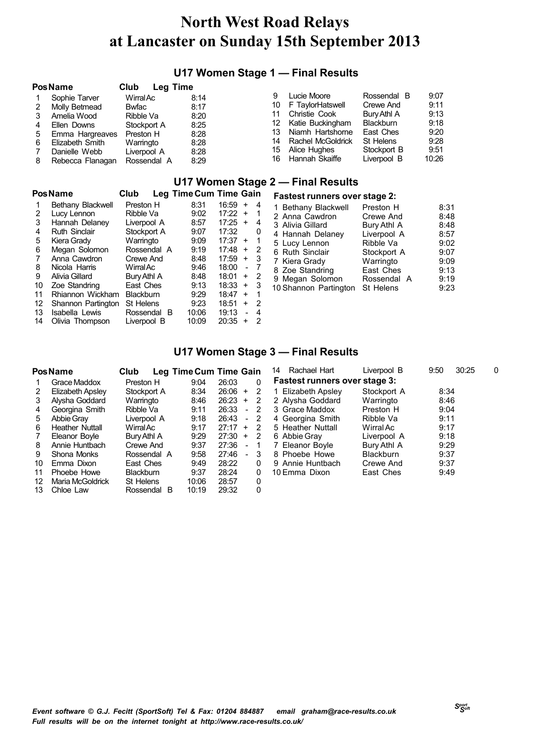# North West Road Relays
# at Lancaster on Sunday 15th September 2013

## U17 Women Stage 1 — Final Results

| Pos | Name | Club | Leg Time |
|---|---|---|---|
| 1 | Sophie Tarver | Wirral Ac | 8:14 |
| 2 | Molly Betmead | Bwfac | 8:17 |
| 3 | Amelia Wood | Ribble Va | 8:20 |
| 4 | Ellen Downs | Stockport A | 8:25 |
| 5 | Emma Hargreaves | Preston H | 8:28 |
| 6 | Elizabeth Smith | Warringto | 8:28 |
| 7 | Danielle Webb | Liverpool A | 8:28 |
| 8 | Rebecca Flanagan | Rossendal A | 8:29 |
| 9 | Lucie Moore | Rossendal B | 9:07 |
| 10 | F TaylorHatswell | Crewe And | 9:11 |
| 11 | Christie Cook | Bury Athl A | 9:13 |
| 12 | Katie Buckingham | Blackburn | 9:18 |
| 13 | Niamh Hartshorne | East Ches | 9:20 |
| 14 | Rachel McGoldrick | St Helens | 9:28 |
| 15 | Alice Hughes | Stockport B | 9:51 |
| 16 | Hannah Skaiffe | Liverpool B | 10:26 |

## U17 Women Stage 2 — Final Results

| Pos | Name | Club | Leg Time | Cum Time | Gain |
|---|---|---|---|---|---|
| 1 | Bethany Blackwell | Preston H | 8:31 | 16:59 | + 4 |
| 2 | Lucy Lennon | Ribble Va | 9:02 | 17:22 | + 1 |
| 3 | Hannah Delaney | Liverpool A | 8:57 | 17:25 | + 4 |
| 4 | Ruth Sinclair | Stockport A | 9:07 | 17:32 | 0 |
| 5 | Kiera Grady | Warringto | 9:09 | 17:37 | + 1 |
| 6 | Megan Solomon | Rossendal A | 9:19 | 17:48 | + 2 |
| 7 | Anna Cawdron | Crewe And | 8:48 | 17:59 | + 3 |
| 8 | Nicola Harris | Wirral Ac | 9:46 | 18:00 | - 7 |
| 9 | Alivia Gillard | Bury Athl A | 8:48 | 18:01 | + 2 |
| 10 | Zoe Standring | East Ches | 9:13 | 18:33 | + 3 |
| 11 | Rhiannon Wickham | Blackburn | 9:29 | 18:47 | + 1 |
| 12 | Shannon Partington | St Helens | 9:23 | 18:51 | + 2 |
| 13 | Isabella Lewis | Rossendal B | 10:06 | 19:13 | - 4 |
| 14 | Olivia Thompson | Liverpool B | 10:09 | 20:35 | + 2 |

**Fastest runners over stage 2:**

| | Name | Club | Time |
|---|---|---|---|
| 1 | Bethany Blackwell | Preston H | 8:31 |
| 2 | Anna Cawdron | Crewe And | 8:48 |
| 3 | Alivia Gillard | Bury Athl A | 8:48 |
| 4 | Hannah Delaney | Liverpool A | 8:57 |
| 5 | Lucy Lennon | Ribble Va | 9:02 |
| 6 | Ruth Sinclair | Stockport A | 9:07 |
| 7 | Kiera Grady | Warringto | 9:09 |
| 8 | Zoe Standring | East Ches | 9:13 |
| 9 | Megan Solomon | Rossendal A | 9:19 |
| 10 | Shannon Partington | St Helens | 9:23 |

## U17 Women Stage 3 — Final Results

| Pos | Name | Club | Leg Time | Cum Time | Gain |
|---|---|---|---|---|---|
| 1 | Grace Maddox | Preston H | 9:04 | 26:03 | 0 |
| 2 | Elizabeth Apsley | Stockport A | 8:34 | 26:06 | + 2 |
| 3 | Alysha Goddard | Warringto | 8:46 | 26:23 | + 2 |
| 4 | Georgina Smith | Ribble Va | 9:11 | 26:33 | - 2 |
| 5 | Abbie Gray | Liverpool A | 9:18 | 26:43 | - 2 |
| 6 | Heather Nuttall | Wirral Ac | 9:17 | 27:17 | + 2 |
| 7 | Eleanor Boyle | Bury Athl A | 9:29 | 27:30 | + 2 |
| 8 | Annie Huntbach | Crewe And | 9:37 | 27:36 | - 1 |
| 9 | Shona Monks | Rossendal A | 9:58 | 27:46 | - 3 |
| 10 | Emma Dixon | East Ches | 9:49 | 28:22 | 0 |
| 11 | Phoebe Howe | Blackburn | 9:37 | 28:24 | 0 |
| 12 | Maria McGoldrick | St Helens | 10:06 | 28:57 | 0 |
| 13 | Chloe Law | Rossendal B | 10:19 | 29:32 | 0 |
| 14 | Rachael Hart | Liverpool B | 9:50 | 30:25 | 0 |

**Fastest runners over stage 3:**

| | Name | Club | Time |
|---|---|---|---|
| 1 | Elizabeth Apsley | Stockport A | 8:34 |
| 2 | Alysha Goddard | Warringto | 8:46 |
| 3 | Grace Maddox | Preston H | 9:04 |
| 4 | Georgina Smith | Ribble Va | 9:11 |
| 5 | Heather Nuttall | Wirral Ac | 9:17 |
| 6 | Abbie Gray | Liverpool A | 9:18 |
| 7 | Eleanor Boyle | Bury Athl A | 9:29 |
| 8 | Phoebe Howe | Blackburn | 9:37 |
| 9 | Annie Huntbach | Crewe And | 9:37 |
| 10 | Emma Dixon | East Ches | 9:49 |

*Event software © G.J. Fecitt (SportSoft) Tel & Fax: 01204 884887 email graham@race-results.co.uk*
*Full results will be on the internet tonight at http://www.race-results.co.uk/*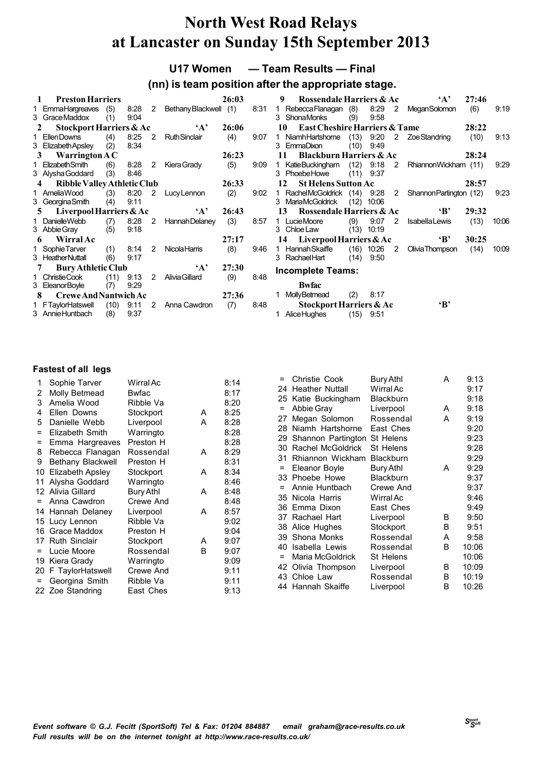# North West Road Relays at Lancaster on Sunday 15th September 2013

## U17 Women — Team Results — Final

### (nn) is team position after the appropriate stage.

**1 Preston Harriers** — 26:03
1 Emma Hargreaves (5) 8:28 2 Bethany Blackwell (1) 8:31
3 Grace Maddox (1) 9:04

**2 Stockport Harriers & Ac 'A'** — 26:06
1 Ellen Downs (4) 8:25 2 Ruth Sinclair (4) 9:07
3 Elizabeth Apsley (2) 8:34

**3 Warrington A C** — 26:23
1 Elizabeth Smith (6) 8:28 2 Kiera Grady (5) 9:09
3 Alysha Goddard (3) 8:46

**4 Ribble Valley Athletic Club** — 26:33
1 Amelia Wood (3) 8:20 2 Lucy Lennon (2) 9:02
3 Georgina Smith (4) 9:11

**5 Liverpool Harriers & Ac 'A'** — 26:43
1 Danielle Webb (7) 8:28 2 Hannah Delaney (3) 8:57
3 Abbie Gray (5) 9:18

**6 Wirral Ac** — 27:17
1 Sophie Tarver (1) 8:14 2 Nicola Harris (8) 9:46
3 Heather Nuttall (6) 9:17

**7 Bury Athletic Club 'A'** — 27:30
1 Christie Cook (11) 9:13 2 Alivia Gillard (9) 8:48
3 Eleanor Boyle (7) 9:29

**8 Crewe And Nantwich Ac** — 27:36
1 F TaylorHatswell (10) 9:11 2 Anna Cawdron (7) 8:48
3 Annie Huntbach (8) 9:37

**9 Rossendale Harriers & Ac 'A'** — 27:46
1 Rebecca Flanagan (8) 8:29 2 Megan Solomon (6) 9:19
3 Shona Monks (9) 9:58

**10 East Cheshire Harriers & Tame** — 28:22
1 Niamh Hartshorne (13) 9:20 2 Zoe Standring (10) 9:13
3 Emma Dixon (10) 9:49

**11 Blackburn Harriers & Ac** — 28:24
1 Katie Buckingham (12) 9:18 2 Rhiannon Wickham (11) 9:29
3 Phoebe Howe (11) 9:37

**12 St Helens Sutton Ac** — 28:57
1 Rachel McGoldrick (14) 9:28 2 Shannon Partington (12) 9:23
3 Maria McGoldrick (12) 10:06

**13 Rossendale Harriers & Ac 'B'** — 29:32
1 Lucie Moore (9) 9:07 2 Isabella Lewis (13) 10:06
3 Chloe Law (13) 10:19

**14 Liverpool Harriers & Ac 'B'** — 30:25
1 Hannah Skaiffe (16) 10:26 2 Olivia Thompson (14) 10:09
3 Rachael Hart (14) 9:50

**Incomplete Teams:**

**Bwfac**
1 Molly Betmead (2) 8:17

**Stockport Harriers & Ac 'B'**
1 Alice Hughes (15) 9:51

### Fastest of all legs

| Pos | Name | Club | Team | Time |
|---|---|---|---|---|
| 1 | Sophie Tarver | Wirral Ac | | 8:14 |
| 2 | Molly Betmead | Bwfac | | 8:17 |
| 3 | Amelia Wood | Ribble Va | | 8:20 |
| 4 | Ellen Downs | Stockport | A | 8:25 |
| 5 | Danielle Webb | Liverpool | A | 8:28 |
| = | Elizabeth Smith | Warringto | | 8:28 |
| = | Emma Hargreaves | Preston H | | 8:28 |
| 8 | Rebecca Flanagan | Rossendal | A | 8:29 |
| 9 | Bethany Blackwell | Preston H | | 8:31 |
| 10 | Elizabeth Apsley | Stockport | A | 8:34 |
| 11 | Alysha Goddard | Warringto | | 8:46 |
| 12 | Alivia Gillard | Bury Athl | A | 8:48 |
| = | Anna Cawdron | Crewe And | | 8:48 |
| 14 | Hannah Delaney | Liverpool | A | 8:57 |
| 15 | Lucy Lennon | Ribble Va | | 9:02 |
| 16 | Grace Maddox | Preston H | | 9:04 |
| 17 | Ruth Sinclair | Stockport | A | 9:07 |
| = | Lucie Moore | Rossendal | B | 9:07 |
| 19 | Kiera Grady | Warringto | | 9:09 |
| 20 | F TaylorHatswell | Crewe And | | 9:11 |
| = | Georgina Smith | Ribble Va | | 9:11 |
| 22 | Zoe Standring | East Ches | | 9:13 |
| = | Christie Cook | Bury Athl | A | 9:13 |
| 24 | Heather Nuttall | Wirral Ac | | 9:17 |
| 25 | Katie Buckingham | Blackburn | | 9:18 |
| = | Abbie Gray | Liverpool | A | 9:18 |
| 27 | Megan Solomon | Rossendal | A | 9:19 |
| 28 | Niamh Hartshorne | East Ches | | 9:20 |
| 29 | Shannon Partington | St Helens | | 9:23 |
| 30 | Rachel McGoldrick | St Helens | | 9:28 |
| 31 | Rhiannon Wickham | Blackburn | | 9:29 |
| = | Eleanor Boyle | Bury Athl | A | 9:29 |
| 33 | Phoebe Howe | Blackburn | | 9:37 |
| = | Annie Huntbach | Crewe And | | 9:37 |
| 35 | Nicola Harris | Wirral Ac | | 9:46 |
| 36 | Emma Dixon | East Ches | | 9:49 |
| 37 | Rachael Hart | Liverpool | B | 9:50 |
| 38 | Alice Hughes | Stockport | B | 9:51 |
| 39 | Shona Monks | Rossendal | A | 9:58 |
| 40 | Isabella Lewis | Rossendal | B | 10:06 |
| = | Maria McGoldrick | St Helens | | 10:06 |
| 42 | Olivia Thompson | Liverpool | B | 10:09 |
| 43 | Chloe Law | Rossendal | B | 10:19 |
| 44 | Hannah Skaiffe | Liverpool | B | 10:26 |

*Event software © G.J. Fecitt (SportSoft) Tel & Fax: 01204 884887 email graham@race-results.co.uk*
*Full results will be on the internet tonight at http://www.race-results.co.uk/*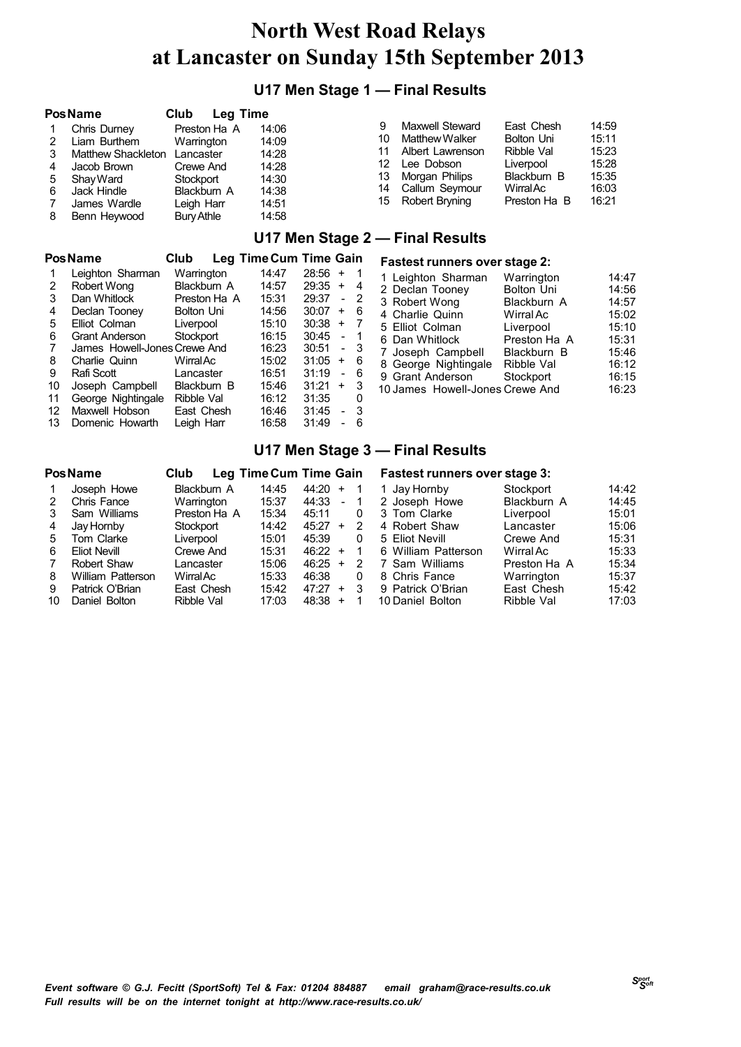# North West Road Relays at Lancaster on Sunday 15th September 2013

## U17 Men Stage 1 — Final Results

| Pos | Name | Club | Leg Time |
|---|---|---|---|
| 1 | Chris Durney | Preston Ha A | 14:06 |
| 2 | Liam Burthem | Warrington | 14:09 |
| 3 | Matthew Shackleton | Lancaster | 14:28 |
| 4 | Jacob Brown | Crewe And | 14:28 |
| 5 | Shay Ward | Stockport | 14:30 |
| 6 | Jack Hindle | Blackburn A | 14:38 |
| 7 | James Wardle | Leigh Harr | 14:51 |
| 8 | Benn Heywood | Bury Athle | 14:58 |
| 9 | Maxwell Steward | East Chesh | 14:59 |
| 10 | Matthew Walker | Bolton Uni | 15:11 |
| 11 | Albert Lawrenson | Ribble Val | 15:23 |
| 12 | Lee Dobson | Liverpool | 15:28 |
| 13 | Morgan Philips | Blackburn B | 15:35 |
| 14 | Callum Seymour | Wirral Ac | 16:03 |
| 15 | Robert Bryning | Preston Ha B | 16:21 |

## U17 Men Stage 2 — Final Results

| Pos | Name | Club | Leg Time | Cum Time | Gain |
|---|---|---|---|---|---|
| 1 | Leighton Sharman | Warrington | 14:47 | 28:56 | + 1 |
| 2 | Robert Wong | Blackburn A | 14:57 | 29:35 | + 4 |
| 3 | Dan Whitlock | Preston Ha A | 15:31 | 29:37 | - 2 |
| 4 | Declan Tooney | Bolton Uni | 14:56 | 30:07 | + 6 |
| 5 | Elliot Colman | Liverpool | 15:10 | 30:38 | + 7 |
| 6 | Grant Anderson | Stockport | 16:15 | 30:45 | - 1 |
| 7 | James Howell-Jones | Crewe And | 16:23 | 30:51 | - 3 |
| 8 | Charlie Quinn | Wirral Ac | 15:02 | 31:05 | + 6 |
| 9 | Rafi Scott | Lancaster | 16:51 | 31:19 | - 6 |
| 10 | Joseph Campbell | Blackburn B | 15:46 | 31:21 | + 3 |
| 11 | George Nightingale | Ribble Val | 16:12 | 31:35 | 0 |
| 12 | Maxwell Hobson | East Chesh | 16:46 | 31:45 | - 3 |
| 13 | Domenic Howarth | Leigh Harr | 16:58 | 31:49 | - 6 |

**Fastest runners over stage 2:**

| | Name | Club | Time |
|---|---|---|---|
| 1 | Leighton Sharman | Warrington | 14:47 |
| 2 | Declan Tooney | Bolton Uni | 14:56 |
| 3 | Robert Wong | Blackburn A | 14:57 |
| 4 | Charlie Quinn | Wirral Ac | 15:02 |
| 5 | Elliot Colman | Liverpool | 15:10 |
| 6 | Dan Whitlock | Preston Ha A | 15:31 |
| 7 | Joseph Campbell | Blackburn B | 15:46 |
| 8 | George Nightingale | Ribble Val | 16:12 |
| 9 | Grant Anderson | Stockport | 16:15 |
| 10 | James Howell-Jones | Crewe And | 16:23 |

## U17 Men Stage 3 — Final Results

| Pos | Name | Club | Leg Time | Cum Time | Gain |
|---|---|---|---|---|---|
| 1 | Joseph Howe | Blackburn A | 14:45 | 44:20 | + 1 |
| 2 | Chris Fance | Warrington | 15:37 | 44:33 | - 1 |
| 3 | Sam Williams | Preston Ha A | 15:34 | 45:11 | 0 |
| 4 | Jay Hornby | Stockport | 14:42 | 45:27 | + 2 |
| 5 | Tom Clarke | Liverpool | 15:01 | 45:39 | 0 |
| 6 | Eliot Nevill | Crewe And | 15:31 | 46:22 | + 1 |
| 7 | Robert Shaw | Lancaster | 15:06 | 46:25 | + 2 |
| 8 | William Patterson | Wirral Ac | 15:33 | 46:38 | 0 |
| 9 | Patrick O'Brian | East Chesh | 15:42 | 47:27 | + 3 |
| 10 | Daniel Bolton | Ribble Val | 17:03 | 48:38 | + 1 |

**Fastest runners over stage 3:**

| | Name | Club | Time |
|---|---|---|---|
| 1 | Jay Hornby | Stockport | 14:42 |
| 2 | Joseph Howe | Blackburn A | 14:45 |
| 3 | Tom Clarke | Liverpool | 15:01 |
| 4 | Robert Shaw | Lancaster | 15:06 |
| 5 | Eliot Nevill | Crewe And | 15:31 |
| 6 | William Patterson | Wirral Ac | 15:33 |
| 7 | Sam Williams | Preston Ha A | 15:34 |
| 8 | Chris Fance | Warrington | 15:37 |
| 9 | Patrick O'Brian | East Chesh | 15:42 |
| 10 | Daniel Bolton | Ribble Val | 17:03 |

*Event software © G.J. Fecitt (SportSoft) Tel & Fax: 01204 884887 email graham@race-results.co.uk*
*Full results will be on the internet tonight at http://www.race-results.co.uk/*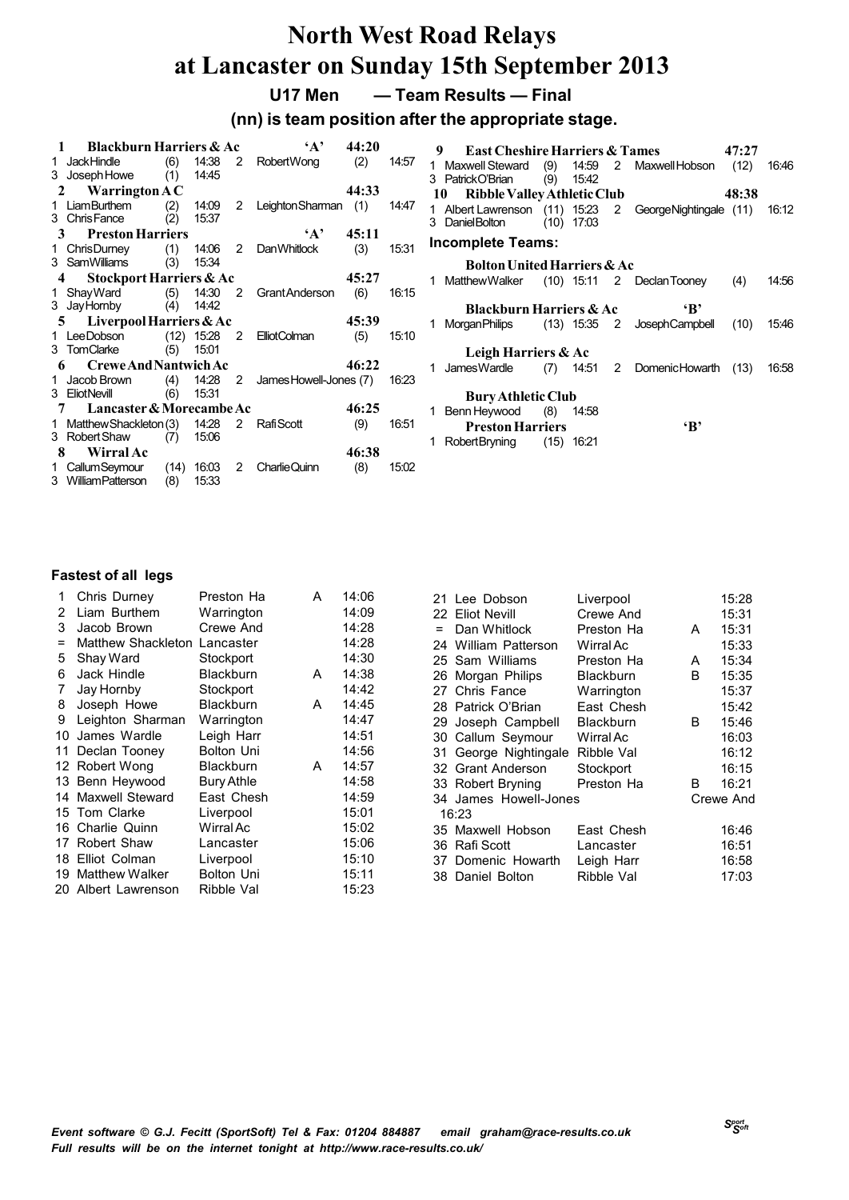# North West Road Relays
# at Lancaster on Sunday 15th September 2013

### U17 Men — Team Results — Final

### (nn) is team position after the appropriate stage.

**1 Blackburn Harriers & Ac 'A' 44:20**

| Leg | Name | Pos | Time | Leg | Name | Pos | Time |
|---|---|---|---|---|---|---|---|
| 1 | Jack Hindle | (6) | 14:38 | 2 | Robert Wong | (2) | 14:57 |
| 3 | Joseph Howe | (1) | 14:45 | | | | |

**2 Warrington A C 44:33**

| Leg | Name | Pos | Time | Leg | Name | Pos | Time |
|---|---|---|---|---|---|---|---|
| 1 | Liam Burthem | (2) | 14:09 | 2 | Leighton Sharman | (1) | 14:47 |
| 3 | Chris Fance | (2) | 15:37 | | | | |

**3 Preston Harriers 'A' 45:11**

| Leg | Name | Pos | Time | Leg | Name | Pos | Time |
|---|---|---|---|---|---|---|---|
| 1 | Chris Durney | (1) | 14:06 | 2 | Dan Whitlock | (3) | 15:31 |
| 3 | Sam Williams | (3) | 15:34 | | | | |

**4 Stockport Harriers & Ac 45:27**

| Leg | Name | Pos | Time | Leg | Name | Pos | Time |
|---|---|---|---|---|---|---|---|
| 1 | Shay Ward | (5) | 14:30 | 2 | Grant Anderson | (6) | 16:15 |
| 3 | Jay Hornby | (4) | 14:42 | | | | |

**5 Liverpool Harriers & Ac 45:39**

| Leg | Name | Pos | Time | Leg | Name | Pos | Time |
|---|---|---|---|---|---|---|---|
| 1 | Lee Dobson | (12) | 15:28 | 2 | Elliot Colman | (5) | 15:10 |
| 3 | Tom Clarke | (5) | 15:01 | | | | |

**6 Crewe And Nantwich Ac 46:22**

| Leg | Name | Pos | Time | Leg | Name | Pos | Time |
|---|---|---|---|---|---|---|---|
| 1 | Jacob Brown | (4) | 14:28 | 2 | James Howell-Jones | (7) | 16:23 |
| 3 | Eliot Nevill | (6) | 15:31 | | | | |

**7 Lancaster & Morecambe Ac 46:25**

| Leg | Name | Pos | Time | Leg | Name | Pos | Time |
|---|---|---|---|---|---|---|---|
| 1 | Matthew Shackleton | (3) | 14:28 | 2 | Rafi Scott | (9) | 16:51 |
| 3 | Robert Shaw | (7) | 15:06 | | | | |

**8 Wirral Ac 46:38**

| Leg | Name | Pos | Time | Leg | Name | Pos | Time |
|---|---|---|---|---|---|---|---|
| 1 | Callum Seymour | (14) | 16:03 | 2 | Charlie Quinn | (8) | 15:02 |
| 3 | William Patterson | (8) | 15:33 | | | | |

**9 East Cheshire Harriers & Tames 47:27**

| Leg | Name | Pos | Time | Leg | Name | Pos | Time |
|---|---|---|---|---|---|---|---|
| 1 | Maxwell Steward | (9) | 14:59 | 2 | Maxwell Hobson | (12) | 16:46 |
| 3 | Patrick O'Brian | (9) | 15:42 | | | | |

**10 Ribble Valley Athletic Club 48:38**

| Leg | Name | Pos | Time | Leg | Name | Pos | Time |
|---|---|---|---|---|---|---|---|
| 1 | Albert Lawrenson | (11) | 15:23 | 2 | George Nightingale | (11) | 16:12 |
| 3 | Daniel Bolton | (10) | 17:03 | | | | |

### Incomplete Teams:

**Bolton United Harriers & Ac**

| Leg | Name | Pos | Time | Leg | Name | Pos | Time |
|---|---|---|---|---|---|---|---|
| 1 | Matthew Walker | (10) | 15:11 | 2 | Declan Tooney | (4) | 14:56 |

**Blackburn Harriers & Ac 'B'**

| Leg | Name | Pos | Time | Leg | Name | Pos | Time |
|---|---|---|---|---|---|---|---|
| 1 | Morgan Philips | (13) | 15:35 | 2 | Joseph Campbell | (10) | 15:46 |

**Leigh Harriers & Ac**

| Leg | Name | Pos | Time | Leg | Name | Pos | Time |
|---|---|---|---|---|---|---|---|
| 1 | James Wardle | (7) | 14:51 | 2 | Domenic Howarth | (13) | 16:58 |

**Bury Athletic Club**

| Leg | Name | Pos | Time |
|---|---|---|---|
| 1 | Benn Heywood | (8) | 14:58 |

**Preston Harriers 'B'**

| Leg | Name | Pos | Time |
|---|---|---|---|
| 1 | Robert Bryning | (15) | 16:21 |

### Fastest of all legs

| Pos | Name | Club | Team | Time |
|---|---|---|---|---|
| 1 | Chris Durney | Preston Ha | A | 14:06 |
| 2 | Liam Burthem | Warrington | | 14:09 |
| 3 | Jacob Brown | Crewe And | | 14:28 |
| = | Matthew Shackleton | Lancaster | | 14:28 |
| 5 | Shay Ward | Stockport | | 14:30 |
| 6 | Jack Hindle | Blackburn | A | 14:38 |
| 7 | Jay Hornby | Stockport | | 14:42 |
| 8 | Joseph Howe | Blackburn | A | 14:45 |
| 9 | Leighton Sharman | Warrington | | 14:47 |
| 10 | James Wardle | Leigh Harr | | 14:51 |
| 11 | Declan Tooney | Bolton Uni | | 14:56 |
| 12 | Robert Wong | Blackburn | A | 14:57 |
| 13 | Benn Heywood | Bury Athle | | 14:58 |
| 14 | Maxwell Steward | East Chesh | | 14:59 |
| 15 | Tom Clarke | Liverpool | | 15:01 |
| 16 | Charlie Quinn | Wirral Ac | | 15:02 |
| 17 | Robert Shaw | Lancaster | | 15:06 |
| 18 | Elliot Colman | Liverpool | | 15:10 |
| 19 | Matthew Walker | Bolton Uni | | 15:11 |
| 20 | Albert Lawrenson | Ribble Val | | 15:23 |
| 21 | Lee Dobson | Liverpool | | 15:28 |
| 22 | Eliot Nevill | Crewe And | | 15:31 |
| = | Dan Whitlock | Preston Ha | A | 15:31 |
| 24 | William Patterson | Wirral Ac | | 15:33 |
| 25 | Sam Williams | Preston Ha | A | 15:34 |
| 26 | Morgan Philips | Blackburn | B | 15:35 |
| 27 | Chris Fance | Warrington | | 15:37 |
| 28 | Patrick O'Brian | East Chesh | | 15:42 |
| 29 | Joseph Campbell | Blackburn | B | 15:46 |
| 30 | Callum Seymour | Wirral Ac | | 16:03 |
| 31 | George Nightingale | Ribble Val | | 16:12 |
| 32 | Grant Anderson | Stockport | | 16:15 |
| 33 | Robert Bryning | Preston Ha | B | 16:21 |
| 34 | James Howell-Jones | Crewe And | | 16:23 |
| 35 | Maxwell Hobson | East Chesh | | 16:46 |
| 36 | Rafi Scott | Lancaster | | 16:51 |
| 37 | Domenic Howarth | Leigh Harr | | 16:58 |
| 38 | Daniel Bolton | Ribble Val | | 17:03 |

*Event software © G.J. Fecitt (SportSoft) Tel & Fax: 01204 884887 email graham@race-results.co.uk*
*Full results will be on the internet tonight at http://www.race-results.co.uk/*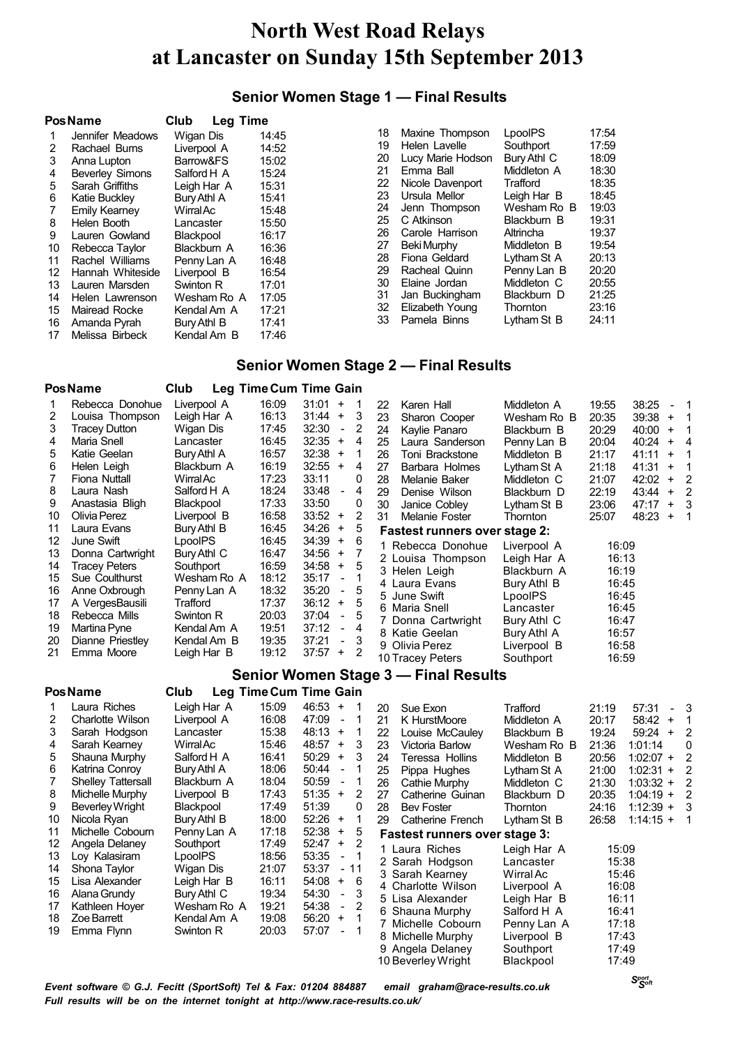# North West Road Relays
# at Lancaster on Sunday 15th September 2013

## Senior Women Stage 1 — Final Results

| Pos | Name | Club | Leg Time |
|---|---|---|---|
| 1 | Jennifer Meadows | Wigan Dis | 14:45 |
| 2 | Rachael Burns | Liverpool A | 14:52 |
| 3 | Anna Lupton | Barrow&FS | 15:02 |
| 4 | Beverley Simons | Salford H A | 15:24 |
| 5 | Sarah Griffiths | Leigh Har A | 15:31 |
| 6 | Katie Buckley | Bury Athl A | 15:41 |
| 7 | Emily Kearney | Wirral Ac | 15:48 |
| 8 | Helen Booth | Lancaster | 15:50 |
| 9 | Lauren Gowland | Blackpool | 16:17 |
| 10 | Rebecca Taylor | Blackburn A | 16:36 |
| 11 | Rachel Williams | Penny Lan A | 16:48 |
| 12 | Hannah Whiteside | Liverpool B | 16:54 |
| 13 | Lauren Marsden | Swinton R | 17:01 |
| 14 | Helen Lawrenson | Wesham Ro A | 17:05 |
| 15 | Mairead Rocke | Kendal Am A | 17:21 |
| 16 | Amanda Pyrah | Bury Athl B | 17:41 |
| 17 | Melissa Birbeck | Kendal Am B | 17:46 |
| 18 | Maxine Thompson | LpoolPS | 17:54 |
| 19 | Helen Lavelle | Southport | 17:59 |
| 20 | Lucy Marie Hodson | Bury Athl C | 18:09 |
| 21 | Emma Ball | Middleton A | 18:30 |
| 22 | Nicole Davenport | Trafford | 18:35 |
| 23 | Ursula Mellor | Leigh Har B | 18:45 |
| 24 | Jenn Thompson | Wesham Ro B | 19:03 |
| 25 | C Atkinson | Blackburn B | 19:31 |
| 26 | Carole Harrison | Altrincha | 19:37 |
| 27 | Beki Murphy | Middleton B | 19:54 |
| 28 | Fiona Geldard | Lytham St A | 20:13 |
| 29 | Racheal Quinn | Penny Lan B | 20:20 |
| 30 | Elaine Jordan | Middleton C | 20:55 |
| 31 | Jan Buckingham | Blackburn D | 21:25 |
| 32 | Elizabeth Young | Thornton | 23:16 |
| 33 | Pamela Binns | Lytham St B | 24:11 |

## Senior Women Stage 2 — Final Results

| Pos | Name | Club | Leg Time | Cum Time | Gain |
|---|---|---|---|---|---|
| 1 | Rebecca Donohue | Liverpool A | 16:09 | 31:01 | + 1 |
| 2 | Louisa Thompson | Leigh Har A | 16:13 | 31:44 | + 3 |
| 3 | Tracey Dutton | Wigan Dis | 17:45 | 32:30 | - 2 |
| 4 | Maria Snell | Lancaster | 16:45 | 32:35 | + 4 |
| 5 | Katie Geelan | Bury Athl A | 16:57 | 32:38 | + 1 |
| 6 | Helen Leigh | Blackburn A | 16:19 | 32:55 | + 4 |
| 7 | Fiona Nuttall | Wirral Ac | 17:23 | 33:11 | 0 |
| 8 | Laura Nash | Salford H A | 18:24 | 33:48 | - 4 |
| 9 | Anastasia Bligh | Blackpool | 17:33 | 33:50 | 0 |
| 10 | Olivia Perez | Liverpool B | 16:58 | 33:52 | + 2 |
| 11 | Laura Evans | Bury Athl B | 16:45 | 34:26 | + 5 |
| 12 | June Swift | LpoolPS | 16:45 | 34:39 | + 6 |
| 13 | Donna Cartwright | Bury Athl C | 16:47 | 34:56 | + 7 |
| 14 | Tracey Peters | Southport | 16:59 | 34:58 | + 5 |
| 15 | Sue Coulthurst | Wesham Ro A | 18:12 | 35:17 | - 1 |
| 16 | Anne Oxbrough | Penny Lan A | 18:32 | 35:20 | - 5 |
| 17 | A VergesBausili | Trafford | 17:37 | 36:12 | + 5 |
| 18 | Rebecca Mills | Swinton R | 20:03 | 37:04 | - 5 |
| 19 | Martina Pyne | Kendal Am A | 19:51 | 37:12 | - 4 |
| 20 | Dianne Priestley | Kendal Am B | 19:35 | 37:21 | - 3 |
| 21 | Emma Moore | Leigh Har B | 19:12 | 37:57 | + 2 |
| 22 | Karen Hall | Middleton A | 19:55 | 38:25 | - 1 |
| 23 | Sharon Cooper | Wesham Ro B | 20:35 | 39:38 | + 1 |
| 24 | Kaylie Panaro | Blackburn B | 20:29 | 40:00 | + 1 |
| 25 | Laura Sanderson | Penny Lan B | 20:04 | 40:24 | + 4 |
| 26 | Toni Brackstone | Middleton B | 21:17 | 41:11 | + 1 |
| 27 | Barbara Holmes | Lytham St A | 21:18 | 41:31 | + 1 |
| 28 | Melanie Baker | Middleton C | 21:07 | 42:02 | + 2 |
| 29 | Denise Wilson | Blackburn D | 22:19 | 43:44 | + 2 |
| 30 | Janice Cobley | Lytham St B | 23:06 | 47:17 | + 3 |
| 31 | Melanie Foster | Thornton | 25:07 | 48:23 | + 1 |

**Fastest runners over stage 2:**

| | Name | Club | Time |
|---|---|---|---|
| 1 | Rebecca Donohue | Liverpool A | 16:09 |
| 2 | Louisa Thompson | Leigh Har A | 16:13 |
| 3 | Helen Leigh | Blackburn A | 16:19 |
| 4 | Laura Evans | Bury Athl B | 16:45 |
| 5 | June Swift | LpoolPS | 16:45 |
| 6 | Maria Snell | Lancaster | 16:45 |
| 7 | Donna Cartwright | Bury Athl C | 16:47 |
| 8 | Katie Geelan | Bury Athl A | 16:57 |
| 9 | Olivia Perez | Liverpool B | 16:58 |
| 10 | Tracey Peters | Southport | 16:59 |

## Senior Women Stage 3 — Final Results

| Pos | Name | Club | Leg Time | Cum Time | Gain |
|---|---|---|---|---|---|
| 1 | Laura Riches | Leigh Har A | 15:09 | 46:53 | + 1 |
| 2 | Charlotte Wilson | Liverpool A | 16:08 | 47:09 | - 1 |
| 3 | Sarah Hodgson | Lancaster | 15:38 | 48:13 | + 1 |
| 4 | Sarah Kearney | Wirral Ac | 15:46 | 48:57 | + 3 |
| 5 | Shauna Murphy | Salford H A | 16:41 | 50:29 | + 3 |
| 6 | Katrina Conroy | Bury Athl A | 18:06 | 50:44 | - 1 |
| 7 | Shelley Tattersall | Blackburn A | 18:04 | 50:59 | - 1 |
| 8 | Michelle Murphy | Liverpool B | 17:43 | 51:35 | + 2 |
| 9 | Beverley Wright | Blackpool | 17:49 | 51:39 | 0 |
| 10 | Nicola Ryan | Bury Athl B | 18:00 | 52:26 | + 1 |
| 11 | Michelle Cobourn | Penny Lan A | 17:18 | 52:38 | + 5 |
| 12 | Angela Delaney | Southport | 17:49 | 52:47 | + 2 |
| 13 | Loy Kalasiram | LpoolPS | 18:56 | 53:35 | - 1 |
| 14 | Shona Taylor | Wigan Dis | 21:07 | 53:37 | - 11 |
| 15 | Lisa Alexander | Leigh Har B | 16:11 | 54:08 | + 6 |
| 16 | Alana Grundy | Bury Athl C | 19:34 | 54:30 | - 3 |
| 17 | Kathleen Hoyer | Wesham Ro A | 19:21 | 54:38 | - 2 |
| 18 | Zoe Barrett | Kendal Am A | 19:08 | 56:20 | + 1 |
| 19 | Emma Flynn | Swinton R | 20:03 | 57:07 | - 1 |
| 20 | Sue Exon | Trafford | 21:19 | 57:31 | - 3 |
| 21 | K HurstMoore | Middleton A | 20:17 | 58:42 | + 1 |
| 22 | Louise McCauley | Blackburn B | 19:24 | 59:24 | + 2 |
| 23 | Victoria Barlow | Wesham Ro B | 21:36 | 1:01:14 | 0 |
| 24 | Teressa Hollins | Middleton B | 20:56 | 1:02:07 | + 2 |
| 25 | Pippa Hughes | Lytham St A | 21:00 | 1:02:31 | + 2 |
| 26 | Cathie Murphy | Middleton C | 21:30 | 1:03:32 | + 2 |
| 27 | Catherine Guinan | Blackburn D | 20:35 | 1:04:19 | + 2 |
| 28 | Bev Foster | Thornton | 24:16 | 1:12:39 | + 3 |
| 29 | Catherine French | Lytham St B | 26:58 | 1:14:15 | + 1 |

**Fastest runners over stage 3:**

| | Name | Club | Time |
|---|---|---|---|
| 1 | Laura Riches | Leigh Har A | 15:09 |
| 2 | Sarah Hodgson | Lancaster | 15:38 |
| 3 | Sarah Kearney | Wirral Ac | 15:46 |
| 4 | Charlotte Wilson | Liverpool A | 16:08 |
| 5 | Lisa Alexander | Leigh Har B | 16:11 |
| 6 | Shauna Murphy | Salford H A | 16:41 |
| 7 | Michelle Cobourn | Penny Lan A | 17:18 |
| 8 | Michelle Murphy | Liverpool B | 17:43 |
| 9 | Angela Delaney | Southport | 17:49 |
| 10 | Beverley Wright | Blackpool | 17:49 |

*Event software © G.J. Fecitt (SportSoft) Tel & Fax: 01204 884887 email graham@race-results.co.uk*
*Full results will be on the internet tonight at http://www.race-results.co.uk/*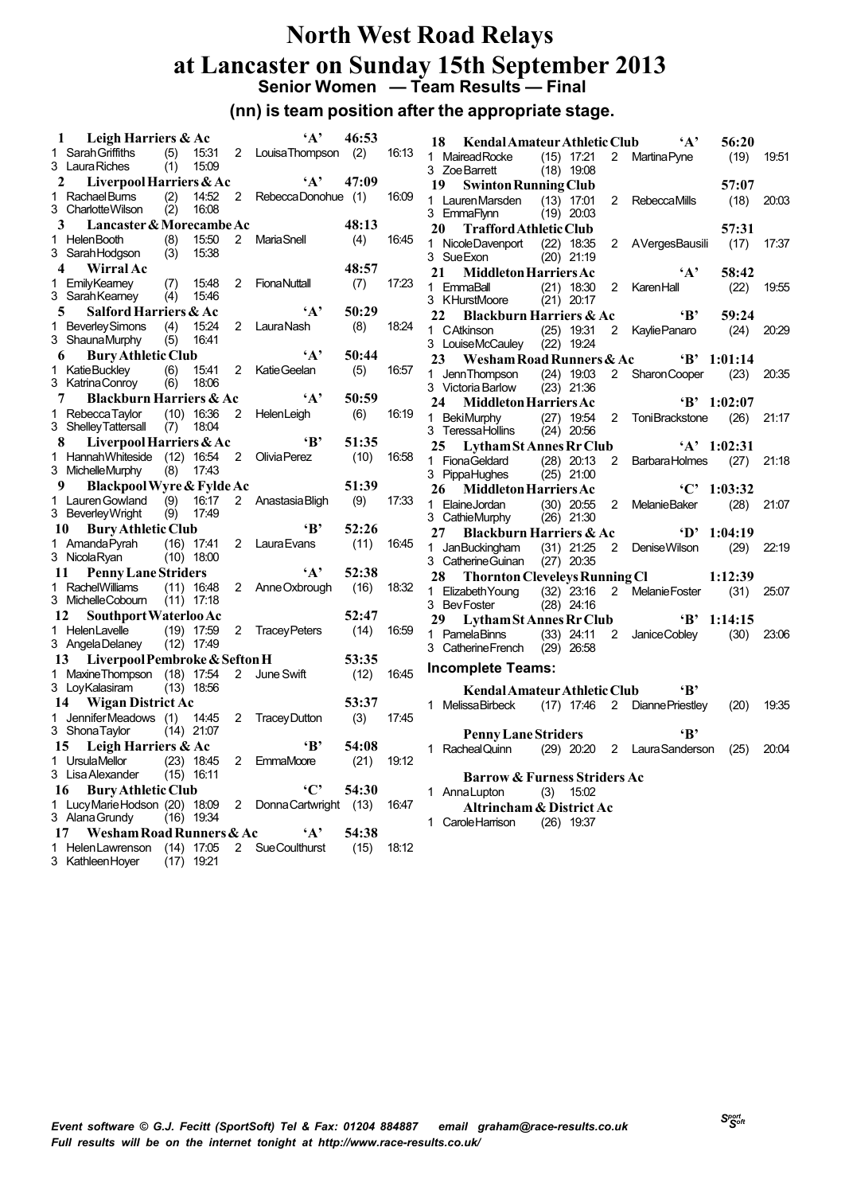# North West Road Relays
# at Lancaster on Sunday 15th September 2013

### Senior Women — Team Results — Final

**(nn) is team position after the appropriate stage.**

**1 Leigh Harriers & Ac 'A' 46:53**
1 Sarah Griffiths (5) 15:31 2 Louisa Thompson (2) 16:13
3 Laura Riches (1) 15:09

**2 Liverpool Harriers & Ac 'A' 47:09**
1 Rachael Burns (2) 14:52 2 Rebecca Donohue (1) 16:09
3 Charlotte Wilson (2) 16:08

**3 Lancaster & Morecambe Ac 48:13**
1 Helen Booth (8) 15:50 2 Maria Snell (4) 16:45
3 Sarah Hodgson (3) 15:38

**4 Wirral Ac 48:57**
1 Emily Kearney (7) 15:48 2 Fiona Nuttall (7) 17:23
3 Sarah Kearney (4) 15:46

**5 Salford Harriers & Ac 'A' 50:29**
1 Beverley Simons (4) 15:24 2 Laura Nash (8) 18:24
3 Shauna Murphy (5) 16:41

**6 Bury Athletic Club 'A' 50:44**
1 Katie Buckley (6) 15:41 2 Katie Geelan (5) 16:57
3 Katrina Conroy (6) 18:06

**7 Blackburn Harriers & Ac 'A' 50:59**
1 Rebecca Taylor (10) 16:36 2 Helen Leigh (6) 16:19
3 Shelley Tattersall (7) 18:04

**8 Liverpool Harriers & Ac 'B' 51:35**
1 Hannah Whiteside (12) 16:54 2 Olivia Perez (10) 16:58
3 Michelle Murphy (8) 17:43

**9 Blackpool Wyre & Fylde Ac 51:39**
1 Lauren Gowland (9) 16:17 2 Anastasia Bligh (9) 17:33
3 Beverley Wright (9) 17:49

**10 Bury Athletic Club 'B' 52:26**
1 Amanda Pyrah (16) 17:41 2 Laura Evans (11) 16:45
3 Nicola Ryan (10) 18:00

**11 Penny Lane Striders 'A' 52:38**
1 Rachel Williams (11) 16:48 2 Anne Oxbrough (16) 18:32
3 Michelle Cobourn (11) 17:18

**12 Southport Waterloo Ac 52:47**
1 Helen Lavelle (19) 17:59 2 Tracey Peters (14) 16:59
3 Angela Delaney (12) 17:49

**13 Liverpool Pembroke & Sefton H 53:35**
1 Maxine Thompson (18) 17:54 2 June Swift (12) 16:45
3 Loy Kalasiram (13) 18:56

**14 Wigan District Ac 53:37**
1 Jennifer Meadows (1) 14:45 2 Tracey Dutton (3) 17:45
3 Shona Taylor (14) 21:07

**15 Leigh Harriers & Ac 'B' 54:08**
1 Ursula Mellor (23) 18:45 2 Emma Moore (21) 19:12
3 Lisa Alexander (15) 16:11

**16 Bury Athletic Club 'C' 54:30**
1 Lucy Marie Hodson (20) 18:09 2 Donna Cartwright (13) 16:47
3 Alana Grundy (16) 19:34

**17 Wesham Road Runners & Ac 'A' 54:38**
1 Helen Lawrenson (14) 17:05 2 Sue Coulthurst (15) 18:12
3 Kathleen Hoyer (17) 19:21

**18 Kendal Amateur Athletic Club 'A' 56:20**
1 Mairead Rocke (15) 17:21 2 Martina Pyne (19) 19:51
3 Zoe Barrett (18) 19:08

**19 Swinton Running Club 57:07**
1 Lauren Marsden (13) 17:01 2 Rebecca Mills (18) 20:03
3 Emma Flynn (19) 20:03

**20 Trafford Athletic Club 57:31**
1 Nicole Davenport (22) 18:35 2 A Verges Bausili (17) 17:37
3 Sue Exon (20) 21:19

**21 Middleton Harriers Ac 'A' 58:42**
1 Emma Ball (21) 18:30 2 Karen Hall (22) 19:55
3 K Hurst Moore (21) 20:17

**22 Blackburn Harriers & Ac 'B' 59:24**
1 C Atkinson (25) 19:31 2 Kaylie Panaro (24) 20:29
3 Louise McCauley (22) 19:24

**23 Wesham Road Runners & Ac 'B' 1:01:14**
1 Jenn Thompson (24) 19:03 2 Sharon Cooper (23) 20:35
3 Victoria Barlow (23) 21:36

**24 Middleton Harriers Ac 'B' 1:02:07**
1 Beki Murphy (27) 19:54 2 Toni Brackstone (26) 21:17
3 Teressa Hollins (24) 20:56

**25 Lytham St Annes Rr Club 'A' 1:02:31**
1 Fiona Geldard (28) 20:13 2 Barbara Holmes (27) 21:18
3 Pippa Hughes (25) 21:00

**26 Middleton Harriers Ac 'C' 1:03:32**
1 Elaine Jordan (30) 20:55 2 Melanie Baker (28) 21:07
3 Cathie Murphy (26) 21:30

**27 Blackburn Harriers & Ac 'D' 1:04:19**
1 Jan Buckingham (31) 21:25 2 Denise Wilson (29) 22:19
3 Catherine Guinan (27) 20:35

**28 Thornton Cleveleys Running Cl 1:12:39**
1 Elizabeth Young (32) 23:16 2 Melanie Foster (31) 25:07
3 Bev Foster (28) 24:16

**29 Lytham St Annes Rr Club 'B' 1:14:15**
1 Pamela Binns (33) 24:11 2 Janice Cobley (30) 23:06
3 Catherine French (29) 26:58

### Incomplete Teams:

**Kendal Amateur Athletic Club 'B'**
1 Melissa Birbeck (17) 17:46 2 Dianne Priestley (20) 19:35

**Penny Lane Striders 'B'**
1 Racheal Quinn (29) 20:20 2 Laura Sanderson (25) 20:04

**Barrow & Furness Striders Ac**
1 Anna Lupton (3) 15:02

**Altrincham & District Ac**
1 Carole Harrison (26) 19:37

*Event software © G.J. Fecitt (SportSoft) Tel & Fax: 01204 884887 email graham@race-results.co.uk*
*Full results will be on the internet tonight at http://www.race-results.co.uk/*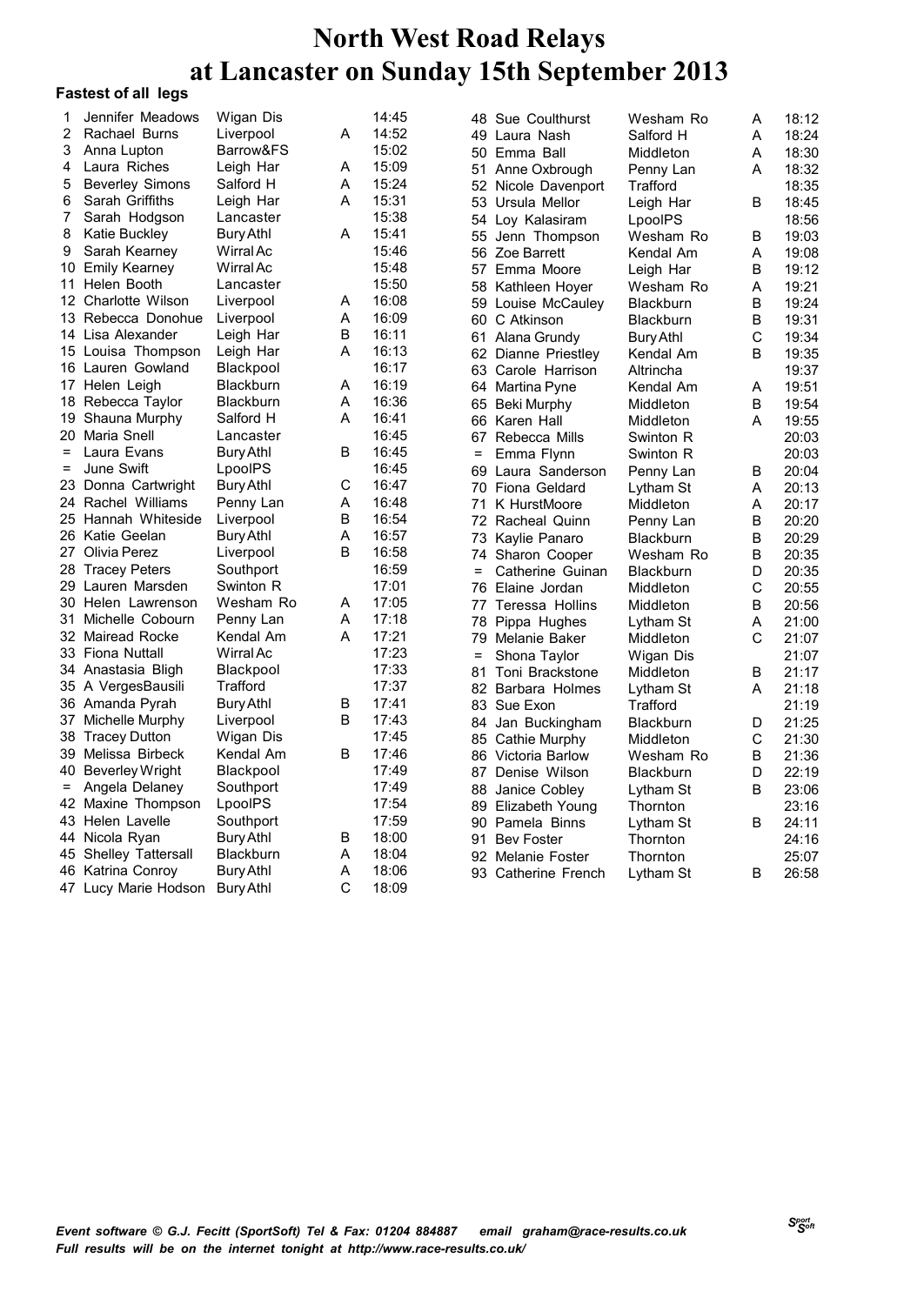# North West Road Relays
# at Lancaster on Sunday 15th September 2013

**Fastest of all legs**

| Pos | Name | Club | Team | Time |
|---|---|---|---|---|
| 1 | Jennifer Meadows | Wigan Dis | | 14:45 |
| 2 | Rachael Burns | Liverpool | A | 14:52 |
| 3 | Anna Lupton | Barrow&FS | | 15:02 |
| 4 | Laura Riches | Leigh Har | A | 15:09 |
| 5 | Beverley Simons | Salford H | A | 15:24 |
| 6 | Sarah Griffiths | Leigh Har | A | 15:31 |
| 7 | Sarah Hodgson | Lancaster | | 15:38 |
| 8 | Katie Buckley | Bury Athl | A | 15:41 |
| 9 | Sarah Kearney | Wirral Ac | | 15:46 |
| 10 | Emily Kearney | Wirral Ac | | 15:48 |
| 11 | Helen Booth | Lancaster | | 15:50 |
| 12 | Charlotte Wilson | Liverpool | A | 16:08 |
| 13 | Rebecca Donohue | Liverpool | A | 16:09 |
| 14 | Lisa Alexander | Leigh Har | B | 16:11 |
| 15 | Louisa Thompson | Leigh Har | A | 16:13 |
| 16 | Lauren Gowland | Blackpool | | 16:17 |
| 17 | Helen Leigh | Blackburn | A | 16:19 |
| 18 | Rebecca Taylor | Blackburn | A | 16:36 |
| 19 | Shauna Murphy | Salford H | A | 16:41 |
| 20 | Maria Snell | Lancaster | | 16:45 |
| = | Laura Evans | Bury Athl | B | 16:45 |
| = | June Swift | LpoolPS | | 16:45 |
| 23 | Donna Cartwright | Bury Athl | C | 16:47 |
| 24 | Rachel Williams | Penny Lan | A | 16:48 |
| 25 | Hannah Whiteside | Liverpool | B | 16:54 |
| 26 | Katie Geelan | Bury Athl | A | 16:57 |
| 27 | Olivia Perez | Liverpool | B | 16:58 |
| 28 | Tracey Peters | Southport | | 16:59 |
| 29 | Lauren Marsden | Swinton R | | 17:01 |
| 30 | Helen Lawrenson | Wesham Ro | A | 17:05 |
| 31 | Michelle Cobourn | Penny Lan | A | 17:18 |
| 32 | Mairead Rocke | Kendal Am | A | 17:21 |
| 33 | Fiona Nuttall | Wirral Ac | | 17:23 |
| 34 | Anastasia Bligh | Blackpool | | 17:33 |
| 35 | A VergesBausili | Trafford | | 17:37 |
| 36 | Amanda Pyrah | Bury Athl | B | 17:41 |
| 37 | Michelle Murphy | Liverpool | B | 17:43 |
| 38 | Tracey Dutton | Wigan Dis | | 17:45 |
| 39 | Melissa Birbeck | Kendal Am | B | 17:46 |
| 40 | Beverley Wright | Blackpool | | 17:49 |
| = | Angela Delaney | Southport | | 17:49 |
| 42 | Maxine Thompson | LpoolPS | | 17:54 |
| 43 | Helen Lavelle | Southport | | 17:59 |
| 44 | Nicola Ryan | Bury Athl | B | 18:00 |
| 45 | Shelley Tattersall | Blackburn | A | 18:04 |
| 46 | Katrina Conroy | Bury Athl | A | 18:06 |
| 47 | Lucy Marie Hodson | Bury Athl | C | 18:09 |
| 48 | Sue Coulthurst | Wesham Ro | A | 18:12 |
| 49 | Laura Nash | Salford H | A | 18:24 |
| 50 | Emma Ball | Middleton | A | 18:30 |
| 51 | Anne Oxbrough | Penny Lan | A | 18:32 |
| 52 | Nicole Davenport | Trafford | | 18:35 |
| 53 | Ursula Mellor | Leigh Har | B | 18:45 |
| 54 | Loy Kalasiram | LpoolPS | | 18:56 |
| 55 | Jenn Thompson | Wesham Ro | B | 19:03 |
| 56 | Zoe Barrett | Kendal Am | A | 19:08 |
| 57 | Emma Moore | Leigh Har | B | 19:12 |
| 58 | Kathleen Hoyer | Wesham Ro | A | 19:21 |
| 59 | Louise McCauley | Blackburn | B | 19:24 |
| 60 | C Atkinson | Blackburn | B | 19:31 |
| 61 | Alana Grundy | Bury Athl | C | 19:34 |
| 62 | Dianne Priestley | Kendal Am | B | 19:35 |
| 63 | Carole Harrison | Altrincha | | 19:37 |
| 64 | Martina Pyne | Kendal Am | A | 19:51 |
| 65 | Beki Murphy | Middleton | B | 19:54 |
| 66 | Karen Hall | Middleton | A | 19:55 |
| 67 | Rebecca Mills | Swinton R | | 20:03 |
| = | Emma Flynn | Swinton R | | 20:03 |
| 69 | Laura Sanderson | Penny Lan | B | 20:04 |
| 70 | Fiona Geldard | Lytham St | A | 20:13 |
| 71 | K HurstMoore | Middleton | A | 20:17 |
| 72 | Racheal Quinn | Penny Lan | B | 20:20 |
| 73 | Kaylie Panaro | Blackburn | B | 20:29 |
| 74 | Sharon Cooper | Wesham Ro | B | 20:35 |
| = | Catherine Guinan | Blackburn | D | 20:35 |
| 76 | Elaine Jordan | Middleton | C | 20:55 |
| 77 | Teressa Hollins | Middleton | B | 20:56 |
| 78 | Pippa Hughes | Lytham St | A | 21:00 |
| 79 | Melanie Baker | Middleton | C | 21:07 |
| = | Shona Taylor | Wigan Dis | | 21:07 |
| 81 | Toni Brackstone | Middleton | B | 21:17 |
| 82 | Barbara Holmes | Lytham St | A | 21:18 |
| 83 | Sue Exon | Trafford | | 21:19 |
| 84 | Jan Buckingham | Blackburn | D | 21:25 |
| 85 | Cathie Murphy | Middleton | C | 21:30 |
| 86 | Victoria Barlow | Wesham Ro | B | 21:36 |
| 87 | Denise Wilson | Blackburn | D | 22:19 |
| 88 | Janice Cobley | Lytham St | B | 23:06 |
| 89 | Elizabeth Young | Thornton | | 23:16 |
| 90 | Pamela Binns | Lytham St | B | 24:11 |
| 91 | Bev Foster | Thornton | | 24:16 |
| 92 | Melanie Foster | Thornton | | 25:07 |
| 93 | Catherine French | Lytham St | B | 26:58 |

*Event software © G.J. Fecitt (SportSoft) Tel & Fax: 01204 884887 email graham@race-results.co.uk*
*Full results will be on the internet tonight at http://www.race-results.co.uk/*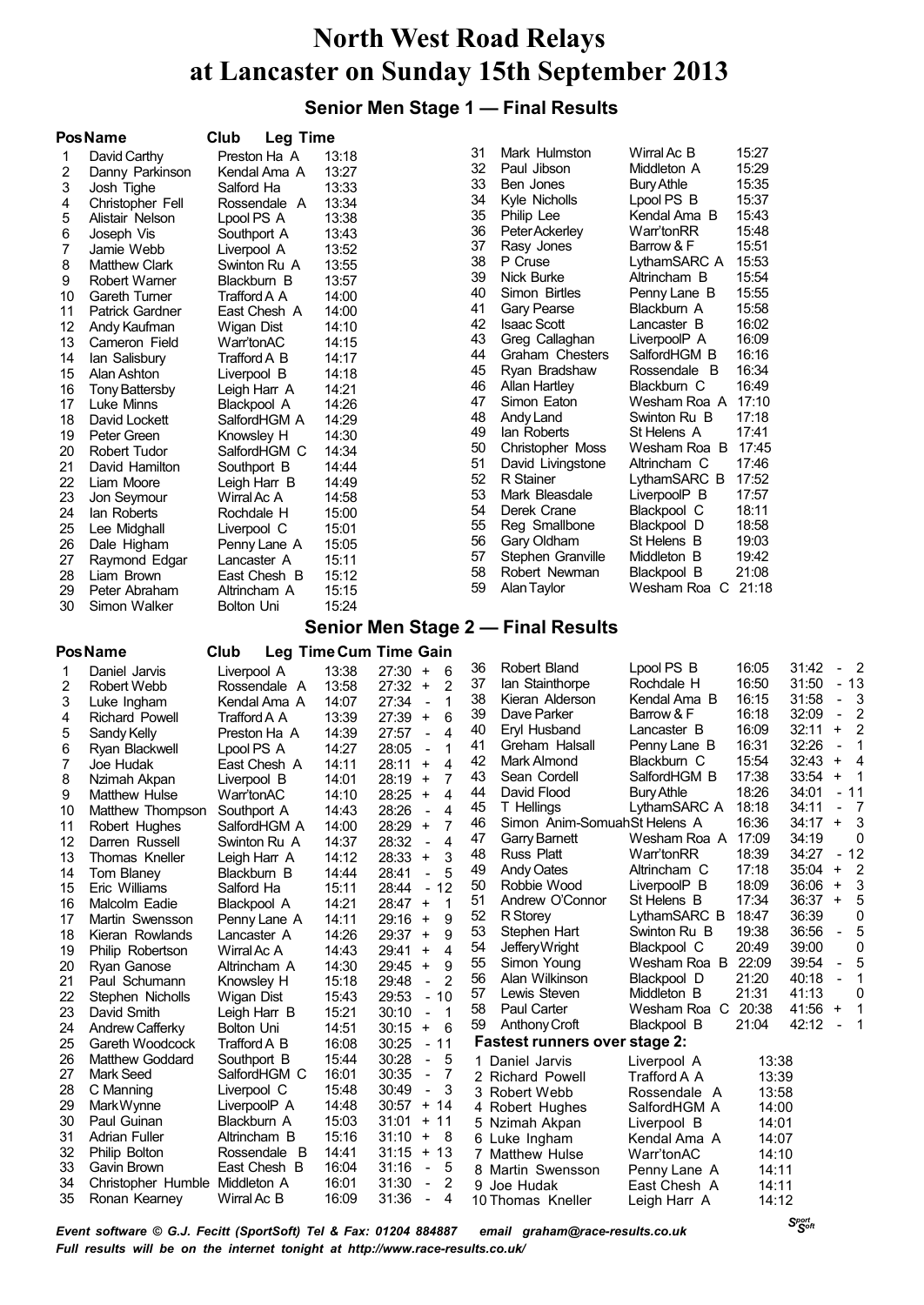# North West Road Relays at Lancaster on Sunday 15th September 2013

## Senior Men Stage 1 — Final Results

| Pos | Name | Club | Leg Time |
|---|---|---|---|
| 1 | David Carthy | Preston Ha A | 13:18 |
| 2 | Danny Parkinson | Kendal Ama A | 13:27 |
| 3 | Josh Tighe | Salford Ha | 13:33 |
| 4 | Christopher Fell | Rossendale A | 13:34 |
| 5 | Alistair Nelson | Lpool PS A | 13:38 |
| 6 | Joseph Vis | Southport A | 13:43 |
| 7 | Jamie Webb | Liverpool A | 13:52 |
| 8 | Matthew Clark | Swinton Ru A | 13:55 |
| 9 | Robert Warner | Blackburn B | 13:57 |
| 10 | Gareth Turner | Trafford A A | 14:00 |
| 11 | Patrick Gardner | East Chesh A | 14:00 |
| 12 | Andy Kaufman | Wigan Dist | 14:10 |
| 13 | Cameron Field | Warr'tonAC | 14:15 |
| 14 | Ian Salisbury | Trafford A B | 14:17 |
| 15 | Alan Ashton | Liverpool B | 14:18 |
| 16 | Tony Battersby | Leigh Harr A | 14:21 |
| 17 | Luke Minns | Blackpool A | 14:26 |
| 18 | David Lockett | SalfordHGM A | 14:29 |
| 19 | Peter Green | Knowsley H | 14:30 |
| 20 | Robert Tudor | SalfordHGM C | 14:34 |
| 21 | David Hamilton | Southport B | 14:44 |
| 22 | Liam Moore | Leigh Harr B | 14:49 |
| 23 | Jon Seymour | Wirral Ac A | 14:58 |
| 24 | Ian Roberts | Rochdale H | 15:00 |
| 25 | Lee Midghall | Liverpool C | 15:01 |
| 26 | Dale Higham | Penny Lane A | 15:05 |
| 27 | Raymond Edgar | Lancaster A | 15:11 |
| 28 | Liam Brown | East Chesh B | 15:12 |
| 29 | Peter Abraham | Altrincham A | 15:15 |
| 30 | Simon Walker | Bolton Uni | 15:24 |
| 31 | Mark Hulmston | Wirral Ac B | 15:27 |
| 32 | Paul Jibson | Middleton A | 15:29 |
| 33 | Ben Jones | Bury Athle | 15:35 |
| 34 | Kyle Nicholls | Lpool PS B | 15:37 |
| 35 | Philip Lee | Kendal Ama B | 15:43 |
| 36 | Peter Ackerley | Warr'tonRR | 15:48 |
| 37 | Rasy Jones | Barrow & F | 15:51 |
| 38 | P Cruse | LythamSARC A | 15:53 |
| 39 | Nick Burke | Altrincham B | 15:54 |
| 40 | Simon Birtles | Penny Lane B | 15:55 |
| 41 | Gary Pearse | Blackburn A | 15:58 |
| 42 | Isaac Scott | Lancaster B | 16:02 |
| 43 | Greg Callaghan | LiverpoolP A | 16:09 |
| 44 | Graham Chesters | SalfordHGM B | 16:16 |
| 45 | Ryan Bradshaw | Rossendale B | 16:34 |
| 46 | Allan Hartley | Blackburn C | 16:49 |
| 47 | Simon Eaton | Wesham Roa A | 17:10 |
| 48 | Andy Land | Swinton Ru B | 17:18 |
| 49 | Ian Roberts | St Helens A | 17:41 |
| 50 | Christopher Moss | Wesham Roa B | 17:45 |
| 51 | David Livingstone | Altrincham C | 17:46 |
| 52 | R Stainer | LythamSARC B | 17:52 |
| 53 | Mark Bleasdale | LiverpoolP B | 17:57 |
| 54 | Derek Crane | Blackpool C | 18:11 |
| 55 | Reg Smallbone | Blackpool D | 18:58 |
| 56 | Gary Oldham | St Helens B | 19:03 |
| 57 | Stephen Granville | Middleton B | 19:42 |
| 58 | Robert Newman | Blackpool B | 21:08 |
| 59 | Alan Taylor | Wesham Roa C | 21:18 |

## Senior Men Stage 2 — Final Results

| Pos | Name | Club | Leg Time | Cum Time | Gain |
|---|---|---|---|---|---|
| 1 | Daniel Jarvis | Liverpool A | 13:38 | 27:30 | + 6 |
| 2 | Robert Webb | Rossendale A | 13:58 | 27:32 | + 2 |
| 3 | Luke Ingham | Kendal Ama A | 14:07 | 27:34 | - 1 |
| 4 | Richard Powell | Trafford A A | 13:39 | 27:39 | + 6 |
| 5 | Sandy Kelly | Preston Ha A | 14:39 | 27:57 | - 4 |
| 6 | Ryan Blackwell | Lpool PS A | 14:27 | 28:05 | - 1 |
| 7 | Joe Hudak | East Chesh A | 14:11 | 28:11 | + 4 |
| 8 | Nzimah Akpan | Liverpool B | 14:01 | 28:19 | + 7 |
| 9 | Matthew Hulse | Warr'tonAC | 14:10 | 28:25 | + 4 |
| 10 | Matthew Thompson | Southport A | 14:43 | 28:26 | - 4 |
| 11 | Robert Hughes | SalfordHGM A | 14:00 | 28:29 | + 7 |
| 12 | Darren Russell | Swinton Ru A | 14:37 | 28:32 | - 4 |
| 13 | Thomas Kneller | Leigh Harr A | 14:12 | 28:33 | + 3 |
| 14 | Tom Blaney | Blackburn B | 14:44 | 28:41 | - 5 |
| 15 | Eric Williams | Salford Ha | 15:11 | 28:44 | - 12 |
| 16 | Malcolm Eadie | Blackpool A | 14:21 | 28:47 | + 1 |
| 17 | Martin Swensson | Penny Lane A | 14:11 | 29:16 | + 9 |
| 18 | Kieran Rowlands | Lancaster A | 14:26 | 29:37 | + 9 |
| 19 | Philip Robertson | Wirral Ac A | 14:43 | 29:41 | + 4 |
| 20 | Ryan Ganose | Altrincham A | 14:30 | 29:45 | + 9 |
| 21 | Paul Schumann | Knowsley H | 15:18 | 29:48 | - 2 |
| 22 | Stephen Nicholls | Wigan Dist | 15:43 | 29:53 | - 10 |
| 23 | David Smith | Leigh Harr B | 15:21 | 30:10 | - 1 |
| 24 | Andrew Cafferky | Bolton Uni | 14:51 | 30:15 | + 6 |
| 25 | Gareth Woodcock | Trafford A B | 16:08 | 30:25 | - 11 |
| 26 | Matthew Goddard | Southport B | 15:44 | 30:28 | - 5 |
| 27 | Mark Seed | SalfordHGM C | 16:01 | 30:35 | - 7 |
| 28 | C Manning | Liverpool C | 15:48 | 30:49 | - 3 |
| 29 | Mark Wynne | LiverpoolP A | 14:48 | 30:57 | + 14 |
| 30 | Paul Guinan | Blackburn A | 15:03 | 31:01 | + 11 |
| 31 | Adrian Fuller | Altrincham B | 15:16 | 31:10 | + 8 |
| 32 | Philip Bolton | Rossendale B | 14:41 | 31:15 | + 13 |
| 33 | Gavin Brown | East Chesh B | 16:04 | 31:16 | - 5 |
| 34 | Christopher Humble | Middleton A | 16:01 | 31:30 | - 2 |
| 35 | Ronan Kearney | Wirral Ac B | 16:09 | 31:36 | - 4 |
| 36 | Robert Bland | Lpool PS B | 16:05 | 31:42 | - 2 |
| 37 | Ian Stainthorpe | Rochdale H | 16:50 | 31:50 | - 13 |
| 38 | Kieran Alderson | Kendal Ama B | 16:15 | 31:58 | - 3 |
| 39 | Dave Parker | Barrow & F | 16:18 | 32:09 | - 2 |
| 40 | Eryl Husband | Lancaster B | 16:09 | 32:11 | + 2 |
| 41 | Greham Halsall | Penny Lane B | 16:31 | 32:26 | - 1 |
| 42 | Mark Almond | Blackburn C | 15:54 | 32:43 | + 4 |
| 43 | Sean Cordell | SalfordHGM B | 17:38 | 33:54 | + 1 |
| 44 | David Flood | Bury Athle | 18:26 | 34:01 | - 11 |
| 45 | T Hellings | LythamSARC A | 18:18 | 34:11 | - 7 |
| 46 | Simon Anim-Somuah | St Helens A | 16:36 | 34:17 | + 3 |
| 47 | Garry Barnett | Wesham Roa A | 17:09 | 34:19 | 0 |
| 48 | Russ Platt | Warr'tonRR | 18:39 | 34:27 | - 12 |
| 49 | Andy Oates | Altrincham C | 17:18 | 35:04 | + 2 |
| 50 | Robbie Wood | LiverpoolP B | 18:09 | 36:06 | + 3 |
| 51 | Andrew O'Connor | St Helens B | 17:34 | 36:37 | + 5 |
| 52 | R Storey | LythamSARC B | 18:47 | 36:39 | 0 |
| 53 | Stephen Hart | Swinton Ru B | 19:38 | 36:56 | - 5 |
| 54 | Jeffery Wright | Blackpool C | 20:49 | 39:00 | 0 |
| 55 | Simon Young | Wesham Roa B | 22:09 | 39:54 | - 5 |
| 56 | Alan Wilkinson | Blackpool D | 21:20 | 40:18 | - 1 |
| 57 | Lewis Steven | Middleton B | 21:31 | 41:13 | 0 |
| 58 | Paul Carter | Wesham Roa C | 20:38 | 41:56 | + 1 |
| 59 | Anthony Croft | Blackpool B | 21:04 | 42:12 | - 1 |

### Fastest runners over stage 2:

| | Name | Club | Time |
|---|---|---|---|
| 1 | Daniel Jarvis | Liverpool A | 13:38 |
| 2 | Richard Powell | Trafford A A | 13:39 |
| 3 | Robert Webb | Rossendale A | 13:58 |
| 4 | Robert Hughes | SalfordHGM A | 14:00 |
| 5 | Nzimah Akpan | Liverpool B | 14:01 |
| 6 | Luke Ingham | Kendal Ama A | 14:07 |
| 7 | Matthew Hulse | Warr'tonAC | 14:10 |
| 8 | Martin Swensson | Penny Lane A | 14:11 |
| 9 | Joe Hudak | East Chesh A | 14:11 |
| 10 | Thomas Kneller | Leigh Harr A | 14:12 |

*Event software © G.J. Fecitt (SportSoft) Tel & Fax: 01204 884887 email graham@race-results.co.uk*
*Full results will be on the internet tonight at http://www.race-results.co.uk/*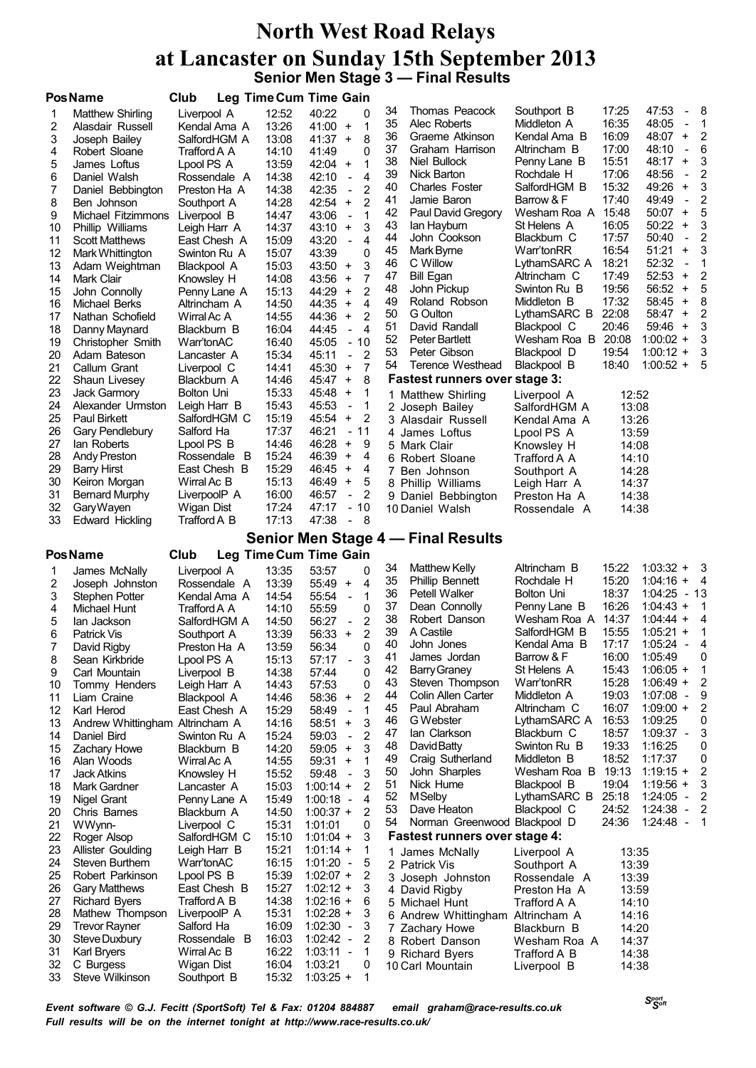# North West Road Relays
# at Lancaster on Sunday 15th September 2013

## Senior Men Stage 3 — Final Results

| Pos | Name | Club | Leg Time | Cum Time | Gain |
|---|---|---|---|---|---|
| 1 | Matthew Shirling | Liverpool A | 12:52 | 40:22 | 0 |
| 2 | Alasdair Russell | Kendal Ama A | 13:26 | 41:00 | + 1 |
| 3 | Joseph Bailey | SalfordHGM A | 13:08 | 41:37 | + 8 |
| 4 | Robert Sloane | Trafford A A | 14:10 | 41:49 | 0 |
| 5 | James Loftus | Lpool PS A | 13:59 | 42:04 | + 1 |
| 6 | Daniel Walsh | Rossendale A | 14:38 | 42:10 | - 4 |
| 7 | Daniel Bebbington | Preston Ha A | 14:38 | 42:35 | - 2 |
| 8 | Ben Johnson | Southport A | 14:28 | 42:54 | + 2 |
| 9 | Michael Fitzimmons | Liverpool B | 14:47 | 43:06 | - 1 |
| 10 | Phillip Williams | Leigh Harr A | 14:37 | 43:10 | + 3 |
| 11 | Scott Matthews | East Chesh A | 15:09 | 43:20 | - 4 |
| 12 | Mark Whittington | Swinton Ru A | 15:07 | 43:39 | 0 |
| 13 | Adam Weightman | Blackpool A | 15:03 | 43:50 | + 3 |
| 14 | Mark Clair | Knowsley H | 14:08 | 43:56 | + 7 |
| 15 | John Connolly | Penny Lane A | 15:13 | 44:29 | + 2 |
| 16 | Michael Berks | Altrincham A | 14:50 | 44:35 | + 4 |
| 17 | Nathan Schofield | Wirral Ac A | 14:55 | 44:36 | + 2 |
| 18 | Danny Maynard | Blackburn B | 16:04 | 44:45 | - 4 |
| 19 | Christopher Smith | Warr'tonAC | 16:40 | 45:05 | - 10 |
| 20 | Adam Bateson | Lancaster A | 15:34 | 45:11 | - 2 |
| 21 | Callum Grant | Liverpool C | 14:41 | 45:30 | + 7 |
| 22 | Shaun Livesey | Blackburn A | 14:46 | 45:47 | + 8 |
| 23 | Jack Garmory | Bolton Uni | 15:33 | 45:48 | + 1 |
| 24 | Alexander Urmston | Leigh Harr B | 15:43 | 45:53 | - 1 |
| 25 | Paul Birkett | SalfordHGM C | 15:19 | 45:54 | + 2 |
| 26 | Gary Pendlebury | Salford Ha | 17:37 | 46:21 | - 11 |
| 27 | Ian Roberts | Lpool PS B | 14:46 | 46:28 | + 9 |
| 28 | Andy Preston | Rossendale B | 15:24 | 46:39 | + 4 |
| 29 | Barry Hirst | East Chesh B | 15:29 | 46:45 | + 4 |
| 30 | Keiron Morgan | Wirral Ac B | 15:13 | 46:49 | + 5 |
| 31 | Bernard Murphy | LiverpoolP A | 16:00 | 46:57 | - 2 |
| 32 | Gary Wayen | Wigan Dist | 17:24 | 47:17 | - 10 |
| 33 | Edward Hickling | Trafford A B | 17:13 | 47:38 | - 8 |
| 34 | Thomas Peacock | Southport B | 17:25 | 47:53 | - 8 |
| 35 | Alec Roberts | Middleton A | 16:35 | 48:05 | - 1 |
| 36 | Graeme Atkinson | Kendal Ama B | 16:09 | 48:07 | + 2 |
| 37 | Graham Harrison | Altrincham B | 17:00 | 48:10 | - 6 |
| 38 | Niel Bullock | Penny Lane B | 15:51 | 48:17 | + 3 |
| 39 | Nick Barton | Rochdale H | 17:06 | 48:56 | - 2 |
| 40 | Charles Foster | SalfordHGM B | 15:32 | 49:26 | + 3 |
| 41 | Jamie Baron | Barrow & F | 17:40 | 49:49 | - 2 |
| 42 | Paul David Gregory | Wesham Roa A | 15:48 | 50:07 | + 5 |
| 43 | Ian Hayburn | St Helens A | 16:05 | 50:22 | + 3 |
| 44 | John Cookson | Blackburn C | 17:57 | 50:40 | - 2 |
| 45 | Mark Byrne | Warr'tonRR | 16:54 | 51:21 | + 3 |
| 46 | C Willow | LythamSARC A | 18:21 | 52:32 | - 1 |
| 47 | Bill Egan | Altrincham C | 17:49 | 52:53 | + 2 |
| 48 | John Pickup | Swinton Ru B | 19:56 | 56:52 | + 5 |
| 49 | Roland Robson | Middleton B | 17:32 | 58:45 | + 8 |
| 50 | G Oulton | LythamSARC B | 22:08 | 58:47 | + 2 |
| 51 | David Randall | Blackpool C | 20:46 | 59:46 | + 3 |
| 52 | Peter Bartlett | Wesham Roa B | 20:08 | 1:00:02 | + 3 |
| 53 | Peter Gibson | Blackpool D | 19:54 | 1:00:12 | + 3 |
| 54 | Terence Westhead | Blackpool B | 18:40 | 1:00:52 | + 5 |

### Fastest runners over stage 3:

| | Name | Club | Time |
|---|---|---|---|
| 1 | Matthew Shirling | Liverpool A | 12:52 |
| 2 | Joseph Bailey | SalfordHGM A | 13:08 |
| 3 | Alasdair Russell | Kendal Ama A | 13:26 |
| 4 | James Loftus | Lpool PS A | 13:59 |
| 5 | Mark Clair | Knowsley H | 14:08 |
| 6 | Robert Sloane | Trafford A A | 14:10 |
| 7 | Ben Johnson | Southport A | 14:28 |
| 8 | Phillip Williams | Leigh Harr A | 14:37 |
| 9 | Daniel Bebbington | Preston Ha A | 14:38 |
| 10 | Daniel Walsh | Rossendale A | 14:38 |

## Senior Men Stage 4 — Final Results

| Pos | Name | Club | Leg Time | Cum Time | Gain |
|---|---|---|---|---|---|
| 1 | James McNally | Liverpool A | 13:35 | 53:57 | 0 |
| 2 | Joseph Johnston | Rossendale A | 13:39 | 55:49 | + 4 |
| 3 | Stephen Potter | Kendal Ama A | 14:54 | 55:54 | - 1 |
| 4 | Michael Hunt | Trafford A A | 14:10 | 55:59 | 0 |
| 5 | Ian Jackson | SalfordHGM A | 14:50 | 56:27 | - 2 |
| 6 | Patrick Vis | Southport A | 13:39 | 56:33 | + 2 |
| 7 | David Rigby | Preston Ha A | 13:59 | 56:34 | 0 |
| 8 | Sean Kirkbride | Lpool PS A | 15:13 | 57:17 | - 3 |
| 9 | Carl Mountain | Liverpool B | 14:38 | 57:44 | 0 |
| 10 | Tommy Henders | Leigh Harr A | 14:43 | 57:53 | 0 |
| 11 | Liam Craine | Blackpool A | 14:46 | 58:36 | + 2 |
| 12 | Karl Herod | East Chesh A | 15:29 | 58:49 | - 1 |
| 13 | Andrew Whittingham | Altrincham A | 14:16 | 58:51 | + 3 |
| 14 | Daniel Bird | Swinton Ru A | 15:24 | 59:03 | - 2 |
| 15 | Zachary Howe | Blackburn B | 14:20 | 59:05 | + 3 |
| 16 | Alan Woods | Wirral Ac A | 14:55 | 59:31 | + 1 |
| 17 | Jack Atkins | Knowsley H | 15:52 | 59:48 | - 3 |
| 18 | Mark Gardner | Lancaster A | 15:03 | 1:00:14 | + 2 |
| 19 | Nigel Grant | Penny Lane A | 15:49 | 1:00:18 | - 4 |
| 20 | Chris Barnes | Blackburn A | 14:50 | 1:00:37 | + 2 |
| 21 | W Wynn- | Liverpool C | 15:31 | 1:01:01 | 0 |
| 22 | Roger Alsop | SalfordHGM C | 15:10 | 1:01:04 | + 3 |
| 23 | Allister Goulding | Leigh Harr B | 15:21 | 1:01:14 | + 1 |
| 24 | Steven Burthem | Warr'tonAC | 16:15 | 1:01:20 | - 5 |
| 25 | Robert Parkinson | Lpool PS B | 15:39 | 1:02:07 | + 2 |
| 26 | Gary Matthews | East Chesh B | 15:27 | 1:02:12 | + 3 |
| 27 | Richard Byers | Trafford A B | 14:38 | 1:02:16 | + 6 |
| 28 | Mathew Thompson | LiverpoolP A | 15:31 | 1:02:28 | + 3 |
| 29 | Trevor Rayner | Salford Ha | 16:09 | 1:02:30 | - 3 |
| 30 | Steve Duxbury | Rossendale B | 16:03 | 1:02:42 | - 2 |
| 31 | Karl Bryers | Wirral Ac B | 16:22 | 1:03:11 | - 1 |
| 32 | C Burgess | Wigan Dist | 16:04 | 1:03:21 | 0 |
| 33 | Steve Wilkinson | Southport B | 15:32 | 1:03:25 | + 1 |
| 34 | Matthew Kelly | Altrincham B | 15:22 | 1:03:32 | + 3 |
| 35 | Phillip Bennett | Rochdale H | 15:20 | 1:04:16 | + 4 |
| 36 | Petell Walker | Bolton Uni | 18:37 | 1:04:25 | - 13 |
| 37 | Dean Connolly | Penny Lane B | 16:26 | 1:04:43 | + 1 |
| 38 | Robert Danson | Wesham Roa A | 14:37 | 1:04:44 | + 4 |
| 39 | A Castile | SalfordHGM B | 15:55 | 1:05:21 | + 1 |
| 40 | John Jones | Kendal Ama B | 17:17 | 1:05:24 | - 4 |
| 41 | James Jordan | Barrow & F | 16:00 | 1:05:49 | 0 |
| 42 | Barry Graney | St Helens A | 15:43 | 1:06:05 | + 1 |
| 43 | Steven Thompson | Warr'tonRR | 15:28 | 1:06:49 | + 2 |
| 44 | Colin Allen Carter | Middleton A | 19:03 | 1:07:08 | - 9 |
| 45 | Paul Abraham | Altrincham C | 16:07 | 1:09:00 | + 2 |
| 46 | G Webster | LythamSARC A | 16:53 | 1:09:25 | 0 |
| 47 | Ian Clarkson | Blackburn C | 18:57 | 1:09:37 | - 3 |
| 48 | David Batty | Swinton Ru B | 19:33 | 1:16:25 | 0 |
| 49 | Craig Sutherland | Middleton B | 18:52 | 1:17:37 | 0 |
| 50 | John Sharples | Wesham Roa B | 19:13 | 1:19:15 | + 2 |
| 51 | Nick Hume | Blackpool B | 19:04 | 1:19:56 | + 3 |
| 52 | M Selby | LythamSARC B | 25:18 | 1:24:05 | - 2 |
| 53 | Dave Heaton | Blackpool C | 24:52 | 1:24:38 | - 2 |
| 54 | Norman Greenwood | Blackpool D | 24:36 | 1:24:48 | - 1 |

### Fastest runners over stage 4:

| | Name | Club | Time |
|---|---|---|---|
| 1 | James McNally | Liverpool A | 13:35 |
| 2 | Patrick Vis | Southport A | 13:39 |
| 3 | Joseph Johnston | Rossendale A | 13:39 |
| 4 | David Rigby | Preston Ha A | 13:59 |
| 5 | Michael Hunt | Trafford A A | 14:10 |
| 6 | Andrew Whittingham | Altrincham A | 14:16 |
| 7 | Zachary Howe | Blackburn B | 14:20 |
| 8 | Robert Danson | Wesham Roa A | 14:37 |
| 9 | Richard Byers | Trafford A B | 14:38 |
| 10 | Carl Mountain | Liverpool B | 14:38 |

*Event software © G.J. Fecitt (SportSoft) Tel & Fax: 01204 884887 email graham@race-results.co.uk*

*Full results will be on the internet tonight at http://www.race-results.co.uk/*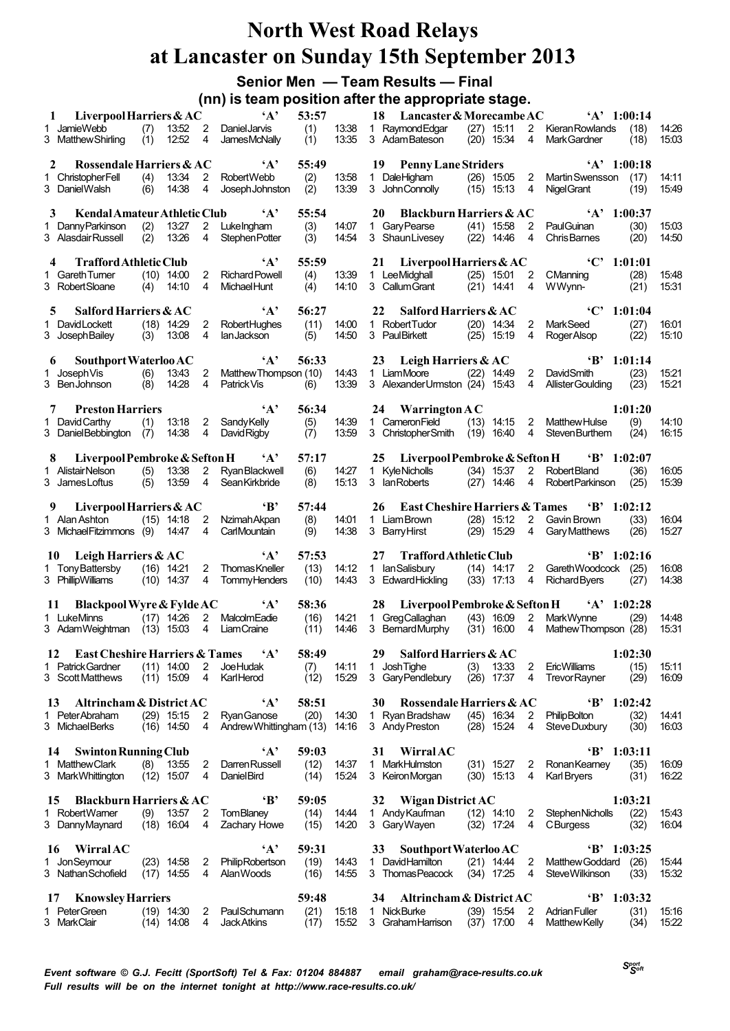# North West Road Relays
# at Lancaster on Sunday 15th September 2013

## Senior Men — Team Results — Final

### (nn) is team position after the appropriate stage.

**1 Liverpool Harriers & AC 'A' 53:57**

| Leg | Runner | Pos | Time | Leg | Runner | Pos | Time |
|---|---|---|---|---|---|---|---|
| 1 | Jamie Webb | (7) | 13:52 | 2 | Daniel Jarvis | (1) | 13:38 |
| 3 | Matthew Shirling | (1) | 12:52 | 4 | James McNally | (1) | 13:35 |

**2 Rossendale Harriers & AC 'A' 55:49**

| Leg | Runner | Pos | Time | Leg | Runner | Pos | Time |
|---|---|---|---|---|---|---|---|
| 1 | Christopher Fell | (4) | 13:34 | 2 | Robert Webb | (2) | 13:58 |
| 3 | Daniel Walsh | (6) | 14:38 | 4 | Joseph Johnston | (2) | 13:39 |

**3 Kendal Amateur Athletic Club 'A' 55:54**

| Leg | Runner | Pos | Time | Leg | Runner | Pos | Time |
|---|---|---|---|---|---|---|---|
| 1 | Danny Parkinson | (2) | 13:27 | 2 | Luke Ingham | (3) | 14:07 |
| 3 | Alasdair Russell | (2) | 13:26 | 4 | Stephen Potter | (3) | 14:54 |

**4 Trafford Athletic Club 'A' 55:59**

| Leg | Runner | Pos | Time | Leg | Runner | Pos | Time |
|---|---|---|---|---|---|---|---|
| 1 | Gareth Turner | (10) | 14:00 | 2 | Richard Powell | (4) | 13:39 |
| 3 | Robert Sloane | (4) | 14:10 | 4 | Michael Hunt | (4) | 14:10 |

**5 Salford Harriers & AC 'A' 56:27**

| Leg | Runner | Pos | Time | Leg | Runner | Pos | Time |
|---|---|---|---|---|---|---|---|
| 1 | David Lockett | (18) | 14:29 | 2 | Robert Hughes | (11) | 14:00 |
| 3 | Joseph Bailey | (3) | 13:08 | 4 | Ian Jackson | (5) | 14:50 |

**6 Southport Waterloo AC 'A' 56:33**

| Leg | Runner | Pos | Time | Leg | Runner | Pos | Time |
|---|---|---|---|---|---|---|---|
| 1 | Joseph Vis | (6) | 13:43 | 2 | Matthew Thompson | (10) | 14:43 |
| 3 | Ben Johnson | (8) | 14:28 | 4 | Patrick Vis | (6) | 13:39 |

**7 Preston Harriers 'A' 56:34**

| Leg | Runner | Pos | Time | Leg | Runner | Pos | Time |
|---|---|---|---|---|---|---|---|
| 1 | David Carthy | (1) | 13:18 | 2 | Sandy Kelly | (5) | 14:39 |
| 3 | Daniel Bebbington | (7) | 14:38 | 4 | David Rigby | (7) | 13:59 |

**8 Liverpool Pembroke & Sefton H 'A' 57:17**

| Leg | Runner | Pos | Time | Leg | Runner | Pos | Time |
|---|---|---|---|---|---|---|---|
| 1 | Alistair Nelson | (5) | 13:38 | 2 | Ryan Blackwell | (6) | 14:27 |
| 3 | James Loftus | (5) | 13:59 | 4 | Sean Kirkbride | (8) | 15:13 |

**9 Liverpool Harriers & AC 'B' 57:44**

| Leg | Runner | Pos | Time | Leg | Runner | Pos | Time |
|---|---|---|---|---|---|---|---|
| 1 | Alan Ashton | (15) | 14:18 | 2 | Nzimah Akpan | (8) | 14:01 |
| 3 | Michael Fitzimmons | (9) | 14:47 | 4 | Carl Mountain | (9) | 14:38 |

**10 Leigh Harriers & AC 'A' 57:53**

| Leg | Runner | Pos | Time | Leg | Runner | Pos | Time |
|---|---|---|---|---|---|---|---|
| 1 | Tony Battersby | (16) | 14:21 | 2 | Thomas Kneller | (13) | 14:12 |
| 3 | Phillip Williams | (10) | 14:37 | 4 | Tommy Henders | (10) | 14:43 |

**11 Blackpool Wyre & Fylde AC 'A' 58:36**

| Leg | Runner | Pos | Time | Leg | Runner | Pos | Time |
|---|---|---|---|---|---|---|---|
| 1 | Luke Minns | (17) | 14:26 | 2 | Malcolm Eadie | (16) | 14:21 |
| 3 | Adam Weightman | (13) | 15:03 | 4 | Liam Craine | (11) | 14:46 |

**12 East Cheshire Harriers & Tames 'A' 58:49**

| Leg | Runner | Pos | Time | Leg | Runner | Pos | Time |
|---|---|---|---|---|---|---|---|
| 1 | Patrick Gardner | (11) | 14:00 | 2 | Joe Hudak | (7) | 14:11 |
| 3 | Scott Matthews | (11) | 15:09 | 4 | Karl Herod | (12) | 15:29 |

**13 Altrincham & District AC 'A' 58:51**

| Leg | Runner | Pos | Time | Leg | Runner | Pos | Time |
|---|---|---|---|---|---|---|---|
| 1 | Peter Abraham | (29) | 15:15 | 2 | Ryan Ganose | (20) | 14:30 |
| 3 | Michael Berks | (16) | 14:50 | 4 | Andrew Whittingham | (13) | 14:16 |

**14 Swinton Running Club 'A' 59:03**

| Leg | Runner | Pos | Time | Leg | Runner | Pos | Time |
|---|---|---|---|---|---|---|---|
| 1 | Matthew Clark | (8) | 13:55 | 2 | Darren Russell | (12) | 14:37 |
| 3 | Mark Whittington | (12) | 15:07 | 4 | Daniel Bird | (14) | 15:24 |

**15 Blackburn Harriers & AC 'B' 59:05**

| Leg | Runner | Pos | Time | Leg | Runner | Pos | Time |
|---|---|---|---|---|---|---|---|
| 1 | Robert Warner | (9) | 13:57 | 2 | Tom Blaney | (14) | 14:44 |
| 3 | Danny Maynard | (18) | 16:04 | 4 | Zachary Howe | (15) | 14:20 |

**16 Wirral AC 'A' 59:31**

| Leg | Runner | Pos | Time | Leg | Runner | Pos | Time |
|---|---|---|---|---|---|---|---|
| 1 | Jon Seymour | (23) | 14:58 | 2 | Philip Robertson | (19) | 14:43 |
| 3 | Nathan Schofield | (17) | 14:55 | 4 | Alan Woods | (16) | 14:55 |

**17 Knowsley Harriers 59:48**

| Leg | Runner | Pos | Time | Leg | Runner | Pos | Time |
|---|---|---|---|---|---|---|---|
| 1 | Peter Green | (19) | 14:30 | 2 | Paul Schumann | (21) | 15:18 |
| 3 | Mark Clair | (14) | 14:08 | 4 | Jack Atkins | (17) | 15:52 |

**18 Lancaster & Morecambe AC 'A' 1:00:14**

| Leg | Runner | Pos | Time | Leg | Runner | Pos | Time |
|---|---|---|---|---|---|---|---|
| 1 | Raymond Edgar | (27) | 15:11 | 2 | Kieran Rowlands | (18) | 14:26 |
| 3 | Adam Bateson | (20) | 15:34 | 4 | Mark Gardner | (18) | 15:03 |

**19 Penny Lane Striders 'A' 1:00:18**

| Leg | Runner | Pos | Time | Leg | Runner | Pos | Time |
|---|---|---|---|---|---|---|---|
| 1 | Dale Higham | (26) | 15:05 | 2 | Martin Swensson | (17) | 14:11 |
| 3 | John Connolly | (15) | 15:13 | 4 | Nigel Grant | (19) | 15:49 |

**20 Blackburn Harriers & AC 'A' 1:00:37**

| Leg | Runner | Pos | Time | Leg | Runner | Pos | Time |
|---|---|---|---|---|---|---|---|
| 1 | Gary Pearse | (41) | 15:58 | 2 | Paul Guinan | (30) | 15:03 |
| 3 | Shaun Livesey | (22) | 14:46 | 4 | Chris Barnes | (20) | 14:50 |

**21 Liverpool Harriers & AC 'C' 1:01:01**

| Leg | Runner | Pos | Time | Leg | Runner | Pos | Time |
|---|---|---|---|---|---|---|---|
| 1 | Lee Midghall | (25) | 15:01 | 2 | C Manning | (28) | 15:48 |
| 3 | Callum Grant | (21) | 14:41 | 4 | W Wynn- | (21) | 15:31 |

**22 Salford Harriers & AC 'C' 1:01:04**

| Leg | Runner | Pos | Time | Leg | Runner | Pos | Time |
|---|---|---|---|---|---|---|---|
| 1 | Robert Tudor | (20) | 14:34 | 2 | Mark Seed | (27) | 16:01 |
| 3 | Paul Birkett | (25) | 15:19 | 4 | Roger Alsop | (22) | 15:10 |

**23 Leigh Harriers & AC 'B' 1:01:14**

| Leg | Runner | Pos | Time | Leg | Runner | Pos | Time |
|---|---|---|---|---|---|---|---|
| 1 | Liam Moore | (22) | 14:49 | 2 | David Smith | (23) | 15:21 |
| 3 | Alexander Urmston | (24) | 15:43 | 4 | Allister Goulding | (23) | 15:21 |

**24 Warrington A C 1:01:20**

| Leg | Runner | Pos | Time | Leg | Runner | Pos | Time |
|---|---|---|---|---|---|---|---|
| 1 | Cameron Field | (13) | 14:15 | 2 | Matthew Hulse | (9) | 14:10 |
| 3 | Christopher Smith | (19) | 16:40 | 4 | Steven Burthem | (24) | 16:15 |

**25 Liverpool Pembroke & Sefton H 'B' 1:02:07**

| Leg | Runner | Pos | Time | Leg | Runner | Pos | Time |
|---|---|---|---|---|---|---|---|
| 1 | Kyle Nicholls | (34) | 15:37 | 2 | Robert Bland | (36) | 16:05 |
| 3 | Ian Roberts | (27) | 14:46 | 4 | Robert Parkinson | (25) | 15:39 |

**26 East Cheshire Harriers & Tames 'B' 1:02:12**

| Leg | Runner | Pos | Time | Leg | Runner | Pos | Time |
|---|---|---|---|---|---|---|---|
| 1 | Liam Brown | (28) | 15:12 | 2 | Gavin Brown | (33) | 16:04 |
| 3 | Barry Hirst | (29) | 15:29 | 4 | Gary Matthews | (26) | 15:27 |

**27 Trafford Athletic Club 'B' 1:02:16**

| Leg | Runner | Pos | Time | Leg | Runner | Pos | Time |
|---|---|---|---|---|---|---|---|
| 1 | Ian Salisbury | (14) | 14:17 | 2 | Gareth Woodcock | (25) | 16:08 |
| 3 | Edward Hickling | (33) | 17:13 | 4 | Richard Byers | (27) | 14:38 |

**28 Liverpool Pembroke & Sefton H 'A' 1:02:28**

| Leg | Runner | Pos | Time | Leg | Runner | Pos | Time |
|---|---|---|---|---|---|---|---|
| 1 | Greg Callaghan | (43) | 16:09 | 2 | Mark Wynne | (29) | 14:48 |
| 3 | Bernard Murphy | (31) | 16:00 | 4 | Mathew Thompson | (28) | 15:31 |

**29 Salford Harriers & AC 1:02:30**

| Leg | Runner | Pos | Time | Leg | Runner | Pos | Time |
|---|---|---|---|---|---|---|---|
| 1 | Josh Tighe | (3) | 13:33 | 2 | Eric Williams | (15) | 15:11 |
| 3 | Gary Pendlebury | (26) | 17:37 | 4 | Trevor Rayner | (29) | 16:09 |

**30 Rossendale Harriers & AC 'B' 1:02:42**

| Leg | Runner | Pos | Time | Leg | Runner | Pos | Time |
|---|---|---|---|---|---|---|---|
| 1 | Ryan Bradshaw | (45) | 16:34 | 2 | Philip Bolton | (32) | 14:41 |
| 3 | Andy Preston | (28) | 15:24 | 4 | Steve Duxbury | (30) | 16:03 |

**31 Wirral AC 'B' 1:03:11**

| Leg | Runner | Pos | Time | Leg | Runner | Pos | Time |
|---|---|---|---|---|---|---|---|
| 1 | Mark Hulmston | (31) | 15:27 | 2 | Ronan Kearney | (35) | 16:09 |
| 3 | Keiron Morgan | (30) | 15:13 | 4 | Karl Bryers | (31) | 16:22 |

**32 Wigan District AC 1:03:21**

| Leg | Runner | Pos | Time | Leg | Runner | Pos | Time |
|---|---|---|---|---|---|---|---|
| 1 | Andy Kaufman | (12) | 14:10 | 2 | Stephen Nicholls | (22) | 15:43 |
| 3 | Gary Wayen | (32) | 17:24 | 4 | C Burgess | (32) | 16:04 |

**33 Southport Waterloo AC 'B' 1:03:25**

| Leg | Runner | Pos | Time | Leg | Runner | Pos | Time |
|---|---|---|---|---|---|---|---|
| 1 | David Hamilton | (21) | 14:44 | 2 | Matthew Goddard | (26) | 15:44 |
| 3 | Thomas Peacock | (34) | 17:25 | 4 | Steve Wilkinson | (33) | 15:32 |

**34 Altrincham & District AC 'B' 1:03:32**

| Leg | Runner | Pos | Time | Leg | Runner | Pos | Time |
|---|---|---|---|---|---|---|---|
| 1 | Nick Burke | (39) | 15:54 | 2 | Adrian Fuller | (31) | 15:16 |
| 3 | Graham Harrison | (37) | 17:00 | 4 | Matthew Kelly | (34) | 15:22 |

*Event software © G.J. Fecitt (SportSoft) Tel & Fax: 01204 884887 email graham@race-results.co.uk*
*Full results will be on the internet tonight at http://www.race-results.co.uk/*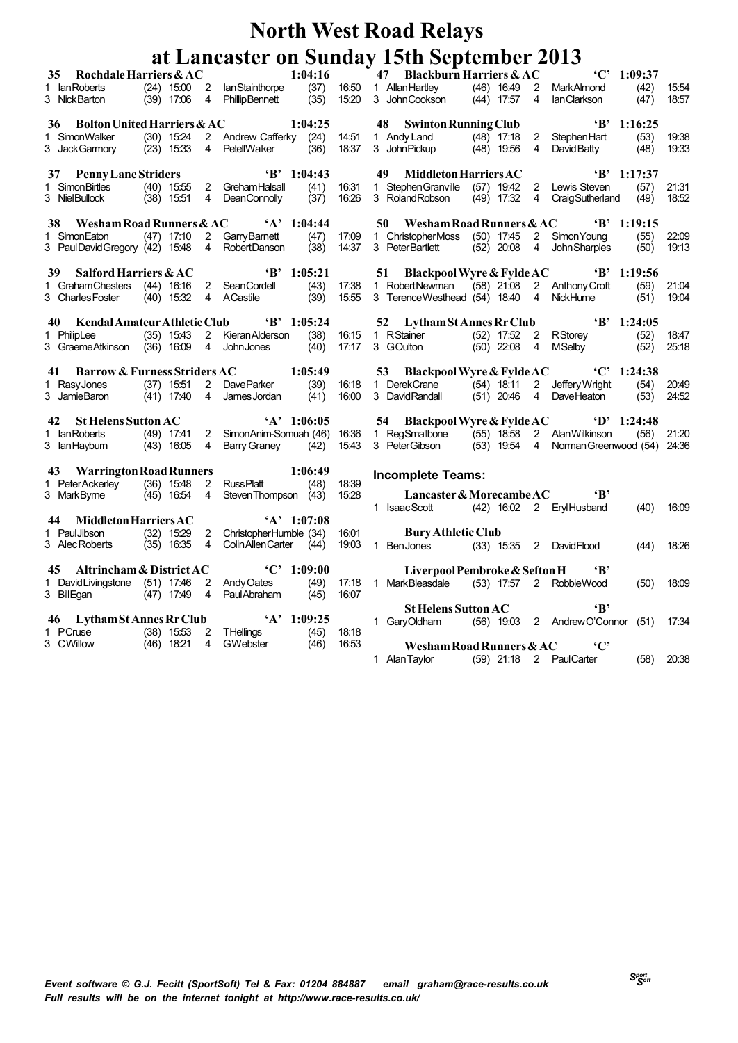# North West Road Relays
## at Lancaster on Sunday 15th September 2013

**35 Rochdale Harriers & AC — 1:04:16**

| Leg | Runner | Pos | Time | Leg | Runner | Pos | Time |
|---|---|---|---|---|---|---|---|
| 1 | Ian Roberts | (24) | 15:00 | 2 | Ian Stainthorpe | (37) | 16:50 |
| 3 | Nick Barton | (39) | 17:06 | 4 | Phillip Bennett | (35) | 15:20 |

**36 Bolton United Harriers & AC — 1:04:25**

| Leg | Runner | Pos | Time | Leg | Runner | Pos | Time |
|---|---|---|---|---|---|---|---|
| 1 | Simon Walker | (30) | 15:24 | 2 | Andrew Cafferky | (24) | 14:51 |
| 3 | Jack Garmory | (23) | 15:33 | 4 | Petell Walker | (36) | 18:37 |

**37 Penny Lane Striders 'B' — 1:04:43**

| Leg | Runner | Pos | Time | Leg | Runner | Pos | Time |
|---|---|---|---|---|---|---|---|
| 1 | Simon Birtles | (40) | 15:55 | 2 | Greham Halsall | (41) | 16:31 |
| 3 | Niel Bullock | (38) | 15:51 | 4 | Dean Connolly | (37) | 16:26 |

**38 Wesham Road Runners & AC 'A' — 1:04:44**

| Leg | Runner | Pos | Time | Leg | Runner | Pos | Time |
|---|---|---|---|---|---|---|---|
| 1 | Simon Eaton | (47) | 17:10 | 2 | Garry Barnett | (47) | 17:09 |
| 3 | Paul David Gregory | (42) | 15:48 | 4 | Robert Danson | (38) | 14:37 |

**39 Salford Harriers & AC 'B' — 1:05:21**

| Leg | Runner | Pos | Time | Leg | Runner | Pos | Time |
|---|---|---|---|---|---|---|---|
| 1 | Graham Chesters | (44) | 16:16 | 2 | Sean Cordell | (43) | 17:38 |
| 3 | Charles Foster | (40) | 15:32 | 4 | A Castile | (39) | 15:55 |

**40 Kendal Amateur Athletic Club 'B' — 1:05:24**

| Leg | Runner | Pos | Time | Leg | Runner | Pos | Time |
|---|---|---|---|---|---|---|---|
| 1 | Philip Lee | (35) | 15:43 | 2 | Kieran Alderson | (38) | 16:15 |
| 3 | Graeme Atkinson | (36) | 16:09 | 4 | John Jones | (40) | 17:17 |

**41 Barrow & Furness Striders AC — 1:05:49**

| Leg | Runner | Pos | Time | Leg | Runner | Pos | Time |
|---|---|---|---|---|---|---|---|
| 1 | Rasy Jones | (37) | 15:51 | 2 | Dave Parker | (39) | 16:18 |
| 3 | Jamie Baron | (41) | 17:40 | 4 | James Jordan | (41) | 16:00 |

**42 St Helens Sutton AC 'A' — 1:06:05**

| Leg | Runner | Pos | Time | Leg | Runner | Pos | Time |
|---|---|---|---|---|---|---|---|
| 1 | Ian Roberts | (49) | 17:41 | 2 | Simon Anim-Somuah | (46) | 16:36 |
| 3 | Ian Hayburn | (43) | 16:05 | 4 | Barry Graney | (42) | 15:43 |

**43 Warrington Road Runners — 1:06:49**

| Leg | Runner | Pos | Time | Leg | Runner | Pos | Time |
|---|---|---|---|---|---|---|---|
| 1 | Peter Ackerley | (36) | 15:48 | 2 | Russ Platt | (48) | 18:39 |
| 3 | Mark Byrne | (45) | 16:54 | 4 | Steven Thompson | (43) | 15:28 |

**44 Middleton Harriers AC 'A' — 1:07:08**

| Leg | Runner | Pos | Time | Leg | Runner | Pos | Time |
|---|---|---|---|---|---|---|---|
| 1 | Paul Jibson | (32) | 15:29 | 2 | Christopher Humble | (34) | 16:01 |
| 3 | Alec Roberts | (35) | 16:35 | 4 | Colin Allen Carter | (44) | 19:03 |

**45 Altrincham & District AC 'C' — 1:09:00**

| Leg | Runner | Pos | Time | Leg | Runner | Pos | Time |
|---|---|---|---|---|---|---|---|
| 1 | David Livingstone | (51) | 17:46 | 2 | Andy Oates | (49) | 17:18 |
| 3 | Bill Egan | (47) | 17:49 | 4 | Paul Abraham | (45) | 16:07 |

**46 Lytham St Annes Rr Club 'A' — 1:09:25**

| Leg | Runner | Pos | Time | Leg | Runner | Pos | Time |
|---|---|---|---|---|---|---|---|
| 1 | P Cruse | (38) | 15:53 | 2 | T Hellings | (45) | 18:18 |
| 3 | C Willow | (46) | 18:21 | 4 | G Webster | (46) | 16:53 |

**47 Blackburn Harriers & AC 'C' — 1:09:37**

| Leg | Runner | Pos | Time | Leg | Runner | Pos | Time |
|---|---|---|---|---|---|---|---|
| 1 | Allan Hartley | (46) | 16:49 | 2 | Mark Almond | (42) | 15:54 |
| 3 | John Cookson | (44) | 17:57 | 4 | Ian Clarkson | (47) | 18:57 |

**48 Swinton Running Club 'B' — 1:16:25**

| Leg | Runner | Pos | Time | Leg | Runner | Pos | Time |
|---|---|---|---|---|---|---|---|
| 1 | Andy Land | (48) | 17:18 | 2 | Stephen Hart | (53) | 19:38 |
| 3 | John Pickup | (48) | 19:56 | 4 | David Batty | (48) | 19:33 |

**49 Middleton Harriers AC 'B' — 1:17:37**

| Leg | Runner | Pos | Time | Leg | Runner | Pos | Time |
|---|---|---|---|---|---|---|---|
| 1 | Stephen Granville | (57) | 19:42 | 2 | Lewis Steven | (57) | 21:31 |
| 3 | Roland Robson | (49) | 17:32 | 4 | Craig Sutherland | (49) | 18:52 |

**50 Wesham Road Runners & AC 'B' — 1:19:15**

| Leg | Runner | Pos | Time | Leg | Runner | Pos | Time |
|---|---|---|---|---|---|---|---|
| 1 | Christopher Moss | (50) | 17:45 | 2 | Simon Young | (55) | 22:09 |
| 3 | Peter Bartlett | (52) | 20:08 | 4 | John Sharples | (50) | 19:13 |

**51 Blackpool Wyre & Fylde AC 'B' — 1:19:56**

| Leg | Runner | Pos | Time | Leg | Runner | Pos | Time |
|---|---|---|---|---|---|---|---|
| 1 | Robert Newman | (58) | 21:08 | 2 | Anthony Croft | (59) | 21:04 |
| 3 | Terence Westhead | (54) | 18:40 | 4 | Nick Hume | (51) | 19:04 |

**52 Lytham St Annes Rr Club 'B' — 1:24:05**

| Leg | Runner | Pos | Time | Leg | Runner | Pos | Time |
|---|---|---|---|---|---|---|---|
| 1 | R Stainer | (52) | 17:52 | 2 | R Storey | (52) | 18:47 |
| 3 | G Oulton | (50) | 22:08 | 4 | M Selby | (52) | 25:18 |

**53 Blackpool Wyre & Fylde AC 'C' — 1:24:38**

| Leg | Runner | Pos | Time | Leg | Runner | Pos | Time |
|---|---|---|---|---|---|---|---|
| 1 | Derek Crane | (54) | 18:11 | 2 | Jeffery Wright | (54) | 20:49 |
| 3 | David Randall | (51) | 20:46 | 4 | Dave Heaton | (53) | 24:52 |

**54 Blackpool Wyre & Fylde AC 'D' — 1:24:48**

| Leg | Runner | Pos | Time | Leg | Runner | Pos | Time |
|---|---|---|---|---|---|---|---|
| 1 | Reg Smallbone | (55) | 18:58 | 2 | Alan Wilkinson | (56) | 21:20 |
| 3 | Peter Gibson | (53) | 19:54 | 4 | Norman Greenwood | (54) | 24:36 |

### Incomplete Teams:

**Lancaster & Morecambe AC 'B'**

| Leg | Runner | Pos | Time | Leg | Runner | Pos | Time |
|---|---|---|---|---|---|---|---|
| 1 | Isaac Scott | (42) | 16:02 | 2 | Eryl Husband | (40) | 16:09 |

**Bury Athletic Club**

| Leg | Runner | Pos | Time | Leg | Runner | Pos | Time |
|---|---|---|---|---|---|---|---|
| 1 | Ben Jones | (33) | 15:35 | 2 | David Flood | (44) | 18:26 |

**Liverpool Pembroke & Sefton H 'B'**

| Leg | Runner | Pos | Time | Leg | Runner | Pos | Time |
|---|---|---|---|---|---|---|---|
| 1 | Mark Bleasdale | (53) | 17:57 | 2 | Robbie Wood | (50) | 18:09 |

**St Helens Sutton AC 'B'**

| Leg | Runner | Pos | Time | Leg | Runner | Pos | Time |
|---|---|---|---|---|---|---|---|
| 1 | Gary Oldham | (56) | 19:03 | 2 | Andrew O'Connor | (51) | 17:34 |

**Wesham Road Runners & AC 'C'**

| Leg | Runner | Pos | Time | Leg | Runner | Pos | Time |
|---|---|---|---|---|---|---|---|
| 1 | Alan Taylor | (59) | 21:18 | 2 | Paul Carter | (58) | 20:38 |

*Event software © G.J. Fecitt (SportSoft) Tel & Fax: 01204 884887 email graham@race-results.co.uk*
*Full results will be on the internet tonight at http://www.race-results.co.uk/*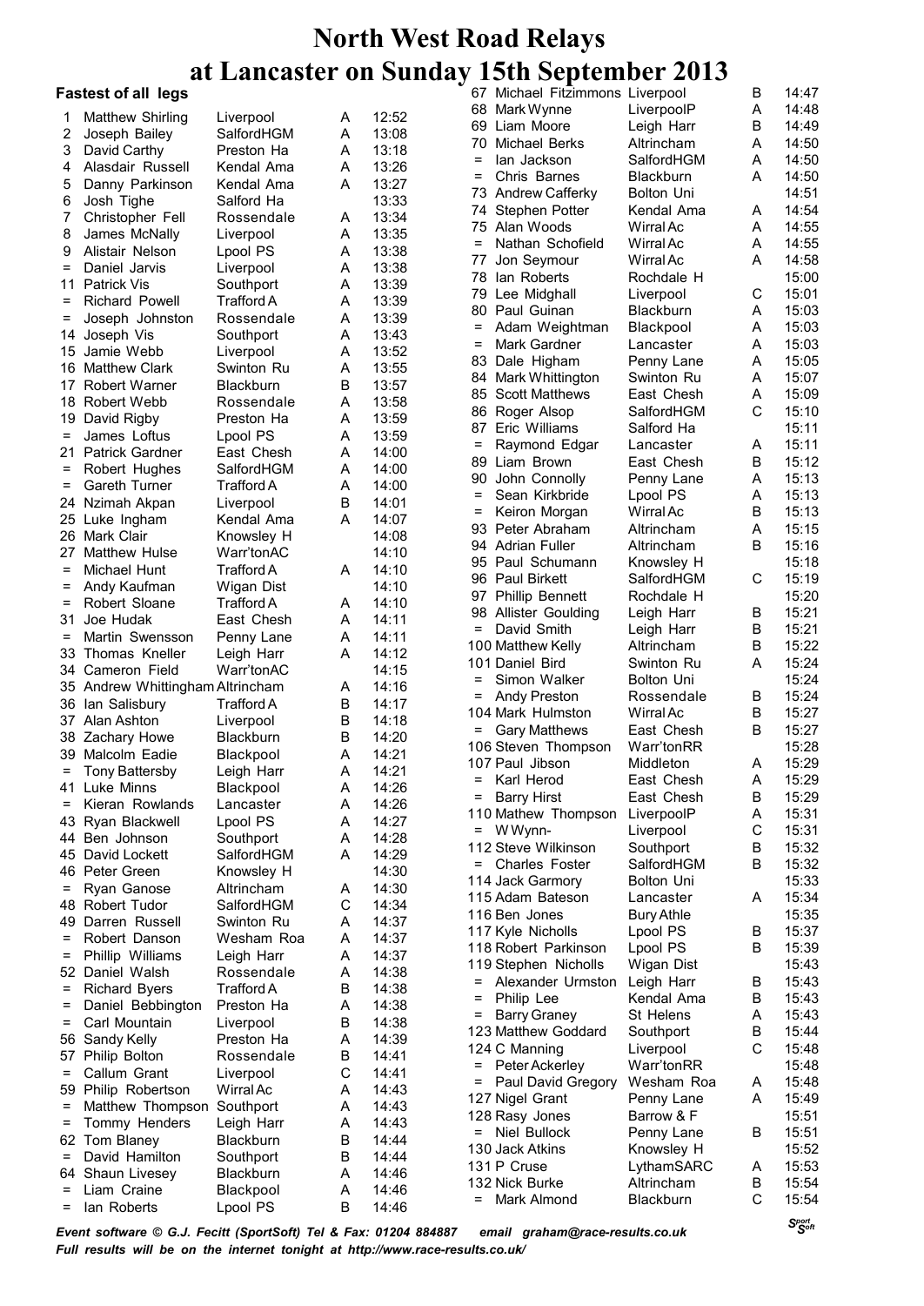# North West Road Relays
# at Lancaster on Sunday 15th September 2013

### Fastest of all legs

| Pos | Name | Club | Team | Time |
|---|---|---|---|---|
| 1 | Matthew Shirling | Liverpool | A | 12:52 |
| 2 | Joseph Bailey | SalfordHGM | A | 13:08 |
| 3 | David Carthy | Preston Ha | A | 13:18 |
| 4 | Alasdair Russell | Kendal Ama | A | 13:26 |
| 5 | Danny Parkinson | Kendal Ama | A | 13:27 |
| 6 | Josh Tighe | Salford Ha | | 13:33 |
| 7 | Christopher Fell | Rossendale | A | 13:34 |
| 8 | James McNally | Liverpool | A | 13:35 |
| 9 | Alistair Nelson | Lpool PS | A | 13:38 |
| = | Daniel Jarvis | Liverpool | A | 13:38 |
| 11 | Patrick Vis | Southport | A | 13:39 |
| = | Richard Powell | Trafford A | A | 13:39 |
| = | Joseph Johnston | Rossendale | A | 13:39 |
| 14 | Joseph Vis | Southport | A | 13:43 |
| 15 | Jamie Webb | Liverpool | A | 13:52 |
| 16 | Matthew Clark | Swinton Ru | A | 13:55 |
| 17 | Robert Warner | Blackburn | B | 13:57 |
| 18 | Robert Webb | Rossendale | A | 13:58 |
| 19 | David Rigby | Preston Ha | A | 13:59 |
| = | James Loftus | Lpool PS | A | 13:59 |
| 21 | Patrick Gardner | East Chesh | A | 14:00 |
| = | Robert Hughes | SalfordHGM | A | 14:00 |
| = | Gareth Turner | Trafford A | A | 14:00 |
| 24 | Nzimah Akpan | Liverpool | B | 14:01 |
| 25 | Luke Ingham | Kendal Ama | A | 14:07 |
| 26 | Mark Clair | Knowsley H | | 14:08 |
| 27 | Matthew Hulse | Warr'tonAC | | 14:10 |
| = | Michael Hunt | Trafford A | A | 14:10 |
| = | Andy Kaufman | Wigan Dist | | 14:10 |
| = | Robert Sloane | Trafford A | A | 14:10 |
| 31 | Joe Hudak | East Chesh | A | 14:11 |
| = | Martin Swensson | Penny Lane | A | 14:11 |
| 33 | Thomas Kneller | Leigh Harr | A | 14:12 |
| 34 | Cameron Field | Warr'tonAC | | 14:15 |
| 35 | Andrew Whittingham | Altrincham | A | 14:16 |
| 36 | Ian Salisbury | Trafford A | B | 14:17 |
| 37 | Alan Ashton | Liverpool | B | 14:18 |
| 38 | Zachary Howe | Blackburn | B | 14:20 |
| 39 | Malcolm Eadie | Blackpool | A | 14:21 |
| = | Tony Battersby | Leigh Harr | A | 14:21 |
| 41 | Luke Minns | Blackpool | A | 14:26 |
| = | Kieran Rowlands | Lancaster | A | 14:26 |
| 43 | Ryan Blackwell | Lpool PS | A | 14:27 |
| 44 | Ben Johnson | Southport | A | 14:28 |
| 45 | David Lockett | SalfordHGM | A | 14:29 |
| 46 | Peter Green | Knowsley H | | 14:30 |
| = | Ryan Ganose | Altrincham | A | 14:30 |
| 48 | Robert Tudor | SalfordHGM | C | 14:34 |
| 49 | Darren Russell | Swinton Ru | A | 14:37 |
| = | Robert Danson | Wesham Roa | A | 14:37 |
| = | Phillip Williams | Leigh Harr | A | 14:37 |
| 52 | Daniel Walsh | Rossendale | A | 14:38 |
| = | Richard Byers | Trafford A | B | 14:38 |
| = | Daniel Bebbington | Preston Ha | A | 14:38 |
| = | Carl Mountain | Liverpool | B | 14:38 |
| 56 | Sandy Kelly | Preston Ha | A | 14:39 |
| 57 | Philip Bolton | Rossendale | B | 14:41 |
| = | Callum Grant | Liverpool | C | 14:41 |
| 59 | Philip Robertson | Wirral Ac | A | 14:43 |
| = | Matthew Thompson | Southport | A | 14:43 |
| = | Tommy Henders | Leigh Harr | A | 14:43 |
| 62 | Tom Blaney | Blackburn | B | 14:44 |
| = | David Hamilton | Southport | B | 14:44 |
| 64 | Shaun Livesey | Blackburn | A | 14:46 |
| = | Liam Craine | Blackpool | A | 14:46 |
| = | Ian Roberts | Lpool PS | B | 14:46 |
| 67 | Michael Fitzimmons | Liverpool | B | 14:47 |
| 68 | Mark Wynne | LiverpoolP | A | 14:48 |
| 69 | Liam Moore | Leigh Harr | B | 14:49 |
| 70 | Michael Berks | Altrincham | A | 14:50 |
| = | Ian Jackson | SalfordHGM | A | 14:50 |
| = | Chris Barnes | Blackburn | A | 14:50 |
| 73 | Andrew Cafferky | Bolton Uni | | 14:51 |
| 74 | Stephen Potter | Kendal Ama | A | 14:54 |
| 75 | Alan Woods | Wirral Ac | A | 14:55 |
| = | Nathan Schofield | Wirral Ac | A | 14:55 |
| 77 | Jon Seymour | Wirral Ac | A | 14:58 |
| 78 | Ian Roberts | Rochdale H | | 15:00 |
| 79 | Lee Midghall | Liverpool | C | 15:01 |
| 80 | Paul Guinan | Blackburn | A | 15:03 |
| = | Adam Weightman | Blackpool | A | 15:03 |
| = | Mark Gardner | Lancaster | A | 15:03 |
| 83 | Dale Higham | Penny Lane | A | 15:05 |
| 84 | Mark Whittington | Swinton Ru | A | 15:07 |
| 85 | Scott Matthews | East Chesh | A | 15:09 |
| 86 | Roger Alsop | SalfordHGM | C | 15:10 |
| 87 | Eric Williams | Salford Ha | | 15:11 |
| = | Raymond Edgar | Lancaster | A | 15:11 |
| 89 | Liam Brown | East Chesh | B | 15:12 |
| 90 | John Connolly | Penny Lane | A | 15:13 |
| = | Sean Kirkbride | Lpool PS | A | 15:13 |
| = | Keiron Morgan | Wirral Ac | B | 15:13 |
| 93 | Peter Abraham | Altrincham | A | 15:15 |
| 94 | Adrian Fuller | Altrincham | B | 15:16 |
| 95 | Paul Schumann | Knowsley H | | 15:18 |
| 96 | Paul Birkett | SalfordHGM | C | 15:19 |
| 97 | Phillip Bennett | Rochdale H | | 15:20 |
| 98 | Allister Goulding | Leigh Harr | B | 15:21 |
| = | David Smith | Leigh Harr | B | 15:21 |
| 100 | Matthew Kelly | Altrincham | B | 15:22 |
| 101 | Daniel Bird | Swinton Ru | A | 15:24 |
| = | Simon Walker | Bolton Uni | | 15:24 |
| = | Andy Preston | Rossendale | B | 15:24 |
| 104 | Mark Hulmston | Wirral Ac | B | 15:27 |
| = | Gary Matthews | East Chesh | B | 15:27 |
| 106 | Steven Thompson | Warr'tonRR | | 15:28 |
| 107 | Paul Jibson | Middleton | A | 15:29 |
| = | Karl Herod | East Chesh | A | 15:29 |
| = | Barry Hirst | East Chesh | B | 15:29 |
| 110 | Mathew Thompson | LiverpoolP | A | 15:31 |
| = | W Wynn- | Liverpool | C | 15:31 |
| 112 | Steve Wilkinson | Southport | B | 15:32 |
| = | Charles Foster | SalfordHGM | B | 15:32 |
| 114 | Jack Garmory | Bolton Uni | | 15:33 |
| 115 | Adam Bateson | Lancaster | A | 15:34 |
| 116 | Ben Jones | Bury Athle | | 15:35 |
| 117 | Kyle Nicholls | Lpool PS | B | 15:37 |
| 118 | Robert Parkinson | Lpool PS | B | 15:39 |
| 119 | Stephen Nicholls | Wigan Dist | | 15:43 |
| = | Alexander Urmston | Leigh Harr | B | 15:43 |
| = | Philip Lee | Kendal Ama | B | 15:43 |
| = | Barry Graney | St Helens | A | 15:43 |
| 123 | Matthew Goddard | Southport | B | 15:44 |
| 124 | C Manning | Liverpool | C | 15:48 |
| = | Peter Ackerley | Warr'tonRR | | 15:48 |
| = | Paul David Gregory | Wesham Roa | A | 15:48 |
| 127 | Nigel Grant | Penny Lane | A | 15:49 |
| 128 | Rasy Jones | Barrow & F | | 15:51 |
| = | Niel Bullock | Penny Lane | B | 15:51 |
| 130 | Jack Atkins | Knowsley H | | 15:52 |
| 131 | P Cruse | LythamSARC | A | 15:53 |
| 132 | Nick Burke | Altrincham | B | 15:54 |
| = | Mark Almond | Blackburn | C | 15:54 |

*Event software © G.J. Fecitt (SportSoft) Tel & Fax: 01204 884887 email graham@race-results.co.uk*
*Full results will be on the internet tonight at http://www.race-results.co.uk/*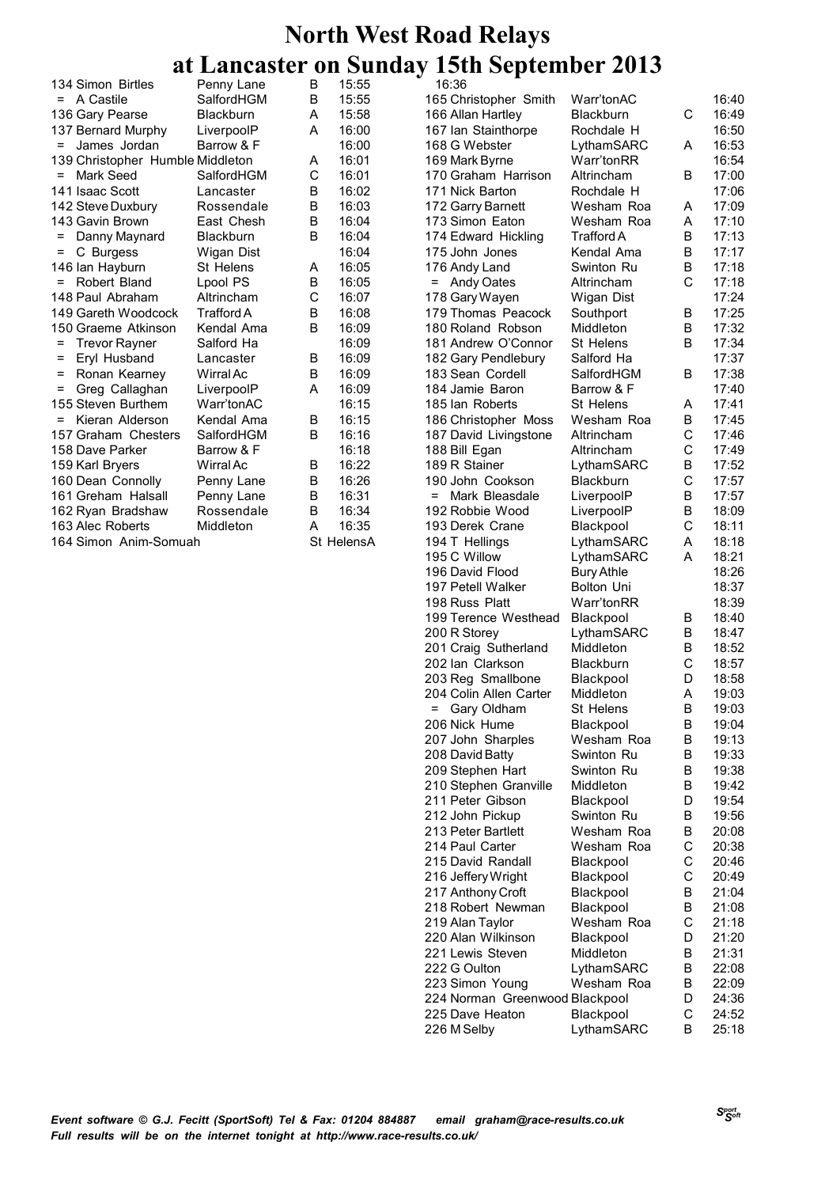# North West Road Relays
# at Lancaster on Sunday 15th September 2013

| | | | | |
|---|---|---|---|---|
| 134 | Simon Birtles | Penny Lane | B | 15:55 |
| = | A Castile | SalfordHGM | B | 15:55 |
| 136 | Gary Pearse | Blackburn | A | 15:58 |
| 137 | Bernard Murphy | LiverpoolP | A | 16:00 |
| = | James Jordan | Barrow & F | | 16:00 |
| 139 | Christopher Humble | Middleton | A | 16:01 |
| = | Mark Seed | SalfordHGM | C | 16:01 |
| 141 | Isaac Scott | Lancaster | B | 16:02 |
| 142 | Steve Duxbury | Rossendale | B | 16:03 |
| 143 | Gavin Brown | East Chesh | B | 16:04 |
| = | Danny Maynard | Blackburn | B | 16:04 |
| = | C Burgess | Wigan Dist | | 16:04 |
| 146 | Ian Hayburn | St Helens | A | 16:05 |
| = | Robert Bland | Lpool PS | B | 16:05 |
| 148 | Paul Abraham | Altrincham | C | 16:07 |
| 149 | Gareth Woodcock | Trafford A | B | 16:08 |
| 150 | Graeme Atkinson | Kendal Ama | B | 16:09 |
| = | Trevor Rayner | Salford Ha | | 16:09 |
| = | Eryl Husband | Lancaster | B | 16:09 |
| = | Ronan Kearney | Wirral Ac | B | 16:09 |
| = | Greg Callaghan | LiverpoolP | A | 16:09 |
| 155 | Steven Burthem | Warr'tonAC | | 16:15 |
| = | Kieran Alderson | Kendal Ama | B | 16:15 |
| 157 | Graham Chesters | SalfordHGM | B | 16:16 |
| 158 | Dave Parker | Barrow & F | | 16:18 |
| 159 | Karl Bryers | Wirral Ac | B | 16:22 |
| 160 | Dean Connolly | Penny Lane | B | 16:26 |
| 161 | Greham Halsall | Penny Lane | B | 16:31 |
| 162 | Ryan Bradshaw | Rossendale | B | 16:34 |
| 163 | Alec Roberts | Middleton | A | 16:35 |
| 164 | Simon Anim-Somuah | St Helens | A | 16:36 |
| 165 | Christopher Smith | Warr'tonAC | | 16:40 |
| 166 | Allan Hartley | Blackburn | C | 16:49 |
| 167 | Ian Stainthorpe | Rochdale H | | 16:50 |
| 168 | G Webster | LythamSARC | A | 16:53 |
| 169 | Mark Byrne | Warr'tonRR | | 16:54 |
| 170 | Graham Harrison | Altrincham | B | 17:00 |
| 171 | Nick Barton | Rochdale H | | 17:06 |
| 172 | Garry Barnett | Wesham Roa | A | 17:09 |
| 173 | Simon Eaton | Wesham Roa | A | 17:10 |
| 174 | Edward Hickling | Trafford A | B | 17:13 |
| 175 | John Jones | Kendal Ama | B | 17:17 |
| 176 | Andy Land | Swinton Ru | B | 17:18 |
| = | Andy Oates | Altrincham | C | 17:18 |
| 178 | Gary Wayen | Wigan Dist | | 17:24 |
| 179 | Thomas Peacock | Southport | B | 17:25 |
| 180 | Roland Robson | Middleton | B | 17:32 |
| 181 | Andrew O'Connor | St Helens | B | 17:34 |
| 182 | Gary Pendlebury | Salford Ha | | 17:37 |
| 183 | Sean Cordell | SalfordHGM | B | 17:38 |
| 184 | Jamie Baron | Barrow & F | | 17:40 |
| 185 | Ian Roberts | St Helens | A | 17:41 |
| 186 | Christopher Moss | Wesham Roa | B | 17:45 |
| 187 | David Livingstone | Altrincham | C | 17:46 |
| 188 | Bill Egan | Altrincham | C | 17:49 |
| 189 | R Stainer | LythamSARC | B | 17:52 |
| 190 | John Cookson | Blackburn | C | 17:57 |
| = | Mark Bleasdale | LiverpoolP | B | 17:57 |
| 192 | Robbie Wood | LiverpoolP | B | 18:09 |
| 193 | Derek Crane | Blackpool | C | 18:11 |
| 194 | T Hellings | LythamSARC | A | 18:18 |
| 195 | C Willow | LythamSARC | A | 18:21 |
| 196 | David Flood | Bury Athle | | 18:26 |
| 197 | Petell Walker | Bolton Uni | | 18:37 |
| 198 | Russ Platt | Warr'tonRR | | 18:39 |
| 199 | Terence Westhead | Blackpool | B | 18:40 |
| 200 | R Storey | LythamSARC | B | 18:47 |
| 201 | Craig Sutherland | Middleton | B | 18:52 |
| 202 | Ian Clarkson | Blackburn | C | 18:57 |
| 203 | Reg Smallbone | Blackpool | D | 18:58 |
| 204 | Colin Allen Carter | Middleton | A | 19:03 |
| = | Gary Oldham | St Helens | B | 19:03 |
| 206 | Nick Hume | Blackpool | B | 19:04 |
| 207 | John Sharples | Wesham Roa | B | 19:13 |
| 208 | David Batty | Swinton Ru | B | 19:33 |
| 209 | Stephen Hart | Swinton Ru | B | 19:38 |
| 210 | Stephen Granville | Middleton | B | 19:42 |
| 211 | Peter Gibson | Blackpool | D | 19:54 |
| 212 | John Pickup | Swinton Ru | B | 19:56 |
| 213 | Peter Bartlett | Wesham Roa | B | 20:08 |
| 214 | Paul Carter | Wesham Roa | C | 20:38 |
| 215 | David Randall | Blackpool | C | 20:46 |
| 216 | Jeffery Wright | Blackpool | C | 20:49 |
| 217 | Anthony Croft | Blackpool | B | 21:04 |
| 218 | Robert Newman | Blackpool | B | 21:08 |
| 219 | Alan Taylor | Wesham Roa | C | 21:18 |
| 220 | Alan Wilkinson | Blackpool | D | 21:20 |
| 221 | Lewis Steven | Middleton | B | 21:31 |
| 222 | G Oulton | LythamSARC | B | 22:08 |
| 223 | Simon Young | Wesham Roa | B | 22:09 |
| 224 | Norman Greenwood | Blackpool | D | 24:36 |
| 225 | Dave Heaton | Blackpool | C | 24:52 |
| 226 | M Selby | LythamSARC | B | 25:18 |

*Event software © G.J. Fecitt (SportSoft) Tel & Fax: 01204 884887 email graham@race-results.co.uk*
*Full results will be on the internet tonight at http://www.race-results.co.uk/*